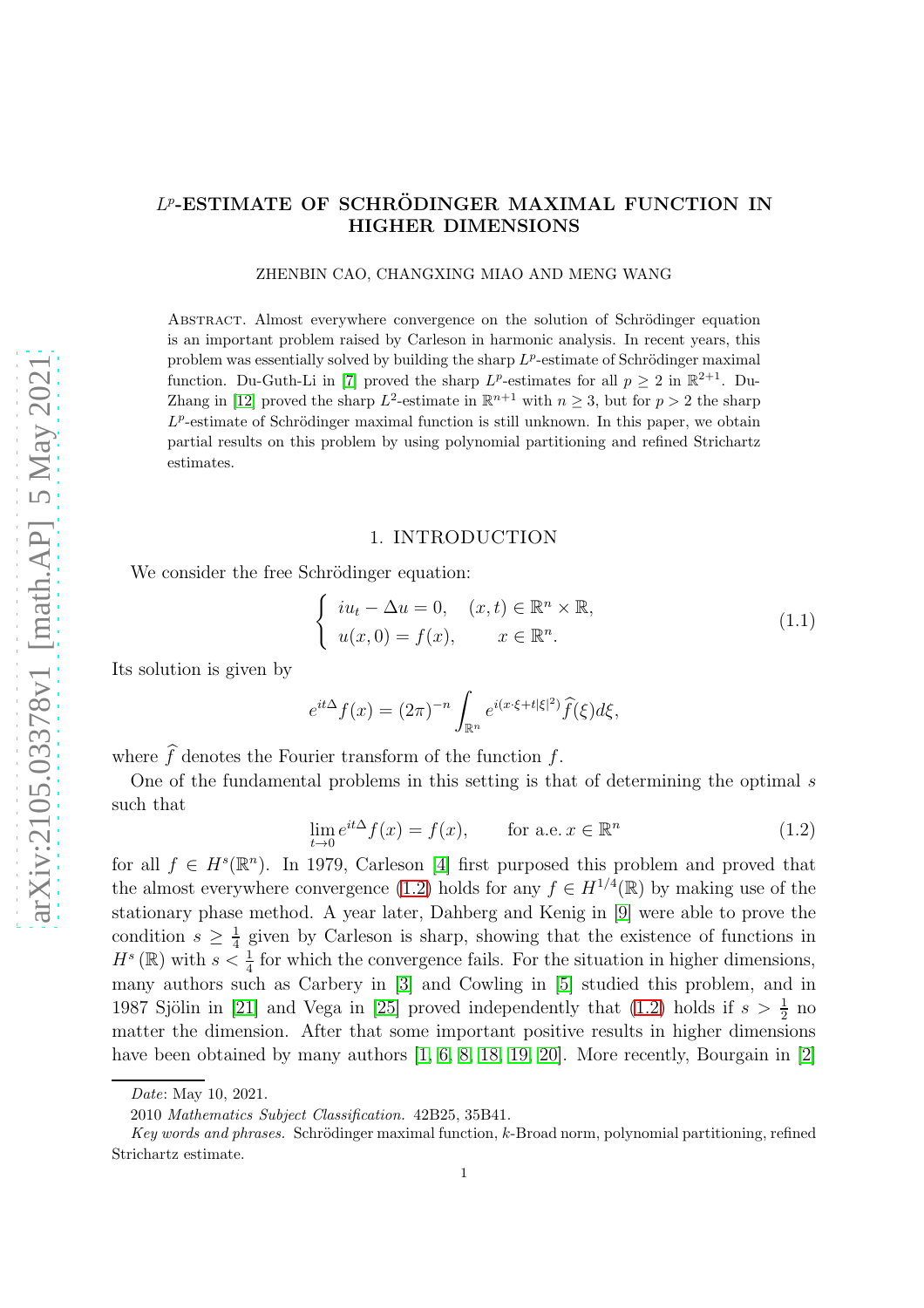# $L^p$-ESTIMATE OF SCHRÖDINGER MAXIMAL FUNCTION IN HIGHER DIMENSIONS

ZHENBIN CAO, CHANGXING MIAO AND MENG WANG

Abstract. Almost everywhere convergence on the solution of Schrödinger equation is an important problem raised by Carleson in harmonic analysis. In recent years, this problem was essentially solved by building the sharp $L^p$-estimate of Schrödinger maximal function. Du-Guth-Li in [7] proved the sharp $L^p$-estimates for all $p \geq 2$ in $\mathbb{R}^{2+1}$. Du-Zhang in [12] proved the sharp $L^2$-estimate in $\mathbb{R}^{n+1}$ with $n \geq 3$, but for $p > 2$ the sharp $L^p$-estimate of Schrödinger maximal function is still unknown. In this paper, we obtain partial results on this problem by using polynomial partitioning and refined Strichartz estimates.

## 1. Introduction

We consider the free Schrödinger equation:

$$\begin{cases} iu_t - \Delta u = 0, & (x,t) \in \mathbb{R}^n \times \mathbb{R}, \\ u(x,0) = f(x), & x \in \mathbb{R}^n. \end{cases} \tag{1.1}$$

Its solution is given by

$$e^{it\Delta} f(x) = (2\pi)^{-n} \int_{\mathbb{R}^n} e^{i(x\cdot\xi + t|\xi|^2)} \widehat{f}(\xi) d\xi,$$

where $\widehat{f}$ denotes the Fourier transform of the function $f$.

One of the fundamental problems in this setting is that of determining the optimal $s$ such that

$$\lim_{t\to 0} e^{it\Delta} f(x) = f(x), \qquad \text{for a.e. } x \in \mathbb{R}^n \tag{1.2}$$

for all $f \in H^s(\mathbb{R}^n)$. In 1979, Carleson [4] first purposed this problem and proved that the almost everywhere convergence (1.2) holds for any $f \in H^{1/4}(\mathbb{R})$ by making use of the stationary phase method. A year later, Dahberg and Kenig in [9] were able to prove the condition $s \geq \frac{1}{4}$ given by Carleson is sharp, showing that the existence of functions in $H^s(\mathbb{R})$ with $s < \frac{1}{4}$ for which the convergence fails. For the situation in higher dimensions, many authors such as Carbery in [3] and Cowling in [5] studied this problem, and in 1987 Sjölin in [21] and Vega in [25] proved independently that (1.2) holds if $s > \frac{1}{2}$ no matter the dimension. After that some important positive results in higher dimensions have been obtained by many authors [1, 6, 8, 18, 19, 20]. More recently, Bourgain in [2]

*Date*: May 10, 2021.

2010 *Mathematics Subject Classification.* 42B25, 35B41.

*Key words and phrases.* Schrödinger maximal function, $k$-Broad norm, polynomial partitioning, refined Strichartz estimate.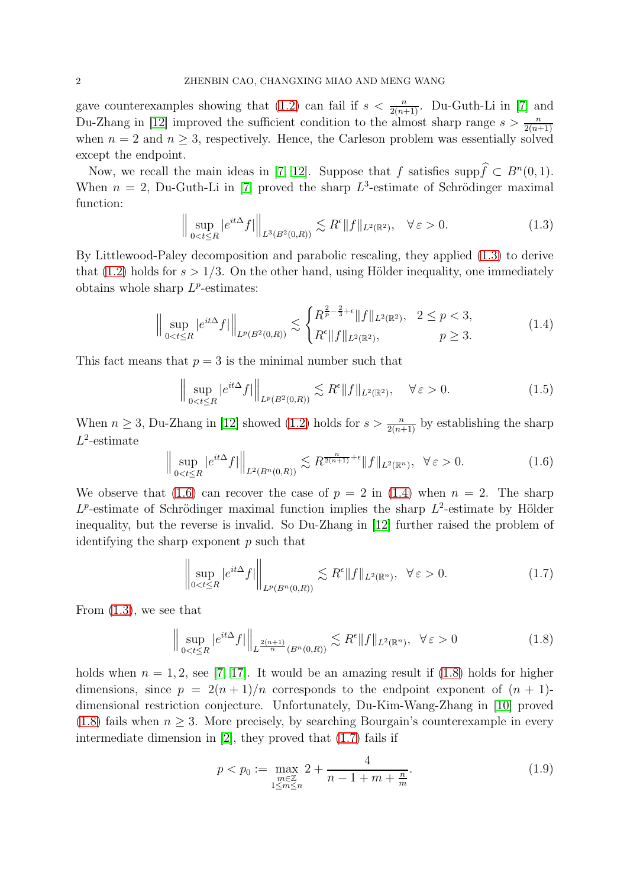gave counterexamples showing that (1.2) can fail if $s < \frac{n}{2(n+1)}$. Du-Guth-Li in [7] and Du-Zhang in [12] improved the sufficient condition to the almost sharp range $s > \frac{n}{2(n+1)}$ when $n = 2$ and $n \geq 3$, respectively. Hence, the Carleson problem was essentially solved except the endpoint.

Now, we recall the main ideas in [7, 12]. Suppose that $f$ satisfies $\mathrm{supp}\widehat{f} \subset B^n(0,1)$. When $n = 2$, Du-Guth-Li in [7] proved the sharp $L^3$-estimate of Schrödinger maximal function:

$$\Big\| \sup_{0<t\leq R} |e^{it\Delta} f| \Big\|_{L^3(B^2(0,R))} \lesssim R^{\epsilon} \|f\|_{L^2(\mathbb{R}^2)}, \quad \forall \varepsilon > 0. \tag{1.3}$$

By Littlewood-Paley decomposition and parabolic rescaling, they applied (1.3) to derive that (1.2) holds for $s > 1/3$. On the other hand, using Hölder inequality, one immediately obtains whole sharp $L^p$-estimates:

$$\Big\| \sup_{0<t\leq R} |e^{it\Delta} f| \Big\|_{L^p(B^2(0,R))} \lesssim \begin{cases} R^{\frac{2}{p}-\frac{2}{3}+\epsilon} \|f\|_{L^2(\mathbb{R}^2)}, & 2 \leq p < 3, \\ R^{\epsilon} \|f\|_{L^2(\mathbb{R}^2)}, & p \geq 3. \end{cases} \tag{1.4}$$

This fact means that $p = 3$ is the minimal number such that

$$\Big\| \sup_{0<t\leq R} |e^{it\Delta} f| \Big\|_{L^p(B^2(0,R))} \lesssim R^{\epsilon} \|f\|_{L^2(\mathbb{R}^2)}, \quad \forall \varepsilon > 0. \tag{1.5}$$

When $n \geq 3$, Du-Zhang in [12] showed (1.2) holds for $s > \frac{n}{2(n+1)}$ by establishing the sharp $L^2$-estimate

$$\Big\| \sup_{0<t\leq R} |e^{it\Delta} f| \Big\|_{L^2(B^n(0,R))} \lesssim R^{\frac{n}{2(n+1)}+\epsilon} \|f\|_{L^2(\mathbb{R}^n)}, \quad \forall \varepsilon > 0. \tag{1.6}$$

We observe that (1.6) can recover the case of $p = 2$ in (1.4) when $n = 2$. The sharp $L^p$-estimate of Schrödinger maximal function implies the sharp $L^2$-estimate by Hölder inequality, but the reverse is invalid. So Du-Zhang in [12] further raised the problem of identifying the sharp exponent $p$ such that

$$\Big\| \sup_{0<t\leq R} |e^{it\Delta} f| \Big\|_{L^p(B^n(0,R))} \lesssim R^{\epsilon} \|f\|_{L^2(\mathbb{R}^n)}, \quad \forall \varepsilon > 0. \tag{1.7}$$

From (1.3), we see that

$$\Big\| \sup_{0<t\leq R} |e^{it\Delta} f| \Big\|_{L^{\frac{2(n+1)}{n}}(B^n(0,R))} \lesssim R^{\epsilon} \|f\|_{L^2(\mathbb{R}^n)}, \quad \forall \varepsilon > 0 \tag{1.8}$$

holds when $n = 1, 2$, see [7, 17]. It would be an amazing result if (1.8) holds for higher dimensions, since $p = 2(n+1)/n$ corresponds to the endpoint exponent of $(n+1)$-dimensional restriction conjecture. Unfortunately, Du-Kim-Wang-Zhang in [10] proved (1.8) fails when $n \geq 3$. More precisely, by searching Bourgain's counterexample in every intermediate dimension in [2], they proved that (1.7) fails if

$$p < p_0 := \max_{\substack{m \in \mathbb{Z} \\ 1 \leq m \leq n}} 2 + \frac{4}{n - 1 + m + \frac{n}{m}}. \tag{1.9}$$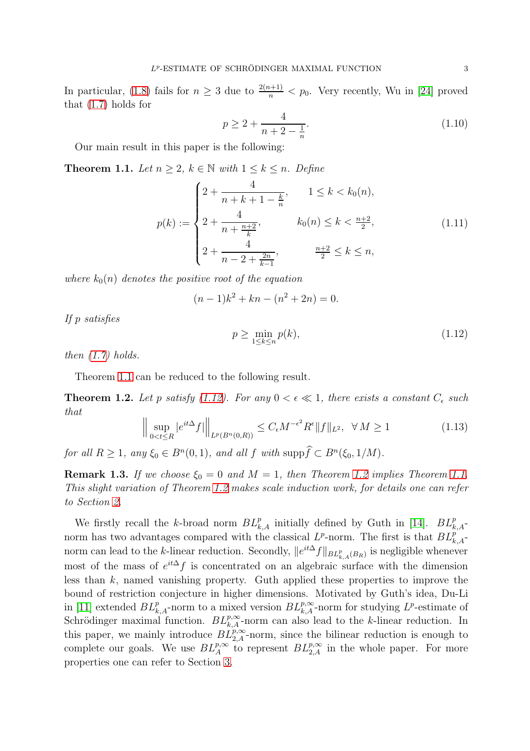In particular, (1.8) fails for $n \geq 3$ due to $\frac{2(n+1)}{n} < p_0$. Very recently, Wu in [24] proved that (1.7) holds for

$$p \geq 2 + \frac{4}{n+2-\frac{1}{n}}. \tag{1.10}$$

Our main result in this paper is the following:

**Theorem 1.1.** *Let $n \geq 2$, $k \in \mathbb{N}$ with $1 \leq k \leq n$. Define*

$$p(k) := \begin{cases} 2 + \dfrac{4}{n+k+1-\frac{k}{n}}, & 1 \leq k < k_0(n), \\ 2 + \dfrac{4}{n+\frac{n+2}{k}}, & k_0(n) \leq k < \frac{n+2}{2}, \\ 2 + \dfrac{4}{n-2+\frac{2n}{k-1}}, & \frac{n+2}{2} \leq k \leq n, \end{cases} \tag{1.11}$$

*where $k_0(n)$ denotes the positive root of the equation*

$$(n-1)k^2 + kn - (n^2+2n) = 0.$$

*If $p$ satisfies*

$$p \geq \min_{1 \leq k \leq n} p(k), \tag{1.12}$$

*then (1.7) holds.*

Theorem 1.1 can be reduced to the following result.

**Theorem 1.2.** *Let $p$ satisfy (1.12). For any $0 < \epsilon \ll 1$, there exists a constant $C_\epsilon$ such that*

$$\Big\| \sup_{0<t\leq R} |e^{it\Delta} f| \Big\|_{L^p(B^n(0,R))} \leq C_\epsilon M^{-\epsilon^2} R^\epsilon \|f\|_{L^2}, \ \ \forall\, M \geq 1 \tag{1.13}$$

*for all $R \geq 1$, any $\xi_0 \in B^n(0,1)$, and all $f$ with $\operatorname{supp} \widehat{f} \subset B^n(\xi_0, 1/M)$.*

**Remark 1.3.** *If we choose $\xi_0 = 0$ and $M = 1$, then Theorem 1.2 implies Theorem 1.1. This slight variation of Theorem 1.2 makes scale induction work, for details one can refer to Section 2.*

We firstly recall the $k$-broad norm $BL^p_{k,A}$ initially defined by Guth in [14]. $BL^p_{k,A}$-norm has two advantages compared with the classical $L^p$-norm. The first is that $BL^p_{k,A}$-norm can lead to the $k$-linear reduction. Secondly, $\|e^{it\Delta} f\|_{BL^p_{k,A}(B_R)}$ is negligible whenever most of the mass of $e^{it\Delta} f$ is concentrated on an algebraic surface with the dimension less than $k$, named vanishing property. Guth applied these properties to improve the bound of restriction conjecture in higher dimensions. Motivated by Guth's idea, Du-Li in [11] extended $BL^p_{k,A}$-norm to a mixed version $BL^{p,\infty}_{k,A}$-norm for studying $L^p$-estimate of Schrödinger maximal function. $BL^{p,\infty}_{k,A}$-norm can also lead to the $k$-linear reduction. In this paper, we mainly introduce $BL^{p,\infty}_{2,A}$-norm, since the bilinear reduction is enough to complete our goals. We use $BL^{p,\infty}_{A}$ to represent $BL^{p,\infty}_{2,A}$ in the whole paper. For more properties one can refer to Section 3.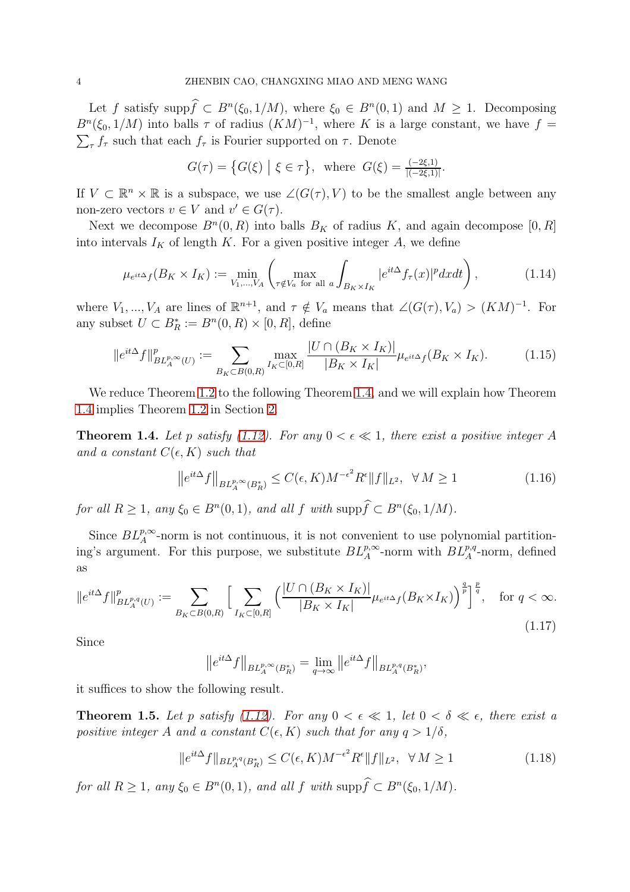Let $f$ satisfy $\operatorname{supp}\widehat{f} \subset B^n(\xi_0, 1/M)$, where $\xi_0 \in B^n(0,1)$ and $M \geq 1$. Decomposing $B^n(\xi_0, 1/M)$ into balls $\tau$ of radius $(KM)^{-1}$, where $K$ is a large constant, we have $f = \sum_\tau f_\tau$ such that each $f_\tau$ is Fourier supported on $\tau$. Denote

$$G(\tau) = \left\{ G(\xi) \;\middle|\; \xi \in \tau \right\}, \quad \text{where } G(\xi) = \tfrac{(-2\xi,1)}{|(-2\xi,1)|}.$$

If $V \subset \mathbb{R}^n \times \mathbb{R}$ is a subspace, we use $\angle(G(\tau), V)$ to be the smallest angle between any non-zero vectors $v \in V$ and $v' \in G(\tau)$.

Next we decompose $B^n(0,R)$ into balls $B_K$ of radius $K$, and again decompose $[0,R]$ into intervals $I_K$ of length $K$. For a given positive integer $A$, we define

$$\mu_{e^{it\Delta}f}(B_K \times I_K) := \min_{V_1,\ldots,V_A} \left( \max_{\tau \notin V_a \text{ for all } a} \int_{B_K \times I_K} |e^{it\Delta} f_\tau(x)|^p dx dt \right), \tag{1.14}$$

where $V_1, \ldots, V_A$ are lines of $\mathbb{R}^{n+1}$, and $\tau \notin V_a$ means that $\angle(G(\tau), V_a) > (KM)^{-1}$. For any subset $U \subset B_R^* := B^n(0,R) \times [0,R]$, define

$$\|e^{it\Delta} f\|^p_{BL_A^{p,\infty}(U)} := \sum_{B_K \subset B(0,R)} \max_{I_K \subset [0,R]} \frac{|U \cap (B_K \times I_K)|}{|B_K \times I_K|} \mu_{e^{it\Delta}f}(B_K \times I_K). \tag{1.15}$$

We reduce Theorem 1.2 to the following Theorem 1.4, and we will explain how Theorem 1.4 implies Theorem 1.2 in Section 2.

**Theorem 1.4.** *Let $p$ satisfy (1.12). For any $0 < \epsilon \ll 1$, there exist a positive integer $A$ and a constant $C(\epsilon, K)$ such that*

$$\left\| e^{it\Delta} f \right\|_{BL_A^{p,\infty}(B_R^*)} \leq C(\epsilon, K) M^{-\epsilon^2} R^\epsilon \|f\|_{L^2}, \quad \forall\, M \geq 1 \tag{1.16}$$

*for all $R \geq 1$, any $\xi_0 \in B^n(0,1)$, and all $f$ with $\operatorname{supp}\widehat{f} \subset B^n(\xi_0, 1/M)$.*

Since $BL_A^{p,\infty}$-norm is not continuous, it is not convenient to use polynomial partitioning's argument. For this purpose, we substitute $BL_A^{p,\infty}$-norm with $BL_A^{p,q}$-norm, defined as

$$\|e^{it\Delta} f\|^p_{BL_A^{p,q}(U)} := \sum_{B_K \subset B(0,R)} \Big[ \sum_{I_K \subset [0,R]} \Big( \frac{|U \cap (B_K \times I_K)|}{|B_K \times I_K|} \mu_{e^{it\Delta}f}(B_K \times I_K) \Big)^{\frac{q}{p}} \Big]^{\frac{p}{q}}, \quad \text{for } q < \infty. \tag{1.17}$$

Since

$$\left\| e^{it\Delta} f \right\|_{BL_A^{p,\infty}(B_R^*)} = \lim_{q \to \infty} \left\| e^{it\Delta} f \right\|_{BL_A^{p,q}(B_R^*)},$$

it suffices to show the following result.

**Theorem 1.5.** *Let $p$ satisfy (1.12). For any $0 < \epsilon \ll 1$, let $0 < \delta \ll \epsilon$, there exist a positive integer $A$ and a constant $C(\epsilon, K)$ such that for any $q > 1/\delta$,*

$$\|e^{it\Delta} f\|_{BL_A^{p,q}(B_R^*)} \leq C(\epsilon, K) M^{-\epsilon^2} R^\epsilon \|f\|_{L^2}, \quad \forall\, M \geq 1 \tag{1.18}$$

*for all $R \geq 1$, any $\xi_0 \in B^n(0,1)$, and all $f$ with $\operatorname{supp}\widehat{f} \subset B^n(\xi_0, 1/M)$.*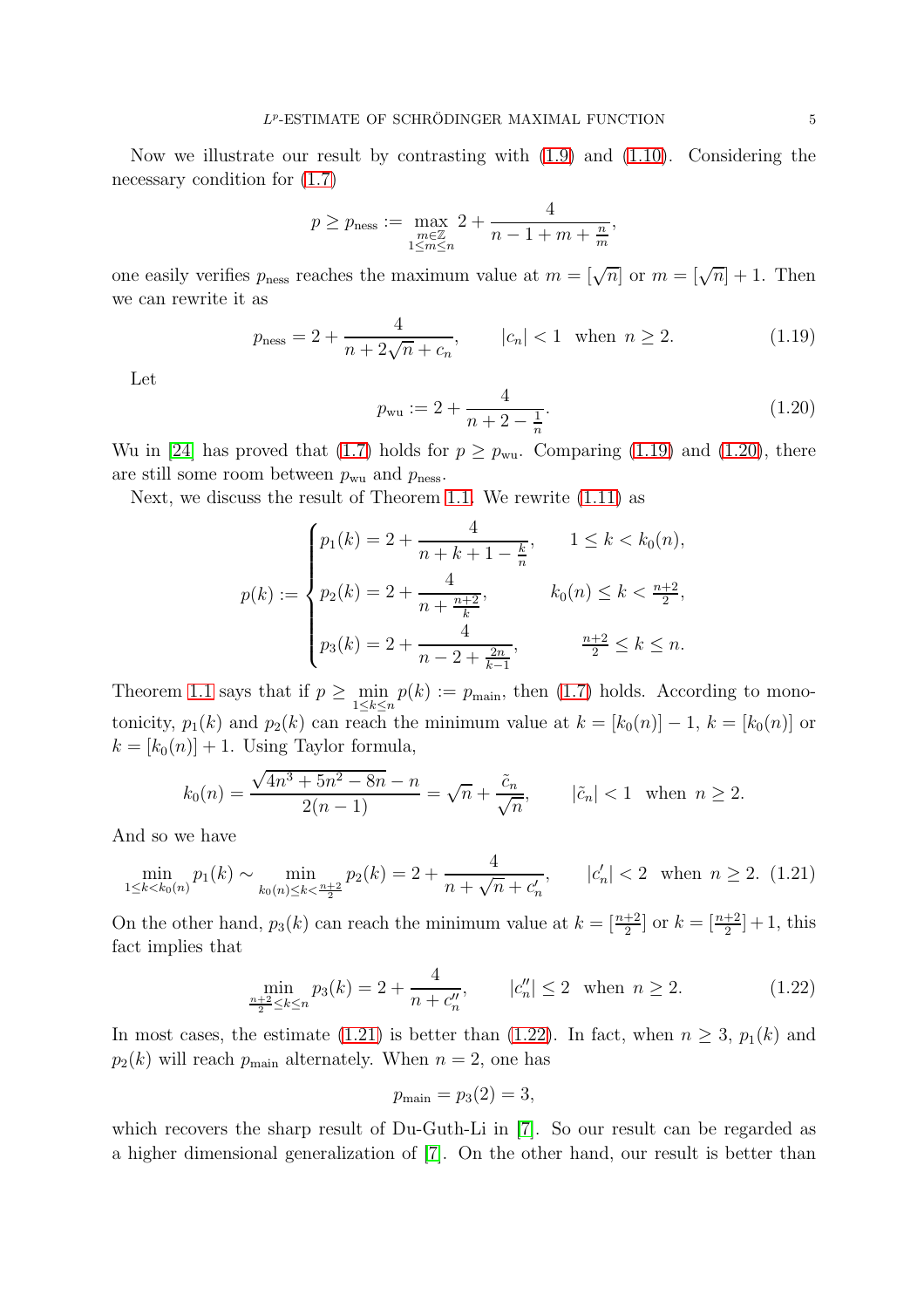Now we illustrate our result by contrasting with (1.9) and (1.10). Considering the necessary condition for (1.7)

$$p \geq p_{\text{ness}} := \max_{\substack{m \in \mathbb{Z} \\ 1 \leq m \leq n}} 2 + \frac{4}{n - 1 + m + \frac{n}{m}},$$

one easily verifies $p_{\text{ness}}$ reaches the maximum value at $m = [\sqrt{n}]$ or $m = [\sqrt{n}] + 1$. Then we can rewrite it as

$$p_{\text{ness}} = 2 + \frac{4}{n + 2\sqrt{n} + c_n}, \qquad |c_n| < 1 \text{ when } n \geq 2. \tag{1.19}$$

Let

$$p_{\text{wu}} := 2 + \frac{4}{n + 2 - \frac{1}{n}}. \tag{1.20}$$

Wu in [24] has proved that (1.7) holds for $p \geq p_{\text{wu}}$. Comparing (1.19) and (1.20), there are still some room between $p_{\text{wu}}$ and $p_{\text{ness}}$.

Next, we discuss the result of Theorem 1.1. We rewrite (1.11) as

$$p(k) := \begin{cases} p_1(k) = 2 + \dfrac{4}{n + k + 1 - \frac{k}{n}}, & 1 \leq k < k_0(n), \\ p_2(k) = 2 + \dfrac{4}{n + \frac{n+2}{k}}, & k_0(n) \leq k < \frac{n+2}{2}, \\ p_3(k) = 2 + \dfrac{4}{n - 2 + \frac{2n}{k-1}}, & \frac{n+2}{2} \leq k \leq n. \end{cases}$$

Theorem 1.1 says that if $p \geq \min_{1 \leq k \leq n} p(k) := p_{\text{main}}$, then (1.7) holds. According to monotonicity, $p_1(k)$ and $p_2(k)$ can reach the minimum value at $k = [k_0(n)] - 1$, $k = [k_0(n)]$ or $k = [k_0(n)] + 1$. Using Taylor formula,

$$k_0(n) = \frac{\sqrt{4n^3 + 5n^2 - 8n} - n}{2(n-1)} = \sqrt{n} + \frac{\tilde{c}_n}{\sqrt{n}}, \qquad |\tilde{c}_n| < 1 \text{ when } n \geq 2.$$

And so we have

$$\min_{1 \leq k < k_0(n)} p_1(k) \sim \min_{k_0(n) \leq k < \frac{n+2}{2}} p_2(k) = 2 + \frac{4}{n + \sqrt{n} + c'_n}, \qquad |c'_n| < 2 \text{ when } n \geq 2. \tag{1.21}$$

On the other hand, $p_3(k)$ can reach the minimum value at $k = [\frac{n+2}{2}]$ or $k = [\frac{n+2}{2}] + 1$, this fact implies that

$$\min_{\frac{n+2}{2} \leq k \leq n} p_3(k) = 2 + \frac{4}{n + c''_n}, \qquad |c''_n| \leq 2 \text{ when } n \geq 2. \tag{1.22}$$

In most cases, the estimate (1.21) is better than (1.22). In fact, when $n \geq 3$, $p_1(k)$ and $p_2(k)$ will reach $p_{\text{main}}$ alternately. When $n = 2$, one has

$$p_{\text{main}} = p_3(2) = 3,$$

which recovers the sharp result of Du-Guth-Li in [7]. So our result can be regarded as a higher dimensional generalization of [7]. On the other hand, our result is better than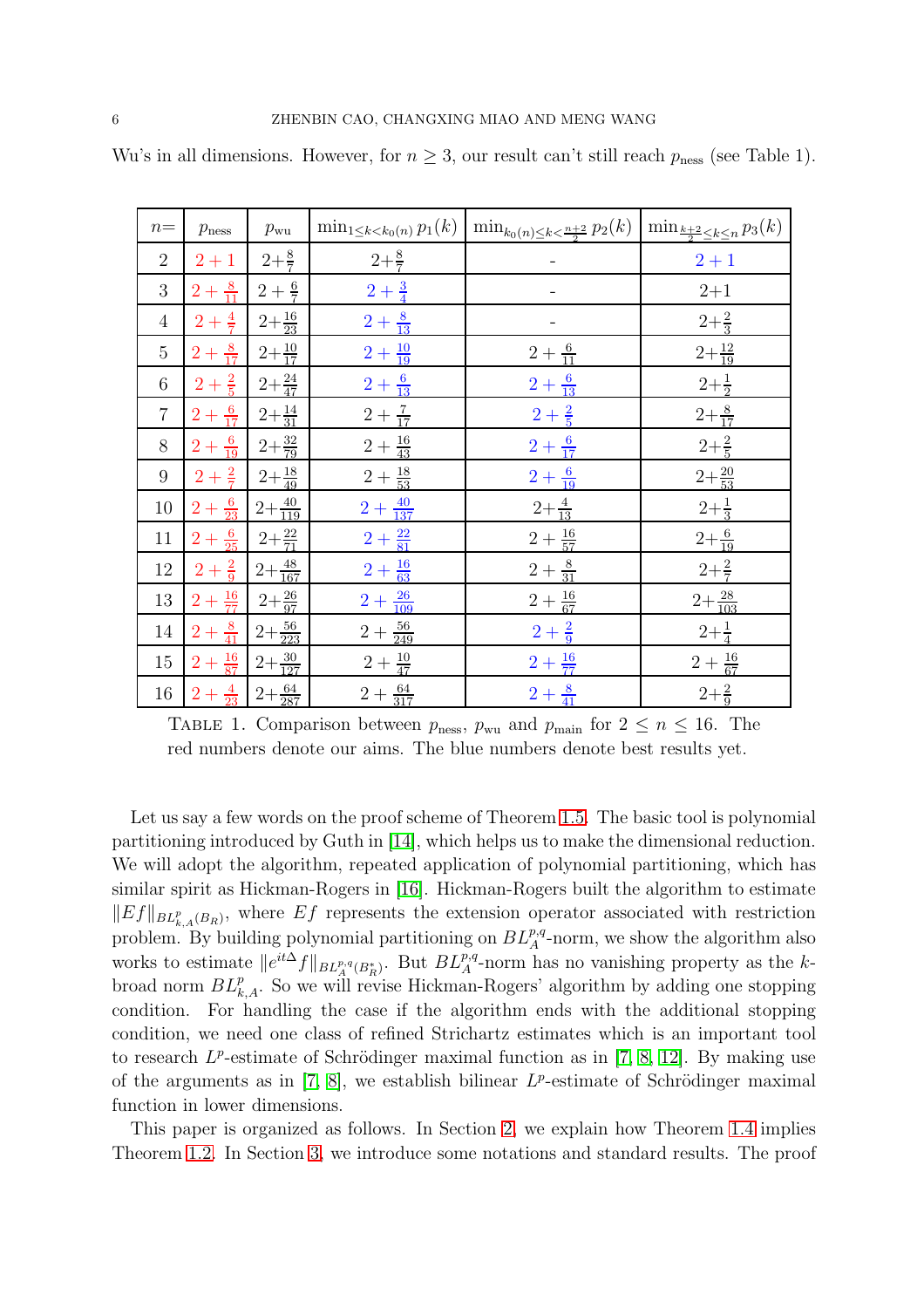Wu's in all dimensions. However, for $n \geq 3$, our result can't still reach $p_{\text{ness}}$ (see Table 1).

| $n=$ | $p_{\text{ness}}$ | $p_{\text{wu}}$ | $\min_{1\leq k<k_0(n)} p_1(k)$ | $\min_{k_0(n)\leq k<\frac{n+2}{2}} p_2(k)$ | $\min_{\frac{k+2}{2}\leq k\leq n} p_3(k)$ |
|---|---|---|---|---|---|
| 2 | $2+1$ | $2+\frac{8}{7}$ | $2+\frac{8}{7}$ | - | $2+1$ |
| 3 | $2+\frac{8}{11}$ | $2+\frac{6}{7}$ | $2+\frac{3}{4}$ | - | $2+1$ |
| 4 | $2+\frac{4}{7}$ | $2+\frac{16}{23}$ | $2+\frac{8}{13}$ | - | $2+\frac{2}{3}$ |
| 5 | $2+\frac{8}{17}$ | $2+\frac{10}{17}$ | $2+\frac{10}{19}$ | $2+\frac{6}{11}$ | $2+\frac{12}{19}$ |
| 6 | $2+\frac{2}{5}$ | $2+\frac{24}{47}$ | $2+\frac{6}{13}$ | $2+\frac{6}{13}$ | $2+\frac{1}{2}$ |
| 7 | $2+\frac{6}{17}$ | $2+\frac{14}{31}$ | $2+\frac{7}{17}$ | $2+\frac{2}{5}$ | $2+\frac{8}{17}$ |
| 8 | $2+\frac{6}{19}$ | $2+\frac{32}{79}$ | $2+\frac{16}{43}$ | $2+\frac{6}{17}$ | $2+\frac{2}{5}$ |
| 9 | $2+\frac{2}{7}$ | $2+\frac{18}{49}$ | $2+\frac{18}{53}$ | $2+\frac{6}{19}$ | $2+\frac{20}{53}$ |
| 10 | $2+\frac{6}{23}$ | $2+\frac{40}{119}$ | $2+\frac{40}{137}$ | $2+\frac{4}{13}$ | $2+\frac{1}{3}$ |
| 11 | $2+\frac{6}{25}$ | $2+\frac{22}{71}$ | $2+\frac{22}{81}$ | $2+\frac{16}{57}$ | $2+\frac{6}{19}$ |
| 12 | $2+\frac{2}{9}$ | $2+\frac{48}{167}$ | $2+\frac{16}{63}$ | $2+\frac{8}{31}$ | $2+\frac{2}{7}$ |
| 13 | $2+\frac{16}{77}$ | $2+\frac{26}{97}$ | $2+\frac{26}{109}$ | $2+\frac{16}{67}$ | $2+\frac{28}{103}$ |
| 14 | $2+\frac{8}{41}$ | $2+\frac{56}{223}$ | $2+\frac{56}{249}$ | $2+\frac{2}{9}$ | $2+\frac{1}{4}$ |
| 15 | $2+\frac{16}{87}$ | $2+\frac{30}{127}$ | $2+\frac{10}{47}$ | $2+\frac{16}{77}$ | $2+\frac{16}{67}$ |
| 16 | $2+\frac{4}{23}$ | $2+\frac{64}{287}$ | $2+\frac{64}{317}$ | $2+\frac{8}{41}$ | $2+\frac{2}{9}$ |

TABLE 1. Comparison between $p_{\text{ness}}$, $p_{\text{wu}}$ and $p_{\text{main}}$ for $2 \leq n \leq 16$. The red numbers denote our aims. The blue numbers denote best results yet.

Let us say a few words on the proof scheme of Theorem 1.5. The basic tool is polynomial partitioning introduced by Guth in [14], which helps us to make the dimensional reduction. We will adopt the algorithm, repeated application of polynomial partitioning, which has similar spirit as Hickman-Rogers in [16]. Hickman-Rogers built the algorithm to estimate $\|Ef\|_{BL^p_{k,A}(B_R)}$, where $Ef$ represents the extension operator associated with restriction problem. By building polynomial partitioning on $BL^{p,q}_A$-norm, we show the algorithm also works to estimate $\|e^{it\Delta}f\|_{BL^{p,q}_A(B^*_R)}$. But $BL^{p,q}_A$-norm has no vanishing property as the $k$-broad norm $BL^p_{k,A}$. So we will revise Hickman-Rogers' algorithm by adding one stopping condition. For handling the case if the algorithm ends with the additional stopping condition, we need one class of refined Strichartz estimates which is an important tool to research $L^p$-estimate of Schrödinger maximal function as in [7, 8, 12]. By making use of the arguments as in [7, 8], we establish bilinear $L^p$-estimate of Schrödinger maximal function in lower dimensions.

This paper is organized as follows. In Section 2, we explain how Theorem 1.4 implies Theorem 1.2. In Section 3, we introduce some notations and standard results. The proof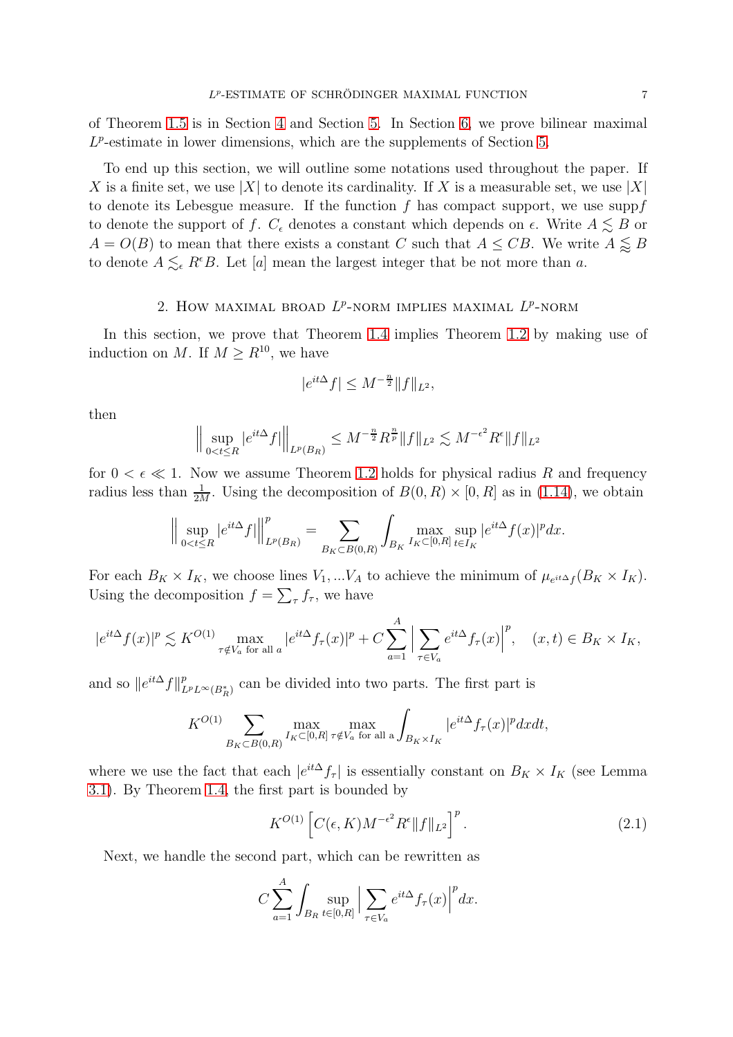of Theorem 1.5 is in Section 4 and Section 5. In Section 6, we prove bilinear maximal $L^p$-estimate in lower dimensions, which are the supplements of Section 5.

To end up this section, we will outline some notations used throughout the paper. If $X$ is a finite set, we use $|X|$ to denote its cardinality. If $X$ is a measurable set, we use $|X|$ to denote its Lebesgue measure. If the function $f$ has compact support, we use supp$f$ to denote the support of $f$. $C_\epsilon$ denotes a constant which depends on $\epsilon$. Write $A \lesssim B$ or $A = O(B)$ to mean that there exists a constant $C$ such that $A \leq CB$. We write $A \lessapprox B$ to denote $A \lesssim_\epsilon R^\epsilon B$. Let $[a]$ mean the largest integer that be not more than $a$.

## 2. How maximal broad $L^p$-norm implies maximal $L^p$-norm

In this section, we prove that Theorem 1.4 implies Theorem 1.2 by making use of induction on $M$. If $M \geq R^{10}$, we have

$$|e^{it\Delta}f| \leq M^{-\frac{n}{2}}\|f\|_{L^2},$$

then

$$\Big\|\sup_{0<t\leq R}|e^{it\Delta}f|\Big\|_{L^p(B_R)} \leq M^{-\frac{n}{2}}R^{\frac{n}{p}}\|f\|_{L^2} \lesssim M^{-\epsilon^2}R^{\epsilon}\|f\|_{L^2}$$

for $0 < \epsilon \ll 1$. Now we assume Theorem 1.2 holds for physical radius $R$ and frequency radius less than $\frac{1}{2M}$. Using the decomposition of $B(0,R)\times[0,R]$ as in (1.14), we obtain

$$\Big\|\sup_{0<t\leq R}|e^{it\Delta}f|\Big\|^p_{L^p(B_R)} = \sum_{B_K\subset B(0,R)}\int_{B_K}\max_{I_K\subset[0,R]}\sup_{t\in I_K}|e^{it\Delta}f(x)|^p dx.$$

For each $B_K\times I_K$, we choose lines $V_1,...V_A$ to achieve the minimum of $\mu_{e^{it\Delta}f}(B_K\times I_K)$. Using the decomposition $f=\sum_\tau f_\tau$, we have

$$|e^{it\Delta}f(x)|^p \lesssim K^{O(1)}\max_{\tau\notin V_a \text{ for all } a}|e^{it\Delta}f_\tau(x)|^p + C\sum_{a=1}^{A}\Big|\sum_{\tau\in V_a}e^{it\Delta}f_\tau(x)\Big|^p, \quad (x,t)\in B_K\times I_K,$$

and so $\|e^{it\Delta}f\|^p_{L^pL^\infty(B_R^*)}$ can be divided into two parts. The first part is

$$K^{O(1)}\sum_{B_K\subset B(0,R)}\max_{I_K\subset[0,R]}\max_{\tau\notin V_a \text{ for all a}}\int_{B_K\times I_K}|e^{it\Delta}f_\tau(x)|^p dxdt,$$

where we use the fact that each $|e^{it\Delta}f_\tau|$ is essentially constant on $B_K\times I_K$ (see Lemma 3.1). By Theorem 1.4, the first part is bounded by

$$K^{O(1)}\left[C(\epsilon,K)M^{-\epsilon^2}R^{\epsilon}\|f\|_{L^2}\right]^p. \tag{2.1}$$

Next, we handle the second part, which can be rewritten as

$$C\sum_{a=1}^{A}\int_{B_R}\sup_{t\in[0,R]}\Big|\sum_{\tau\in V_a}e^{it\Delta}f_\tau(x)\Big|^p dx.$$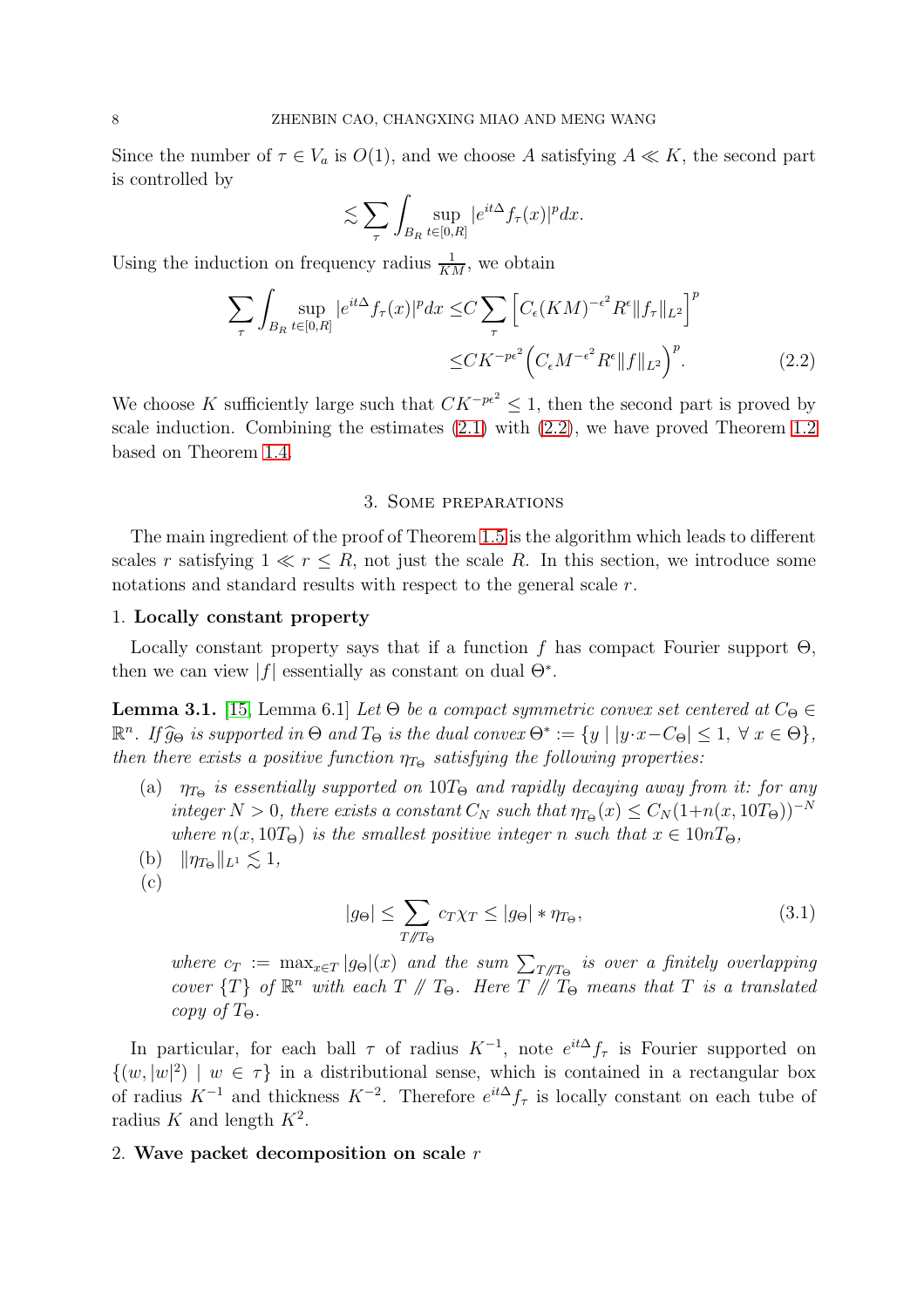Since the number of $\tau \in V_a$ is $O(1)$, and we choose $A$ satisfying $A \ll K$, the second part is controlled by

$$\lesssim \sum_\tau \int_{B_R} \sup_{t\in[0,R]} |e^{it\Delta} f_\tau(x)|^p dx.$$

Using the induction on frequency radius $\frac{1}{KM}$, we obtain

$$\begin{aligned}\sum_\tau \int_{B_R} \sup_{t\in[0,R]} |e^{it\Delta} f_\tau(x)|^p dx \leq & C \sum_\tau \Big[ C_\epsilon (KM)^{-\epsilon^2} R^\epsilon \|f_\tau\|_{L^2} \Big]^p \\ \leq & CK^{-p\epsilon^2} \Big( C_\epsilon M^{-\epsilon^2} R^\epsilon \|f\|_{L^2} \Big)^p. \end{aligned} \tag{2.2}$$

We choose $K$ sufficiently large such that $CK^{-p\epsilon^2} \leq 1$, then the second part is proved by scale induction. Combining the estimates (2.1) with (2.2), we have proved Theorem 1.2 based on Theorem 1.4.

## 3. Some preparations

The main ingredient of the proof of Theorem 1.5 is the algorithm which leads to different scales $r$ satisfying $1 \ll r \leq R$, not just the scale $R$. In this section, we introduce some notations and standard results with respect to the general scale $r$.

1. **Locally constant property**

Locally constant property says that if a function $f$ has compact Fourier support $\Theta$, then we can view $|f|$ essentially as constant on dual $\Theta^*$.

**Lemma 3.1.** [15, Lemma 6.1] *Let $\Theta$ be a compact symmetric convex set centered at $C_\Theta \in \mathbb{R}^n$. If $\widehat{g}_\Theta$ is supported in $\Theta$ and $T_\Theta$ is the dual convex $\Theta^* := \{y \mid |y\cdot x - C_\Theta| \leq 1,\ \forall\, x \in \Theta\}$, then there exists a positive function $\eta_{T_\Theta}$ satisfying the following properties:*

(a) *$\eta_{T_\Theta}$ is essentially supported on $10T_\Theta$ and rapidly decaying away from it: for any integer $N > 0$, there exists a constant $C_N$ such that $\eta_{T_\Theta}(x) \leq C_N(1+n(x, 10T_\Theta))^{-N}$ where $n(x, 10T_\Theta)$ is the smallest positive integer $n$ such that $x \in 10nT_\Theta$,*

(b) *$\|\eta_{T_\Theta}\|_{L^1} \lesssim 1$,*

(c)
$$|g_\Theta| \leq \sum_{T /\!/ T_\Theta} c_T \chi_T \leq |g_\Theta| * \eta_{T_\Theta}, \tag{3.1}$$
*where $c_T := \max_{x\in T} |g_\Theta|(x)$ and the sum $\sum_{T/\!/T_\Theta}$ is over a finitely overlapping cover $\{T\}$ of $\mathbb{R}^n$ with each $T /\!/ T_\Theta$. Here $T /\!/ T_\Theta$ means that $T$ is a translated copy of $T_\Theta$.*

In particular, for each ball $\tau$ of radius $K^{-1}$, note $e^{it\Delta} f_\tau$ is Fourier supported on $\{(w, |w|^2) \mid w \in \tau\}$ in a distributional sense, which is contained in a rectangular box of radius $K^{-1}$ and thickness $K^{-2}$. Therefore $e^{it\Delta} f_\tau$ is locally constant on each tube of radius $K$ and length $K^2$.

2. **Wave packet decomposition on scale $r$**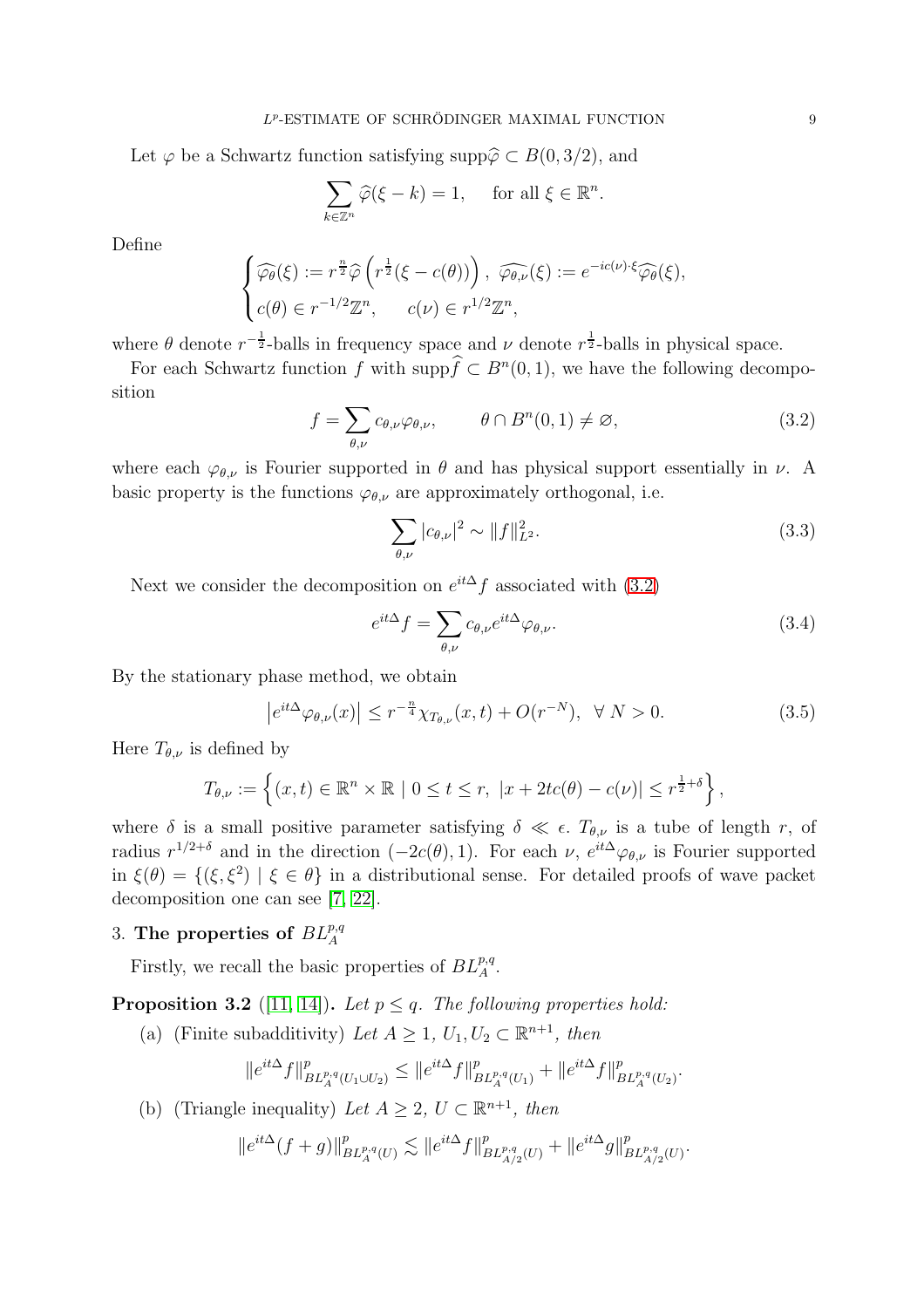Let $\varphi$ be a Schwartz function satisfying $\text{supp}\widehat{\varphi} \subset B(0, 3/2)$, and

$$\sum_{k \in \mathbb{Z}^n} \widehat{\varphi}(\xi - k) = 1, \quad \text{for all } \xi \in \mathbb{R}^n.$$

Define

$$\begin{cases} \widehat{\varphi_\theta}(\xi) := r^{\frac{n}{2}} \widehat{\varphi}\left(r^{\frac{1}{2}}(\xi - c(\theta))\right), \ \widehat{\varphi_{\theta,\nu}}(\xi) := e^{-ic(\nu)\cdot\xi} \widehat{\varphi_\theta}(\xi), \\ c(\theta) \in r^{-1/2}\mathbb{Z}^n, \quad c(\nu) \in r^{1/2}\mathbb{Z}^n, \end{cases}$$

where $\theta$ denote $r^{-\frac{1}{2}}$-balls in frequency space and $\nu$ denote $r^{\frac{1}{2}}$-balls in physical space.

For each Schwartz function $f$ with $\text{supp}\widehat{f} \subset B^n(0, 1)$, we have the following decomposition

$$f = \sum_{\theta,\nu} c_{\theta,\nu} \varphi_{\theta,\nu}, \qquad \theta \cap B^n(0, 1) \neq \varnothing, \tag{3.2}$$

where each $\varphi_{\theta,\nu}$ is Fourier supported in $\theta$ and has physical support essentially in $\nu$. A basic property is the functions $\varphi_{\theta,\nu}$ are approximately orthogonal, i.e.

$$\sum_{\theta,\nu} |c_{\theta,\nu}|^2 \sim \|f\|_{L^2}^2. \tag{3.3}$$

Next we consider the decomposition on $e^{it\Delta} f$ associated with (3.2)

$$e^{it\Delta} f = \sum_{\theta,\nu} c_{\theta,\nu} e^{it\Delta} \varphi_{\theta,\nu}. \tag{3.4}$$

By the stationary phase method, we obtain

$$\left|e^{it\Delta} \varphi_{\theta,\nu}(x)\right| \leq r^{-\frac{n}{4}} \chi_{T_{\theta,\nu}}(x, t) + O(r^{-N}), \ \ \forall \ N > 0. \tag{3.5}$$

Here $T_{\theta,\nu}$ is defined by

$$T_{\theta,\nu} := \left\{(x, t) \in \mathbb{R}^n \times \mathbb{R} \mid 0 \leq t \leq r, \ |x + 2tc(\theta) - c(\nu)| \leq r^{\frac{1}{2}+\delta}\right\},$$

where $\delta$ is a small positive parameter satisfying $\delta \ll \epsilon$. $T_{\theta,\nu}$ is a tube of length $r$, of radius $r^{1/2+\delta}$ and in the direction $(-2c(\theta), 1)$. For each $\nu$, $e^{it\Delta}\varphi_{\theta,\nu}$ is Fourier supported in $\xi(\theta) = \{(\xi, \xi^2) \mid \xi \in \theta\}$ in a distributional sense. For detailed proofs of wave packet decomposition one can see [7, 22].

## 3. The properties of $BL_A^{p,q}$

Firstly, we recall the basic properties of $BL_A^{p,q}$.

**Proposition 3.2** ([11, 14]). *Let $p \leq q$. The following properties hold:*

(a) (Finite subadditivity) *Let $A \geq 1$, $U_1, U_2 \subset \mathbb{R}^{n+1}$, then*

$$\|e^{it\Delta} f\|_{BL_A^{p,q}(U_1 \cup U_2)}^p \leq \|e^{it\Delta} f\|_{BL_A^{p,q}(U_1)}^p + \|e^{it\Delta} f\|_{BL_A^{p,q}(U_2)}^p.$$

(b) (Triangle inequality) *Let $A \geq 2$, $U \subset \mathbb{R}^{n+1}$, then*

$$\|e^{it\Delta}(f + g)\|_{BL_A^{p,q}(U)}^p \lesssim \|e^{it\Delta} f\|_{BL_{A/2}^{p,q}(U)}^p + \|e^{it\Delta} g\|_{BL_{A/2}^{p,q}(U)}^p.$$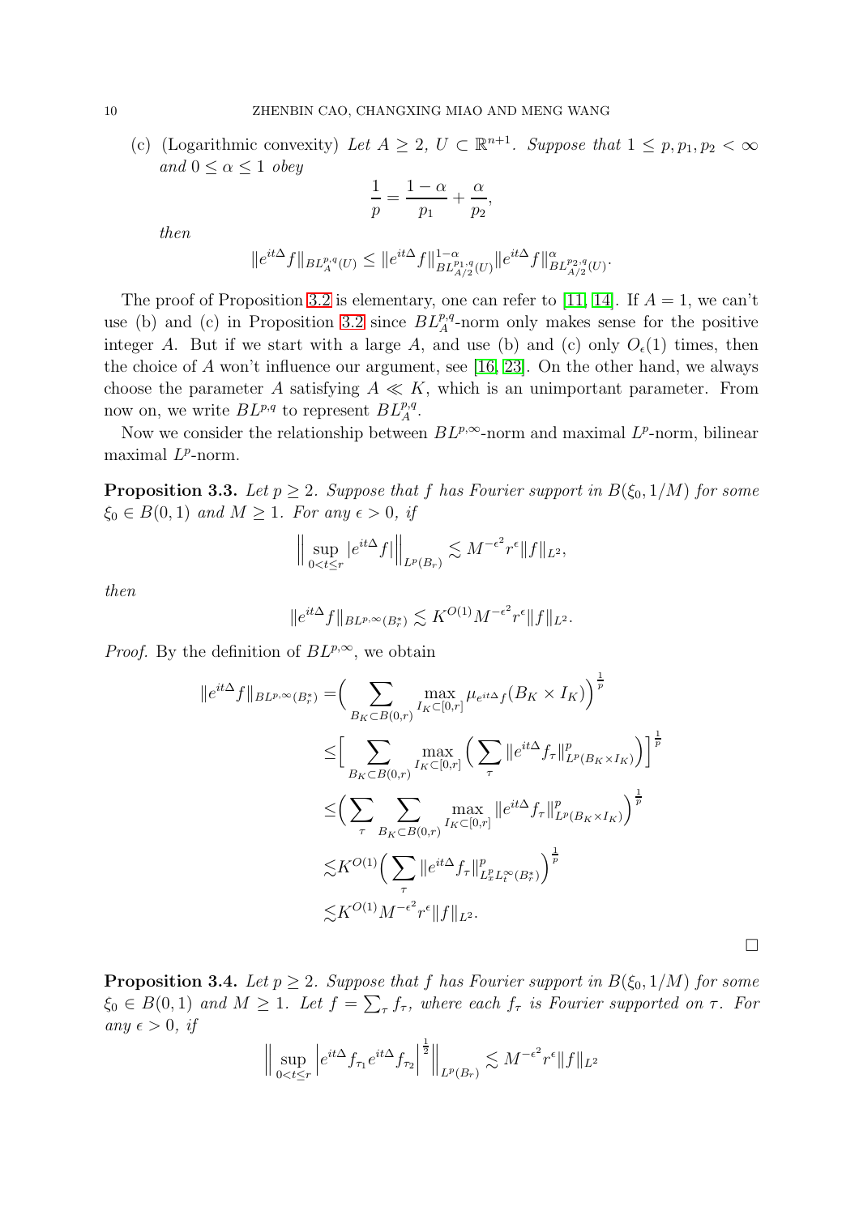(c) (Logarithmic convexity) *Let $A \geq 2$, $U \subset \mathbb{R}^{n+1}$. Suppose that $1 \leq p, p_1, p_2 < \infty$ and $0 \leq \alpha \leq 1$ obey*

$$\frac{1}{p} = \frac{1-\alpha}{p_1} + \frac{\alpha}{p_2},$$

*then*

$$\|e^{it\Delta} f\|_{BL_A^{p,q}(U)} \leq \|e^{it\Delta} f\|_{BL_{A/2}^{p_1,q}(U)}^{1-\alpha} \|e^{it\Delta} f\|_{BL_{A/2}^{p_2,q}(U)}^{\alpha}.$$

The proof of Proposition 3.2 is elementary, one can refer to [11, 14]. If $A = 1$, we can't use (b) and (c) in Proposition 3.2 since $BL_A^{p,q}$-norm only makes sense for the positive integer $A$. But if we start with a large $A$, and use (b) and (c) only $O_\epsilon(1)$ times, then the choice of $A$ won't influence our argument, see [16, 23]. On the other hand, we always choose the parameter $A$ satisfying $A \ll K$, which is an unimportant parameter. From now on, we write $BL^{p,q}$ to represent $BL_A^{p,q}$.

Now we consider the relationship between $BL^{p,\infty}$-norm and maximal $L^p$-norm, bilinear maximal $L^p$-norm.

**Proposition 3.3.** *Let $p \geq 2$. Suppose that $f$ has Fourier support in $B(\xi_0, 1/M)$ for some $\xi_0 \in B(0,1)$ and $M \geq 1$. For any $\epsilon > 0$, if*

$$\Big\| \sup_{0<t\leq r} |e^{it\Delta} f| \Big\|_{L^p(B_r)} \lesssim M^{-\epsilon^2} r^\epsilon \|f\|_{L^2},$$

*then*

$$\|e^{it\Delta} f\|_{BL^{p,\infty}(B_r^*)} \lesssim K^{O(1)} M^{-\epsilon^2} r^\epsilon \|f\|_{L^2}.$$

*Proof.* By the definition of $BL^{p,\infty}$, we obtain

$$\begin{aligned}
\|e^{it\Delta} f\|_{BL^{p,\infty}(B_r^*)} =& \Big( \sum_{B_K \subset B(0,r)} \max_{I_K \subset [0,r]} \mu_{e^{it\Delta} f}(B_K \times I_K) \Big)^{\frac{1}{p}} \\
\leq& \Big[ \sum_{B_K \subset B(0,r)} \max_{I_K \subset [0,r]} \Big( \sum_\tau \|e^{it\Delta} f_\tau\|_{L^p(B_K \times I_K)}^p \Big) \Big]^{\frac{1}{p}} \\
\leq& \Big( \sum_\tau \sum_{B_K \subset B(0,r)} \max_{I_K \subset [0,r]} \|e^{it\Delta} f_\tau\|_{L^p(B_K \times I_K)}^p \Big)^{\frac{1}{p}} \\
\lesssim& K^{O(1)} \Big( \sum_\tau \|e^{it\Delta} f_\tau\|_{L_x^p L_t^\infty(B_r^*)}^p \Big)^{\frac{1}{p}} \\
\lesssim& K^{O(1)} M^{-\epsilon^2} r^\epsilon \|f\|_{L^2}.
\end{aligned}$$

$\square$

**Proposition 3.4.** *Let $p \geq 2$. Suppose that $f$ has Fourier support in $B(\xi_0, 1/M)$ for some $\xi_0 \in B(0,1)$ and $M \geq 1$. Let $f = \sum_\tau f_\tau$, where each $f_\tau$ is Fourier supported on $\tau$. For any $\epsilon > 0$, if*

$$\Big\| \sup_{0<t\leq r} \Big| e^{it\Delta} f_{\tau_1} e^{it\Delta} f_{\tau_2} \Big|^{\frac{1}{2}} \Big\|_{L^p(B_r)} \lesssim M^{-\epsilon^2} r^\epsilon \|f\|_{L^2}$$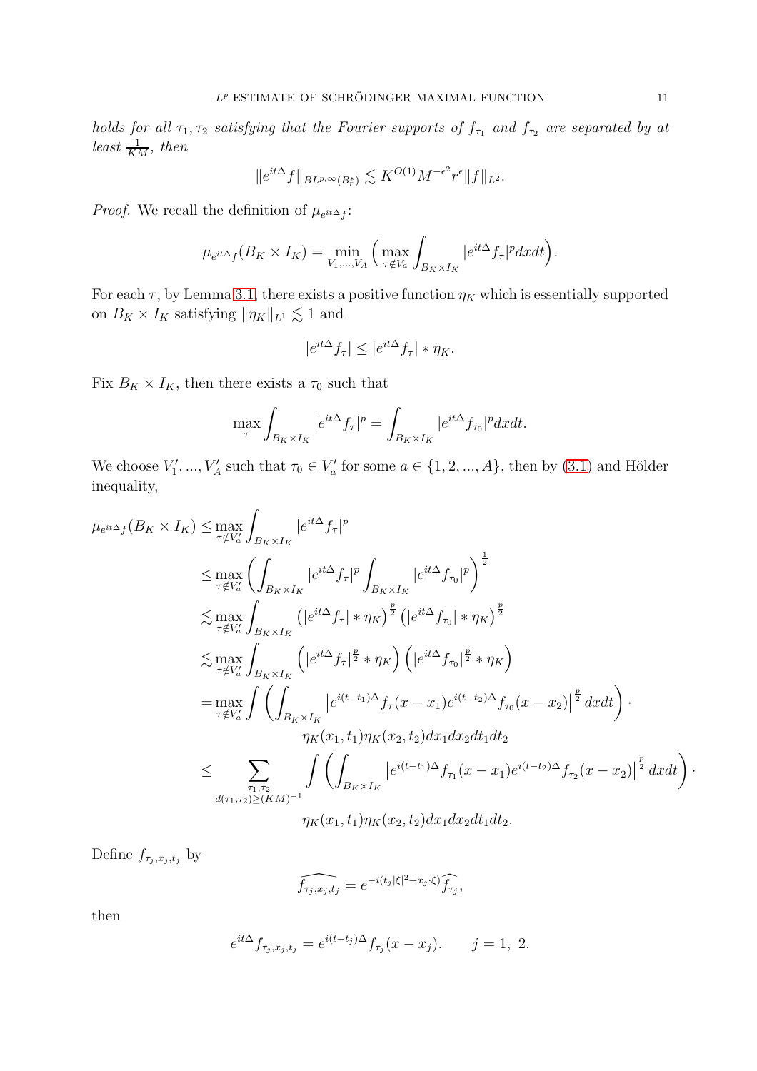*holds for all $\tau_1, \tau_2$ satisfying that the Fourier supports of $f_{\tau_1}$ and $f_{\tau_2}$ are separated by at least $\frac{1}{KM}$, then*

$$\|e^{it\Delta} f\|_{BL^{p,\infty}(B_r^*)} \lesssim K^{O(1)} M^{-\epsilon^2} r^{\epsilon} \|f\|_{L^2}.$$

*Proof.* We recall the definition of $\mu_{e^{it\Delta}f}$:

$$\mu_{e^{it\Delta}f}(B_K \times I_K) = \min_{V_1,\ldots,V_A} \Big( \max_{\tau \notin V_a} \int_{B_K \times I_K} |e^{it\Delta} f_\tau|^p dxdt \Big).$$

For each $\tau$, by Lemma 3.1, there exists a positive function $\eta_K$ which is essentially supported on $B_K \times I_K$ satisfying $\|\eta_K\|_{L^1} \lesssim 1$ and

$$|e^{it\Delta} f_\tau| \le |e^{it\Delta} f_\tau| * \eta_K.$$

Fix $B_K \times I_K$, then there exists a $\tau_0$ such that

$$\max_\tau \int_{B_K \times I_K} |e^{it\Delta} f_\tau|^p = \int_{B_K \times I_K} |e^{it\Delta} f_{\tau_0}|^p dxdt.$$

We choose $V_1', \ldots, V_A'$ such that $\tau_0 \in V_a'$ for some $a \in \{1, 2, \ldots, A\}$, then by (3.1) and Hölder inequality,

$$\begin{aligned}
\mu_{e^{it\Delta}f}(B_K \times I_K) \le& \max_{\tau \notin V_a'} \int_{B_K \times I_K} |e^{it\Delta} f_\tau|^p \\
\le& \max_{\tau \notin V_a'} \left( \int_{B_K \times I_K} |e^{it\Delta} f_\tau|^p \int_{B_K \times I_K} |e^{it\Delta} f_{\tau_0}|^p \right)^{\frac{1}{2}} \\
\lesssim& \max_{\tau \notin V_a'} \int_{B_K \times I_K} \left( |e^{it\Delta} f_\tau| * \eta_K \right)^{\frac{p}{2}} \left( |e^{it\Delta} f_{\tau_0}| * \eta_K \right)^{\frac{p}{2}} \\
\lesssim& \max_{\tau \notin V_a'} \int_{B_K \times I_K} \left( |e^{it\Delta} f_\tau|^{\frac{p}{2}} * \eta_K \right) \left( |e^{it\Delta} f_{\tau_0}|^{\frac{p}{2}} * \eta_K \right) \\
=& \max_{\tau \notin V_a'} \int \left( \int_{B_K \times I_K} \left| e^{i(t-t_1)\Delta} f_\tau(x - x_1) e^{i(t-t_2)\Delta} f_{\tau_0}(x - x_2) \right|^{\frac{p}{2}} dxdt \right) \cdot \\
& \qquad \eta_K(x_1, t_1) \eta_K(x_2, t_2) dx_1 dx_2 dt_1 dt_2 \\
\le& \sum_{\substack{\tau_1, \tau_2 \\ d(\tau_1, \tau_2) \ge (KM)^{-1}}} \int \left( \int_{B_K \times I_K} \left| e^{i(t-t_1)\Delta} f_{\tau_1}(x - x_1) e^{i(t-t_2)\Delta} f_{\tau_2}(x - x_2) \right|^{\frac{p}{2}} dxdt \right) \cdot \\
& \qquad \eta_K(x_1, t_1) \eta_K(x_2, t_2) dx_1 dx_2 dt_1 dt_2.
\end{aligned}$$

Define $f_{\tau_j, x_j, t_j}$ by

$$\widehat{f_{\tau_j, x_j, t_j}} = e^{-i(t_j |\xi|^2 + x_j \cdot \xi)} \widehat{f_{\tau_j}},$$

then

$$e^{it\Delta} f_{\tau_j, x_j, t_j} = e^{i(t - t_j)\Delta} f_{\tau_j}(x - x_j). \qquad j = 1,\ 2.$$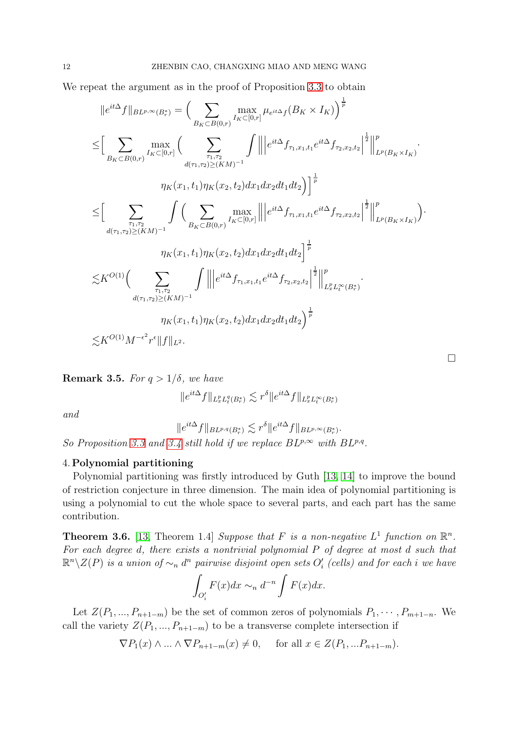We repeat the argument as in the proof of Proposition 3.3 to obtain

$$
\begin{aligned}
&\|e^{it\Delta}f\|_{BL^{p,\infty}(B_r^*)} = \Big(\sum_{B_K\subset B(0,r)} \max_{I_K\subset[0,r]} \mu_{e^{it\Delta}f}(B_K\times I_K)\Big)^{\frac{1}{p}} \\
\le&\Big[\sum_{B_K\subset B(0,r)} \max_{I_K\subset[0,r]} \Big(\sum_{\substack{\tau_1,\tau_2\\ d(\tau_1,\tau_2)\ge (KM)^{-1}}} \int \Big\|\big|e^{it\Delta}f_{\tau_1,x_1,t_1}e^{it\Delta}f_{\tau_2,x_2,t_2}\big|^{\frac{1}{2}}\Big\|^p_{L^p(B_K\times I_K)}\cdot \\
&\qquad \eta_K(x_1,t_1)\eta_K(x_2,t_2)dx_1dx_2dt_1dt_2\Big)\Big]^{\frac{1}{p}} \\
\le&\Big[\sum_{\substack{\tau_1,\tau_2\\ d(\tau_1,\tau_2)\ge (KM)^{-1}}} \int \Big(\sum_{B_K\subset B(0,r)} \max_{I_K\subset[0,r]} \Big\|\big|e^{it\Delta}f_{\tau_1,x_1,t_1}e^{it\Delta}f_{\tau_2,x_2,t_2}\big|^{\frac{1}{2}}\Big\|^p_{L^p(B_K\times I_K)}\Big)\cdot \\
&\qquad \eta_K(x_1,t_1)\eta_K(x_2,t_2)dx_1dx_2dt_1dt_2\Big]^{\frac{1}{p}} \\
\lesssim& K^{O(1)}\Big(\sum_{\substack{\tau_1,\tau_2\\ d(\tau_1,\tau_2)\ge (KM)^{-1}}} \int \Big\|\big|e^{it\Delta}f_{\tau_1,x_1,t_1}e^{it\Delta}f_{\tau_2,x_2,t_2}\big|^{\frac{1}{2}}\Big\|^p_{L^p_xL^\infty_t(B_r^*)}\cdot \\
&\qquad \eta_K(x_1,t_1)\eta_K(x_2,t_2)dx_1dx_2dt_1dt_2\Big)^{\frac{1}{p}} \\
\lesssim& K^{O(1)}M^{-\epsilon^2}r^{\epsilon}\|f\|_{L^2}.
\end{aligned}
$$

□

**Remark 3.5.** *For $q > 1/\delta$, we have*

$$\|e^{it\Delta}f\|_{L^p_xL^q_t(B_r^*)} \lesssim r^{\delta}\|e^{it\Delta}f\|_{L^p_xL^\infty_t(B_r^*)}$$

*and*

$$\|e^{it\Delta}f\|_{BL^{p,q}(B_r^*)} \lesssim r^{\delta}\|e^{it\Delta}f\|_{BL^{p,\infty}(B_r^*)}.$$

*So Proposition 3.3 and 3.4 still hold if we replace $BL^{p,\infty}$ with $BL^{p,q}$.*

## 4. Polynomial partitioning

Polynomial partitioning was firstly introduced by Guth [13, 14] to improve the bound of restriction conjecture in three dimension. The main idea of polynomial partitioning is using a polynomial to cut the whole space to several parts, and each part has the same contribution.

**Theorem 3.6.** [13] Theorem 1.4] *Suppose that $F$ is a non-negative $L^1$ function on $\mathbb{R}^n$. For each degree $d$, there exists a nontrivial polynomial $P$ of degree at most $d$ such that $\mathbb{R}^n\backslash Z(P)$ is a union of $\sim_n d^n$ pairwise disjoint open sets $O_i'$ (cells) and for each $i$ we have*

$$\int_{O_i'} F(x)dx \sim_n d^{-n}\int F(x)dx.$$

Let $Z(P_1,...,P_{n+1-m})$ be the set of common zeros of polynomials $P_1,\cdots,P_{m+1-n}$. We call the variety $Z(P_1,...,P_{n+1-m})$ to be a transverse complete intersection if

$$\nabla P_1(x)\wedge...\wedge\nabla P_{n+1-m}(x)\neq 0, \quad \text{for all } x\in Z(P_1,...P_{n+1-m}).$$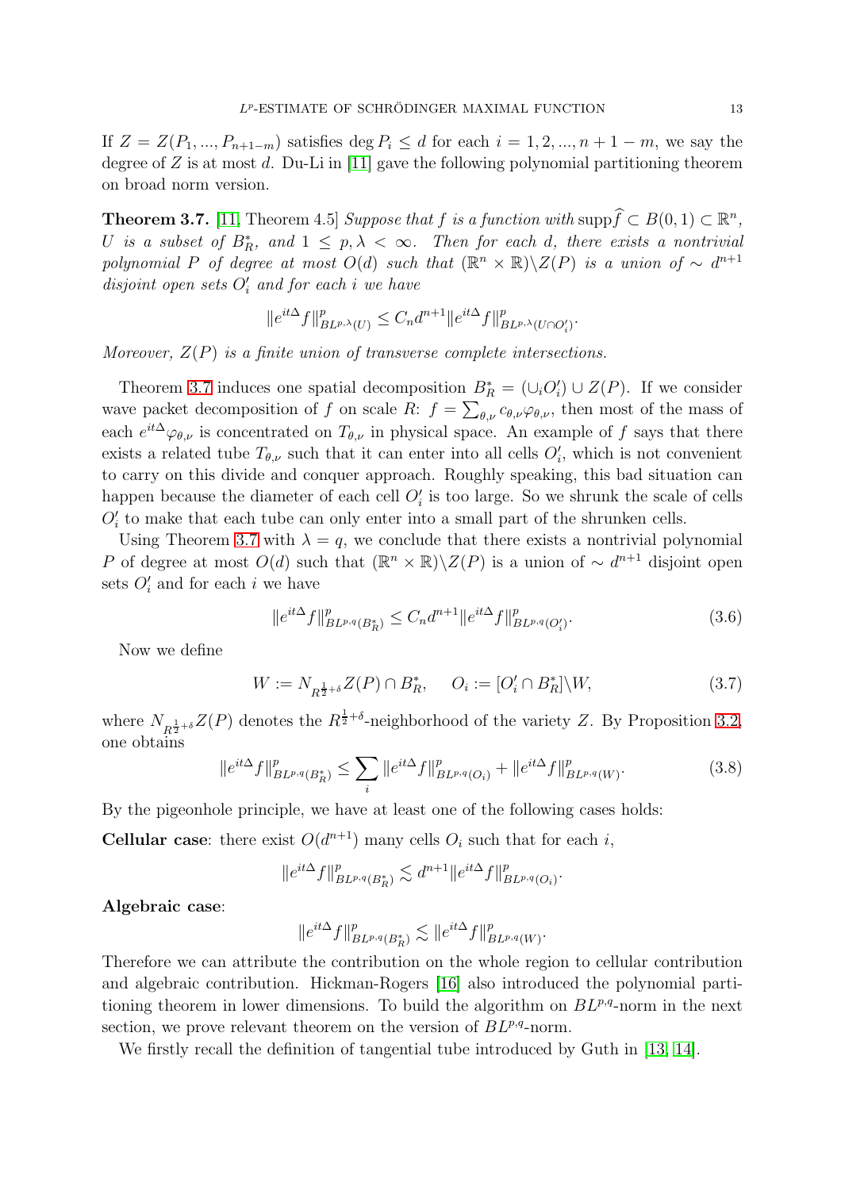If $Z = Z(P_1, ..., P_{n+1-m})$ satisfies $\deg P_i \leq d$ for each $i = 1, 2, ..., n+1-m$, we say the degree of $Z$ is at most $d$. Du-Li in [11] gave the following polynomial partitioning theorem on broad norm version.

**Theorem 3.7.** [11, Theorem 4.5] *Suppose that $f$ is a function with $\text{supp}\widehat{f} \subset B(0,1) \subset \mathbb{R}^n$, $U$ is a subset of $B_R^*$, and $1 \leq p, \lambda < \infty$. Then for each $d$, there exists a nontrivial polynomial $P$ of degree at most $O(d)$ such that $(\mathbb{R}^n \times \mathbb{R}) \backslash Z(P)$ is a union of $\sim d^{n+1}$ disjoint open sets $O_i'$ and for each $i$ we have*

$$\|e^{it\Delta} f\|^p_{BL^{p,\lambda}(U)} \leq C_n d^{n+1} \|e^{it\Delta} f\|^p_{BL^{p,\lambda}(U \cap O_i')}.$$

*Moreover, $Z(P)$ is a finite union of transverse complete intersections.*

Theorem 3.7 induces one spatial decomposition $B_R^* = (\cup_i O_i') \cup Z(P)$. If we consider wave packet decomposition of $f$ on scale $R$: $f = \sum_{\theta,\nu} c_{\theta,\nu} \varphi_{\theta,\nu}$, then most of the mass of each $e^{it\Delta}\varphi_{\theta,\nu}$ is concentrated on $T_{\theta,\nu}$ in physical space. An example of $f$ says that there exists a related tube $T_{\theta,\nu}$ such that it can enter into all cells $O_i'$, which is not convenient to carry on this divide and conquer approach. Roughly speaking, this bad situation can happen because the diameter of each cell $O_i'$ is too large. So we shrunk the scale of cells $O_i'$ to make that each tube can only enter into a small part of the shrunken cells.

Using Theorem 3.7 with $\lambda = q$, we conclude that there exists a nontrivial polynomial $P$ of degree at most $O(d)$ such that $(\mathbb{R}^n \times \mathbb{R}) \backslash Z(P)$ is a union of $\sim d^{n+1}$ disjoint open sets $O_i'$ and for each $i$ we have

$$\|e^{it\Delta} f\|^p_{BL^{p,q}(B_R^*)} \leq C_n d^{n+1} \|e^{it\Delta} f\|^p_{BL^{p,q}(O_i')}. \tag{3.6}$$

Now we define

$$W := N_{R^{\frac{1}{2}+\delta}} Z(P) \cap B_R^*, \qquad O_i := [O_i' \cap B_R^*] \backslash W, \tag{3.7}$$

where $N_{R^{\frac{1}{2}+\delta}} Z(P)$ denotes the $R^{\frac{1}{2}+\delta}$-neighborhood of the variety $Z$. By Proposition 3.2, one obtains

$$\|e^{it\Delta} f\|^p_{BL^{p,q}(B_R^*)} \leq \sum_i \|e^{it\Delta} f\|^p_{BL^{p,q}(O_i)} + \|e^{it\Delta} f\|^p_{BL^{p,q}(W)}. \tag{3.8}$$

By the pigeonhole principle, we have at least one of the following cases holds:

**Cellular case**: there exist $O(d^{n+1})$ many cells $O_i$ such that for each $i$,

$$\|e^{it\Delta} f\|^p_{BL^{p,q}(B_R^*)} \lesssim d^{n+1} \|e^{it\Delta} f\|^p_{BL^{p,q}(O_i)}.$$

**Algebraic case**:

$$\|e^{it\Delta} f\|^p_{BL^{p,q}(B_R^*)} \lesssim \|e^{it\Delta} f\|^p_{BL^{p,q}(W)}.$$

Therefore we can attribute the contribution on the whole region to cellular contribution and algebraic contribution. Hickman-Rogers [16] also introduced the polynomial partitioning theorem in lower dimensions. To build the algorithm on $BL^{p,q}$-norm in the next section, we prove relevant theorem on the version of $BL^{p,q}$-norm.

We firstly recall the definition of tangential tube introduced by Guth in [13, 14].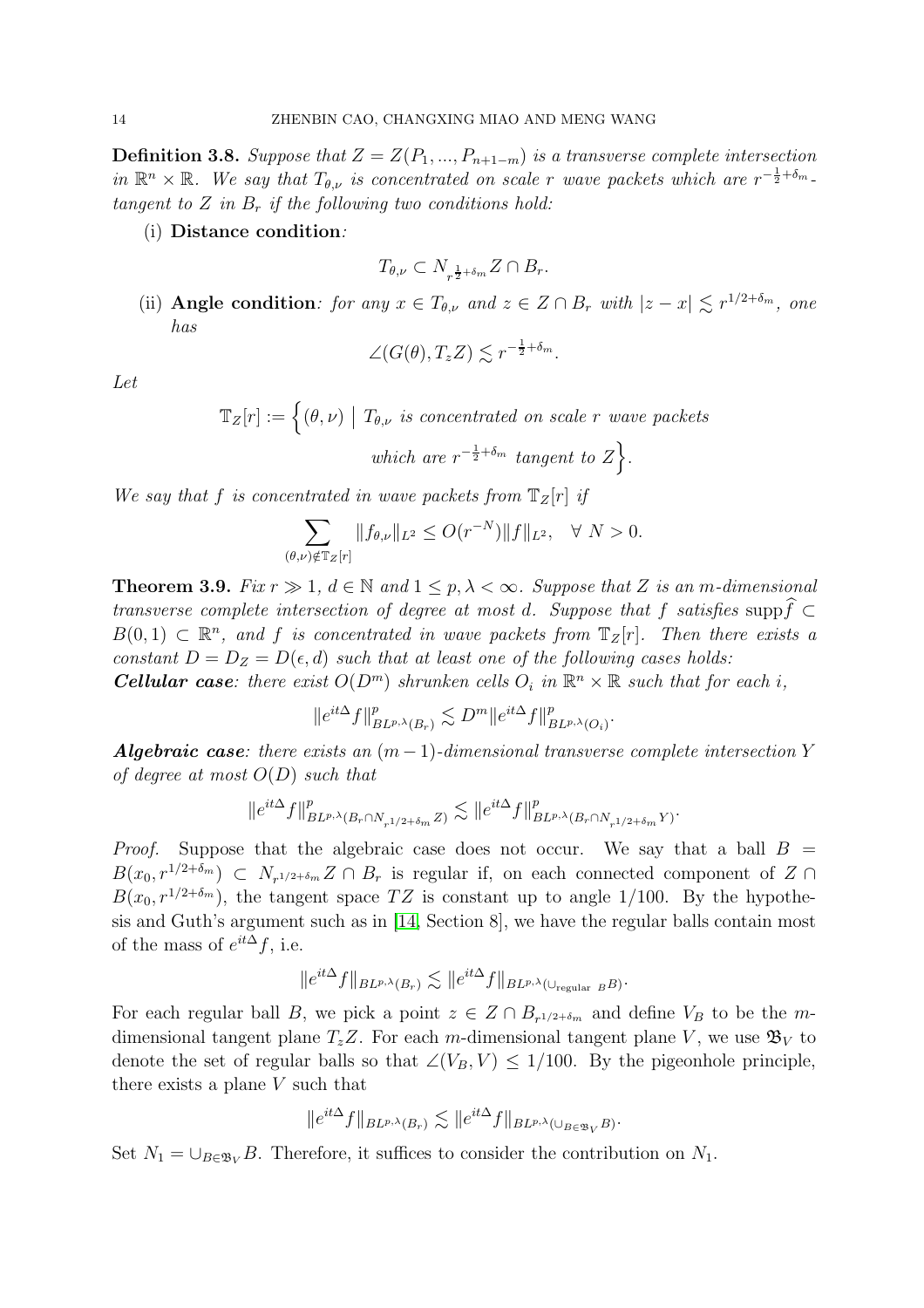**Definition 3.8.** *Suppose that $Z = Z(P_1, ..., P_{n+1-m})$ is a transverse complete intersection in $\mathbb{R}^n \times \mathbb{R}$. We say that $T_{\theta,\nu}$ is concentrated on scale $r$ wave packets which are $r^{-\frac{1}{2}+\delta_m}$-tangent to $Z$ in $B_r$ if the following two conditions hold:*

(i) **Distance condition***:*

$$T_{\theta,\nu} \subset N_{r^{\frac{1}{2}+\delta_m}} Z \cap B_r.$$

(ii) **Angle condition***: for any $x \in T_{\theta,\nu}$ and $z \in Z \cap B_r$ with $|z - x| \lesssim r^{1/2+\delta_m}$, one has*

$$\angle(G(\theta), T_z Z) \lesssim r^{-\frac{1}{2}+\delta_m}.$$

*Let*

$$\mathbb{T}_Z[r] := \Big\{(\theta, \nu) \;\Big|\; T_{\theta,\nu} \text{ is concentrated on scale } r \text{ wave packets which are } r^{-\frac{1}{2}+\delta_m} \text{ tangent to } Z\Big\}.$$

*We say that $f$ is concentrated in wave packets from $\mathbb{T}_Z[r]$ if*

$$\sum_{(\theta,\nu)\notin \mathbb{T}_Z[r]} \|f_{\theta,\nu}\|_{L^2} \leq O(r^{-N})\|f\|_{L^2}, \quad \forall\; N > 0.$$

**Theorem 3.9.** *Fix $r \gg 1$, $d \in \mathbb{N}$ and $1 \leq p, \lambda < \infty$. Suppose that $Z$ is an $m$-dimensional transverse complete intersection of degree at most $d$. Suppose that $f$ satisfies $\operatorname{supp}\widehat{f} \subset B(0, 1) \subset \mathbb{R}^n$, and $f$ is concentrated in wave packets from $\mathbb{T}_Z[r]$. Then there exists a constant $D = D_Z = D(\epsilon, d)$ such that at least one of the following cases holds:*

***Cellular case****: there exist $O(D^m)$ shrunken cells $O_i$ in $\mathbb{R}^n \times \mathbb{R}$ such that for each $i$,*

$$\|e^{it\Delta}f\|^p_{BL^{p,\lambda}(B_r)} \lesssim D^m \|e^{it\Delta}f\|^p_{BL^{p,\lambda}(O_i)}.$$

***Algebraic case****: there exists an $(m-1)$-dimensional transverse complete intersection $Y$ of degree at most $O(D)$ such that*

$$\|e^{it\Delta}f\|^p_{BL^{p,\lambda}(B_r\cap N_{r^{1/2+\delta_m}} Z)} \lesssim \|e^{it\Delta}f\|^p_{BL^{p,\lambda}(B_r\cap N_{r^{1/2+\delta_m}} Y)}.$$

*Proof.* Suppose that the algebraic case does not occur. We say that a ball $B = B(x_0, r^{1/2+\delta_m}) \subset N_{r^{1/2+\delta_m}} Z \cap B_r$ is regular if, on each connected component of $Z \cap B(x_0, r^{1/2+\delta_m})$, the tangent space $TZ$ is constant up to angle $1/100$. By the hypothesis and Guth's argument such as in [14, Section 8], we have the regular balls contain most of the mass of $e^{it\Delta}f$, i.e.

$$\|e^{it\Delta}f\|_{BL^{p,\lambda}(B_r)} \lesssim \|e^{it\Delta}f\|_{BL^{p,\lambda}(\cup_{\text{regular } B} B)}.$$

For each regular ball $B$, we pick a point $z \in Z \cap B_{r^{1/2+\delta_m}}$ and define $V_B$ to be the $m$-dimensional tangent plane $T_z Z$. For each $m$-dimensional tangent plane $V$, we use $\mathfrak{B}_V$ to denote the set of regular balls so that $\angle(V_B, V) \leq 1/100$. By the pigeonhole principle, there exists a plane $V$ such that

$$\|e^{it\Delta}f\|_{BL^{p,\lambda}(B_r)} \lesssim \|e^{it\Delta}f\|_{BL^{p,\lambda}(\cup_{B\in\mathfrak{B}_V} B)}.$$

Set $N_1 = \cup_{B\in\mathfrak{B}_V} B$. Therefore, it suffices to consider the contribution on $N_1$.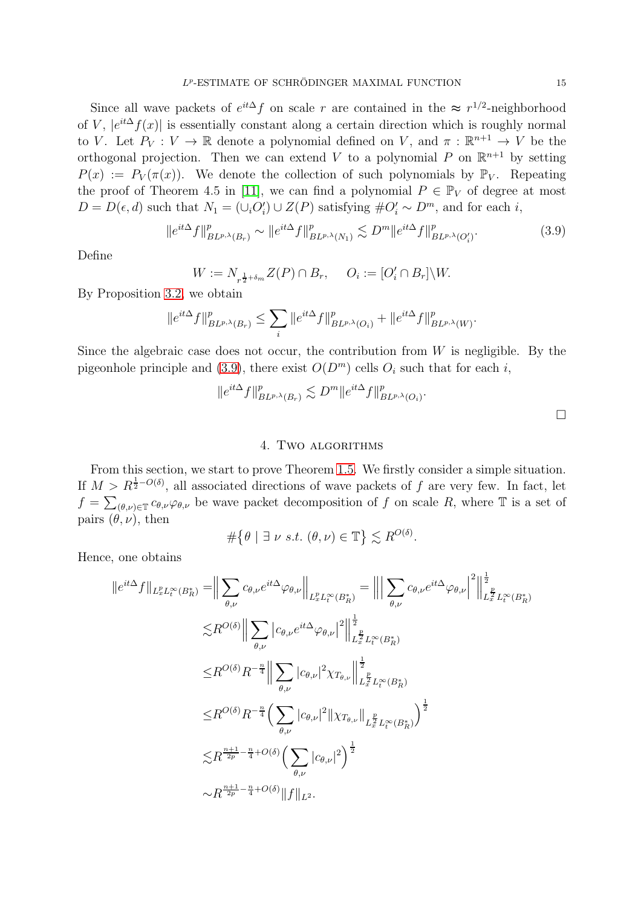Since all wave packets of $e^{it\Delta}f$ on scale $r$ are contained in the $\approx r^{1/2}$-neighborhood of $V$, $|e^{it\Delta}f(x)|$ is essentially constant along a certain direction which is roughly normal to $V$. Let $P_V : V \to \mathbb{R}$ denote a polynomial defined on $V$, and $\pi : \mathbb{R}^{n+1} \to V$ be the orthogonal projection. Then we can extend $V$ to a polynomial $P$ on $\mathbb{R}^{n+1}$ by setting $P(x) := P_V(\pi(x))$. We denote the collection of such polynomials by $\mathbb{P}_V$. Repeating the proof of Theorem 4.5 in [11], we can find a polynomial $P \in \mathbb{P}_V$ of degree at most $D = D(\epsilon, d)$ such that $N_1 = (\cup_i O_i') \cup Z(P)$ satisfying $\#O_i' \sim D^m$, and for each $i$,

$$\|e^{it\Delta}f\|^p_{BL^{p,\lambda}(B_r)} \sim \|e^{it\Delta}f\|^p_{BL^{p,\lambda}(N_1)} \lesssim D^m \|e^{it\Delta}f\|^p_{BL^{p,\lambda}(O_i')}. \tag{3.9}$$

Define

$$W := N_{r^{\frac{1}{2}+\delta_m}} Z(P) \cap B_r, \qquad O_i := [O_i' \cap B_r] \backslash W.$$

By Proposition 3.2, we obtain

$$\|e^{it\Delta}f\|^p_{BL^{p,\lambda}(B_r)} \leq \sum_i \|e^{it\Delta}f\|^p_{BL^{p,\lambda}(O_i)} + \|e^{it\Delta}f\|^p_{BL^{p,\lambda}(W)}.$$

Since the algebraic case does not occur, the contribution from $W$ is negligible. By the pigeonhole principle and (3.9), there exist $O(D^m)$ cells $O_i$ such that for each $i$,

$$\|e^{it\Delta}f\|^p_{BL^{p,\lambda}(B_r)} \lesssim D^m \|e^{it\Delta}f\|^p_{BL^{p,\lambda}(O_i)}.$$

□

## 4. Two algorithms

From this section, we start to prove Theorem 1.5. We firstly consider a simple situation. If $M > R^{\frac{1}{2}-O(\delta)}$, all associated directions of wave packets of $f$ are very few. In fact, let $f = \sum_{(\theta,\nu)\in\mathbb{T}} c_{\theta,\nu}\varphi_{\theta,\nu}$ be wave packet decomposition of $f$ on scale $R$, where $\mathbb{T}$ is a set of pairs $(\theta, \nu)$, then

$$\#\big\{\theta \mid \exists\ \nu\ s.t.\ (\theta,\nu) \in \mathbb{T}\big\} \lesssim R^{O(\delta)}.$$

Hence, one obtains

$$\begin{aligned}
\|e^{it\Delta}f\|_{L^p_xL^\infty_t(B_R^*)} =& \Big\| \sum_{\theta,\nu} c_{\theta,\nu} e^{it\Delta}\varphi_{\theta,\nu} \Big\|_{L^p_xL^\infty_t(B_R^*)} = \Big\| \Big| \sum_{\theta,\nu} c_{\theta,\nu} e^{it\Delta}\varphi_{\theta,\nu} \Big|^2 \Big\|^{\frac{1}{2}}_{L^{\frac{p}{2}}_x L^\infty_t(B_R^*)} \\
\lesssim& R^{O(\delta)} \Big\| \sum_{\theta,\nu} \big| c_{\theta,\nu} e^{it\Delta}\varphi_{\theta,\nu} \big|^2 \Big\|^{\frac{1}{2}}_{L^{\frac{p}{2}}_x L^\infty_t(B_R^*)} \\
\leq& R^{O(\delta)} R^{-\frac{n}{4}} \Big\| \sum_{\theta,\nu} |c_{\theta,\nu}|^2 \chi_{T_{\theta,\nu}} \Big\|^{\frac{1}{2}}_{L^{\frac{p}{2}}_x L^\infty_t(B_R^*)} \\
\leq& R^{O(\delta)} R^{-\frac{n}{4}} \Big( \sum_{\theta,\nu} |c_{\theta,\nu}|^2 \|\chi_{T_{\theta,\nu}}\|_{L^{\frac{p}{2}}_x L^\infty_t(B_R^*)} \Big)^{\frac{1}{2}} \\
\lesssim& R^{\frac{n+1}{2p}-\frac{n}{4}+O(\delta)} \Big( \sum_{\theta,\nu} |c_{\theta,\nu}|^2 \Big)^{\frac{1}{2}} \\
\sim& R^{\frac{n+1}{2p}-\frac{n}{4}+O(\delta)} \|f\|_{L^2}.
\end{aligned}$$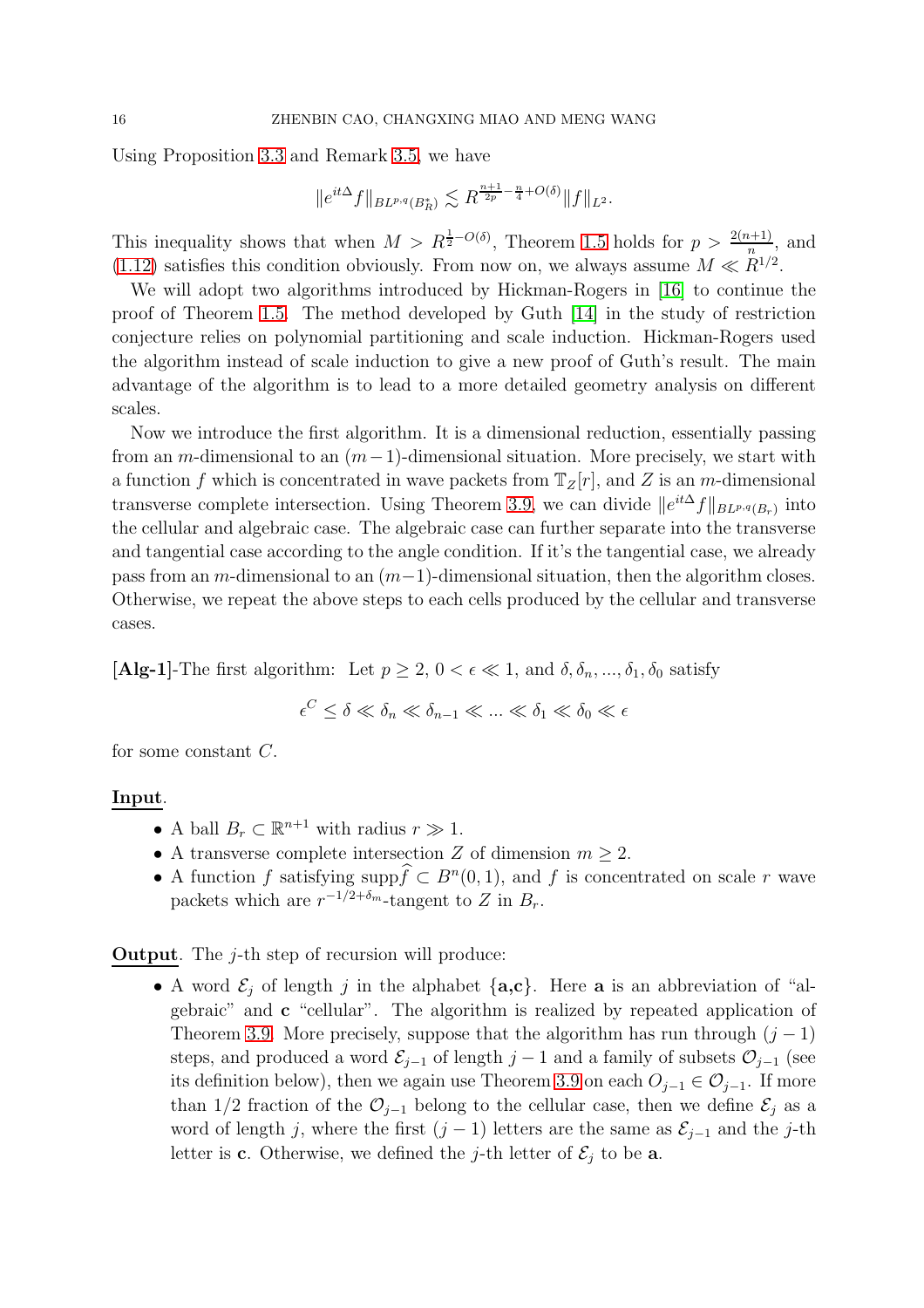Using Proposition 3.3 and Remark 3.5, we have

$$\|e^{it\Delta}f\|_{BL^{p,q}(B_R^*)} \lesssim R^{\frac{n+1}{2p}-\frac{n}{4}+O(\delta)}\|f\|_{L^2}.$$

This inequality shows that when $M > R^{\frac{1}{2}-O(\delta)}$, Theorem 1.5 holds for $p > \frac{2(n+1)}{n}$, and (1.12) satisfies this condition obviously. From now on, we always assume $M \ll R^{1/2}$.

We will adopt two algorithms introduced by Hickman-Rogers in [16] to continue the proof of Theorem 1.5. The method developed by Guth [14] in the study of restriction conjecture relies on polynomial partitioning and scale induction. Hickman-Rogers used the algorithm instead of scale induction to give a new proof of Guth's result. The main advantage of the algorithm is to lead to a more detailed geometry analysis on different scales.

Now we introduce the first algorithm. It is a dimensional reduction, essentially passing from an $m$-dimensional to an $(m-1)$-dimensional situation. More precisely, we start with a function $f$ which is concentrated in wave packets from $\mathbb{T}_Z[r]$, and $Z$ is an $m$-dimensional transverse complete intersection. Using Theorem 3.9, we can divide $\|e^{it\Delta}f\|_{BL^{p,q}(B_r)}$ into the cellular and algebraic case. The algebraic case can further separate into the transverse and tangential case according to the angle condition. If it's the tangential case, we already pass from an $m$-dimensional to an $(m-1)$-dimensional situation, then the algorithm closes. Otherwise, we repeat the above steps to each cells produced by the cellular and transverse cases.

**[Alg-1]**-The first algorithm: Let $p \geq 2$, $0 < \epsilon \ll 1$, and $\delta, \delta_n, ..., \delta_1, \delta_0$ satisfy

$$\epsilon^C \leq \delta \ll \delta_n \ll \delta_{n-1} \ll ... \ll \delta_1 \ll \delta_0 \ll \epsilon$$

for some constant $C$.

**Input**.

- A ball $B_r \subset \mathbb{R}^{n+1}$ with radius $r \gg 1$.
- A transverse complete intersection $Z$ of dimension $m \geq 2$.
- A function $f$ satisfying $\operatorname{supp}\widehat{f} \subset B^n(0,1)$, and $f$ is concentrated on scale $r$ wave packets which are $r^{-1/2+\delta_m}$-tangent to $Z$ in $B_r$.

**Output**. The $j$-th step of recursion will produce:

- A word $\mathcal{E}_j$ of length $j$ in the alphabet $\{\mathbf{a},\mathbf{c}\}$. Here $\mathbf{a}$ is an abbreviation of "algebraic" and $\mathbf{c}$ "cellular". The algorithm is realized by repeated application of Theorem 3.9. More precisely, suppose that the algorithm has run through $(j-1)$ steps, and produced a word $\mathcal{E}_{j-1}$ of length $j-1$ and a family of subsets $\mathcal{O}_{j-1}$ (see its definition below), then we again use Theorem 3.9 on each $O_{j-1} \in \mathcal{O}_{j-1}$. If more than $1/2$ fraction of the $\mathcal{O}_{j-1}$ belong to the cellular case, then we define $\mathcal{E}_j$ as a word of length $j$, where the first $(j-1)$ letters are the same as $\mathcal{E}_{j-1}$ and the $j$-th letter is $\mathbf{c}$. Otherwise, we defined the $j$-th letter of $\mathcal{E}_j$ to be $\mathbf{a}$.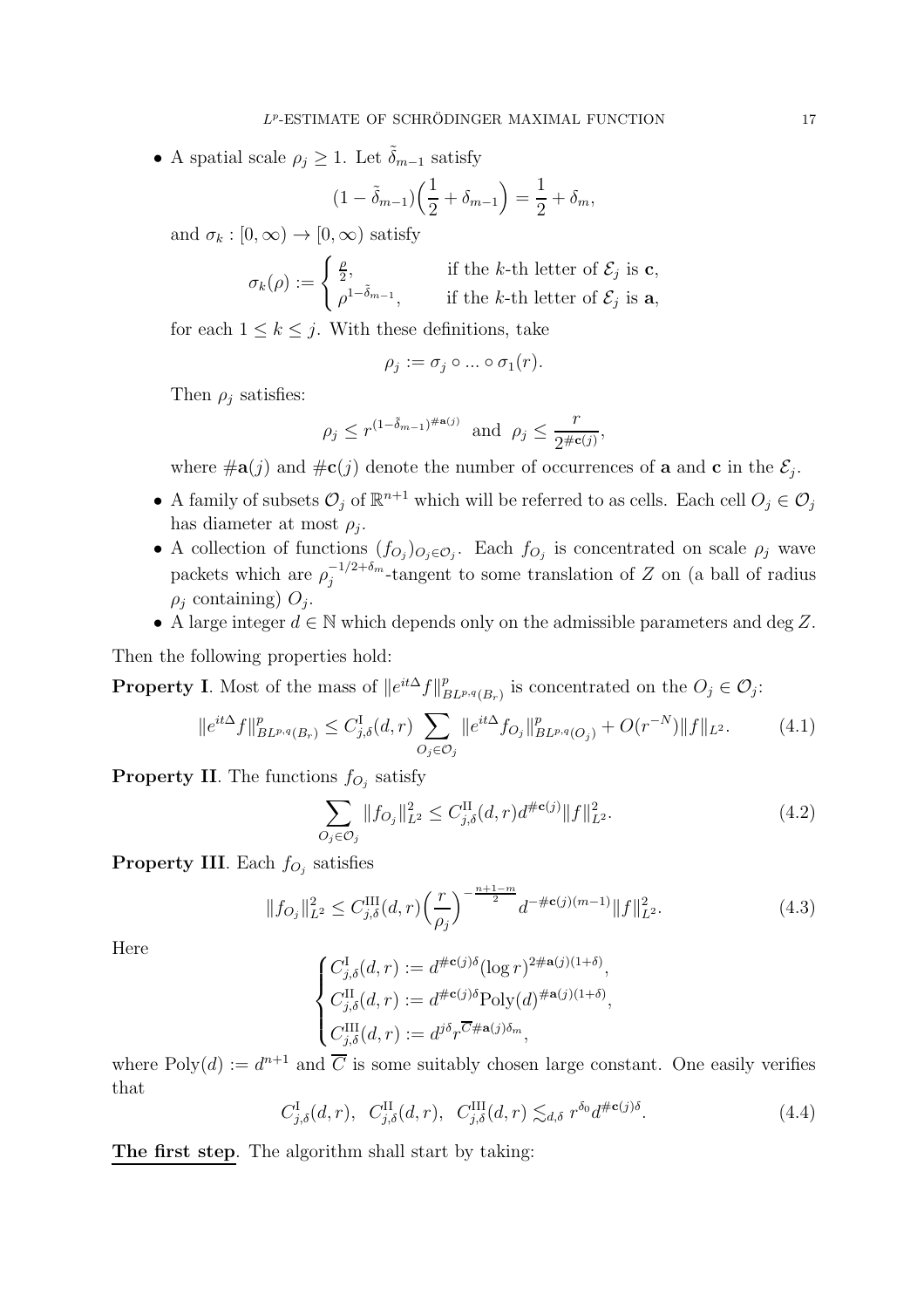- A spatial scale $\rho_j \geq 1$. Let $\tilde{\delta}_{m-1}$ satisfy

$$(1-\tilde{\delta}_{m-1})\Big(\frac{1}{2}+\delta_{m-1}\Big) = \frac{1}{2}+\delta_m,$$

and $\sigma_k : [0,\infty) \to [0,\infty)$ satisfy

$$\sigma_k(\rho) := \begin{cases} \frac{\rho}{2}, & \text{if the } k\text{-th letter of } \mathcal{E}_j \text{ is } \mathbf{c}, \\ \rho^{1-\tilde{\delta}_{m-1}}, & \text{if the } k\text{-th letter of } \mathcal{E}_j \text{ is } \mathbf{a}, \end{cases}$$

for each $1 \leq k \leq j$. With these definitions, take

$$\rho_j := \sigma_j \circ ... \circ \sigma_1(r).$$

Then $\rho_j$ satisfies:

$$\rho_j \leq r^{(1-\tilde{\delta}_{m-1})^{\#\mathbf{a}(j)}} \ \text{ and } \ \rho_j \leq \frac{r}{2^{\#\mathbf{c}(j)}},$$

where $\#\mathbf{a}(j)$ and $\#\mathbf{c}(j)$ denote the number of occurrences of $\mathbf{a}$ and $\mathbf{c}$ in the $\mathcal{E}_j$.

- A family of subsets $\mathcal{O}_j$ of $\mathbb{R}^{n+1}$ which will be referred to as cells. Each cell $O_j \in \mathcal{O}_j$ has diameter at most $\rho_j$.
- A collection of functions $(f_{O_j})_{O_j \in \mathcal{O}_j}$. Each $f_{O_j}$ is concentrated on scale $\rho_j$ wave packets which are $\rho_j^{-1/2+\delta_m}$-tangent to some translation of $Z$ on (a ball of radius $\rho_j$ containing) $O_j$.
- A large integer $d \in \mathbb{N}$ which depends only on the admissible parameters and $\deg Z$.

Then the following properties hold:

**Property I**. Most of the mass of $\|e^{it\Delta}f\|^p_{BL^{p,q}(B_r)}$ is concentrated on the $O_j \in \mathcal{O}_j$:

$$\|e^{it\Delta}f\|^p_{BL^{p,q}(B_r)} \leq C^{\mathrm{I}}_{j,\delta}(d,r) \sum_{O_j \in \mathcal{O}_j} \|e^{it\Delta}f_{O_j}\|^p_{BL^{p,q}(O_j)} + O(r^{-N})\|f\|_{L^2}. \tag{4.1}$$

**Property II**. The functions $f_{O_j}$ satisfy

$$\sum_{O_j \in \mathcal{O}_j} \|f_{O_j}\|^2_{L^2} \leq C^{\mathrm{II}}_{j,\delta}(d,r) d^{\#\mathbf{c}(j)} \|f\|^2_{L^2}. \tag{4.2}$$

**Property III**. Each $f_{O_j}$ satisfies

$$\|f_{O_j}\|^2_{L^2} \leq C^{\mathrm{III}}_{j,\delta}(d,r)\Big(\frac{r}{\rho_j}\Big)^{-\frac{n+1-m}{2}} d^{-\#\mathbf{c}(j)(m-1)}\|f\|^2_{L^2}. \tag{4.3}$$

Here

$$\begin{cases} C^{\mathrm{I}}_{j,\delta}(d,r) := d^{\#\mathbf{c}(j)\delta}(\log r)^{2\#\mathbf{a}(j)(1+\delta)}, \\ C^{\mathrm{II}}_{j,\delta}(d,r) := d^{\#\mathbf{c}(j)\delta}\mathrm{Poly}(d)^{\#\mathbf{a}(j)(1+\delta)}, \\ C^{\mathrm{III}}_{j,\delta}(d,r) := d^{j\delta} r^{\overline{C}\#\mathbf{a}(j)\delta_m}, \end{cases}$$

where $\mathrm{Poly}(d) := d^{n+1}$ and $\overline{C}$ is some suitably chosen large constant. One easily verifies that

$$C^{\mathrm{I}}_{j,\delta}(d,r), \ \ C^{\mathrm{II}}_{j,\delta}(d,r), \ \ C^{\mathrm{III}}_{j,\delta}(d,r) \lesssim_{d,\delta} r^{\delta_0} d^{\#\mathbf{c}(j)\delta}. \tag{4.4}$$

**The first step**. The algorithm shall start by taking: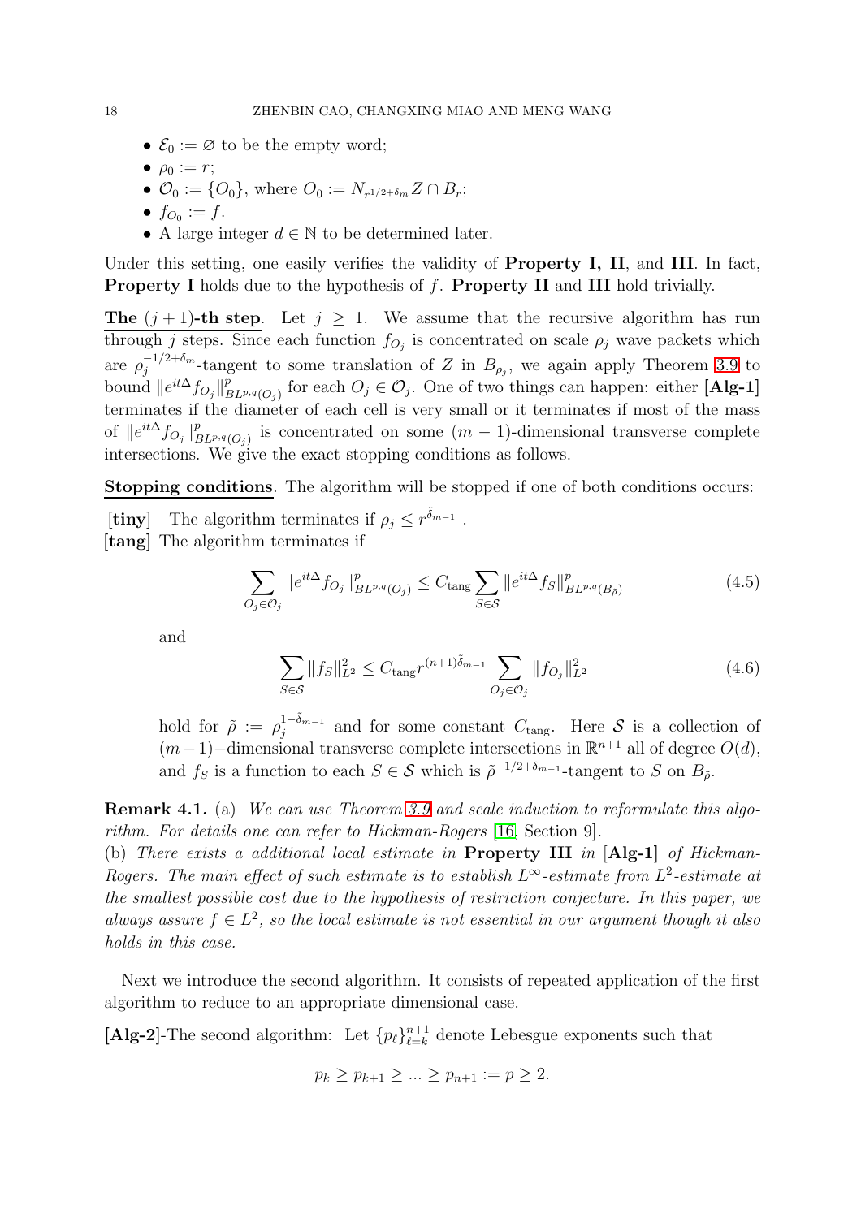- $\mathcal{E}_0 := \varnothing$ to be the empty word;
- $\rho_0 := r$;
- $\mathcal{O}_0 := \{O_0\}$, where $O_0 := N_{r^{1/2+\delta_m}} Z \cap B_r$;
- $f_{O_0} := f$.
- A large integer $d \in \mathbb{N}$ to be determined later.

Under this setting, one easily verifies the validity of **Property I, II**, and **III**. In fact, **Property I** holds due to the hypothesis of $f$. **Property II** and **III** hold trivially.

**The $(j+1)$-th step**. Let $j \geq 1$. We assume that the recursive algorithm has run through $j$ steps. Since each function $f_{O_j}$ is concentrated on scale $\rho_j$ wave packets which are $\rho_j^{-1/2+\delta_m}$-tangent to some translation of $Z$ in $B_{\rho_j}$, we again apply Theorem 3.9 to bound $\|e^{it\Delta} f_{O_j}\|^p_{BL^{p,q}(O_j)}$ for each $O_j \in \mathcal{O}_j$. One of two things can happen: either **[Alg-1]** terminates if the diameter of each cell is very small or it terminates if most of the mass of $\|e^{it\Delta} f_{O_j}\|^p_{BL^{p,q}(O_j)}$ is concentrated on some $(m-1)$-dimensional transverse complete intersections. We give the exact stopping conditions as follows.

**Stopping conditions**. The algorithm will be stopped if one of both conditions occurs:

**[tiny]** The algorithm terminates if $\rho_j \leq r^{\tilde{\delta}_{m-1}}$ .

**[tang]** The algorithm terminates if

$$\sum_{O_j \in \mathcal{O}_j} \|e^{it\Delta} f_{O_j}\|^p_{BL^{p,q}(O_j)} \leq C_{\text{tang}} \sum_{S \in \mathcal{S}} \|e^{it\Delta} f_S\|^p_{BL^{p,q}(B_{\tilde{\rho}})} \tag{4.5}$$

and

$$\sum_{S \in \mathcal{S}} \|f_S\|^2_{L^2} \leq C_{\text{tang}} r^{(n+1)\tilde{\delta}_{m-1}} \sum_{O_j \in \mathcal{O}_j} \|f_{O_j}\|^2_{L^2} \tag{4.6}$$

hold for $\tilde{\rho} := \rho_j^{1-\tilde{\delta}_{m-1}}$ and for some constant $C_{\text{tang}}$. Here $\mathcal{S}$ is a collection of $(m-1)-$dimensional transverse complete intersections in $\mathbb{R}^{n+1}$ all of degree $O(d)$, and $f_S$ is a function to each $S \in \mathcal{S}$ which is $\tilde{\rho}^{-1/2+\delta_{m-1}}$-tangent to $S$ on $B_{\tilde{\rho}}$.

**Remark 4.1.** (a) *We can use Theorem 3.9 and scale induction to reformulate this algorithm. For details one can refer to Hickman-Rogers [16, Section 9].*
(b) *There exists a additional local estimate in* **Property III** *in* **[Alg-1]** *of Hickman-Rogers. The main effect of such estimate is to establish $L^\infty$-estimate from $L^2$-estimate at the smallest possible cost due to the hypothesis of restriction conjecture. In this paper, we always assure $f \in L^2$, so the local estimate is not essential in our argument though it also holds in this case.*

Next we introduce the second algorithm. It consists of repeated application of the first algorithm to reduce to an appropriate dimensional case.

**[Alg-2]**-The second algorithm: Let $\{p_\ell\}_{\ell=k}^{n+1}$ denote Lebesgue exponents such that

$$p_k \geq p_{k+1} \geq ... \geq p_{n+1} := p \geq 2.$$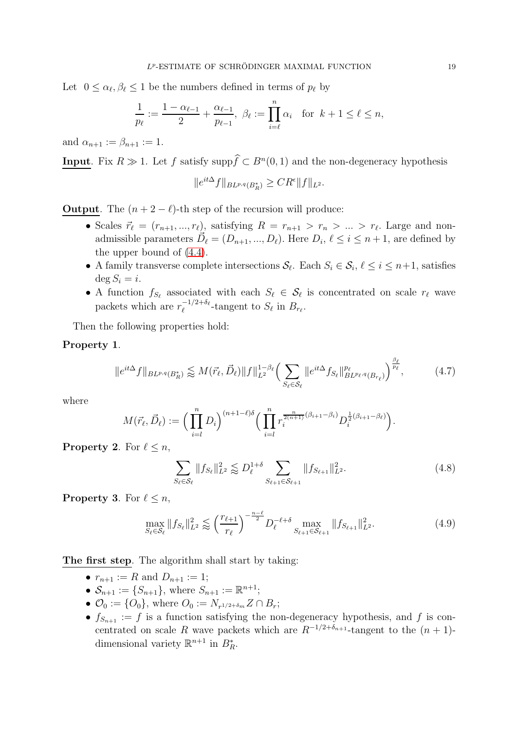Let $0 \le \alpha_\ell, \beta_\ell \le 1$ be the numbers defined in terms of $p_\ell$ by

$$\frac{1}{p_\ell} := \frac{1-\alpha_{\ell-1}}{2} + \frac{\alpha_{\ell-1}}{p_{\ell-1}},\ \beta_\ell := \prod_{i=\ell}^{n} \alpha_i \quad \text{for } k+1 \le \ell \le n,$$

and $\alpha_{n+1} := \beta_{n+1} := 1$.

**Input**. Fix $R \gg 1$. Let $f$ satisfy $\mathrm{supp}\widehat{f} \subset B^n(0,1)$ and the non-degeneracy hypothesis

$$\|e^{it\Delta} f\|_{BL^{p,q}(B_R^*)} \ge C R^{\epsilon} \|f\|_{L^2}.$$

**Output**. The $(n+2-\ell)$-th step of the recursion will produce:

- Scales $\vec{r}_\ell = (r_{n+1}, ..., r_\ell)$, satisfying $R = r_{n+1} > r_n > ... > r_\ell$. Large and non-admissible parameters $\vec{D}_\ell = (D_{n+1}, ..., D_\ell)$. Here $D_i$, $\ell \le i \le n+1$, are defined by the upper bound of (4.4).
- A family transverse complete intersections $\mathcal{S}_\ell$. Each $S_i \in \mathcal{S}_i$, $\ell \le i \le n+1$, satisfies $\deg S_i = i$.
- A function $f_{S_\ell}$ associated with each $S_\ell \in \mathcal{S}_\ell$ is concentrated on scale $r_\ell$ wave packets which are $r_\ell^{-1/2+\delta_\ell}$-tangent to $S_\ell$ in $B_{r_\ell}$.

Then the following properties hold:

**Property 1**.

$$\|e^{it\Delta} f\|_{BL^{p,q}(B_R^*)} \lessapprox M(\vec{r}_\ell, \vec{D}_\ell) \|f\|_{L^2}^{1-\beta_\ell} \Big( \sum_{S_\ell \in \mathcal{S}_\ell} \|e^{it\Delta} f_{S_\ell}\|_{BL^{p_\ell,q}(B_{r_\ell})}^{p_\ell} \Big)^{\frac{\beta_\ell}{p_\ell}}, \tag{4.7}$$

where

$$M(\vec{r}_\ell, \vec{D}_\ell) := \Big( \prod_{i=l}^{n} D_i \Big)^{(n+1-\ell)\delta} \Big( \prod_{i=l}^{n} r_i^{\frac{n}{2(n+1)}(\beta_{i+1}-\beta_i)} D_i^{\frac{1}{2}(\beta_{i+1}-\beta_\ell)} \Big).$$

**Property 2**. For $\ell \le n$,

$$\sum_{S_\ell \in \mathcal{S}_\ell} \|f_{S_\ell}\|_{L^2}^2 \lessapprox D_\ell^{1+\delta} \sum_{S_{\ell+1} \in \mathcal{S}_{\ell+1}} \|f_{S_{\ell+1}}\|_{L^2}^2. \tag{4.8}$$

**Property 3**. For $\ell \le n$,

$$\max_{S_\ell \in \mathcal{S}_\ell} \|f_{S_\ell}\|_{L^2}^2 \lessapprox \Big( \frac{r_{\ell+1}}{r_\ell} \Big)^{-\frac{n-\ell}{2}} D_\ell^{-\ell+\delta} \max_{S_{\ell+1} \in \mathcal{S}_{\ell+1}} \|f_{S_{\ell+1}}\|_{L^2}^2. \tag{4.9}$$

**The first step**. The algorithm shall start by taking:

- $r_{n+1} := R$ and $D_{n+1} := 1$;
- $\mathcal{S}_{n+1} := \{S_{n+1}\}$, where $S_{n+1} := \mathbb{R}^{n+1}$;
- $\mathcal{O}_0 := \{O_0\}$, where $O_0 := N_{r^{1/2+\delta_m}} Z \cap B_r$;
- $f_{S_{n+1}} := f$ is a function satisfying the non-degeneracy hypothesis, and $f$ is concentrated on scale $R$ wave packets which are $R^{-1/2+\delta_{n+1}}$-tangent to the $(n+1)$-dimensional variety $\mathbb{R}^{n+1}$ in $B_R^*$.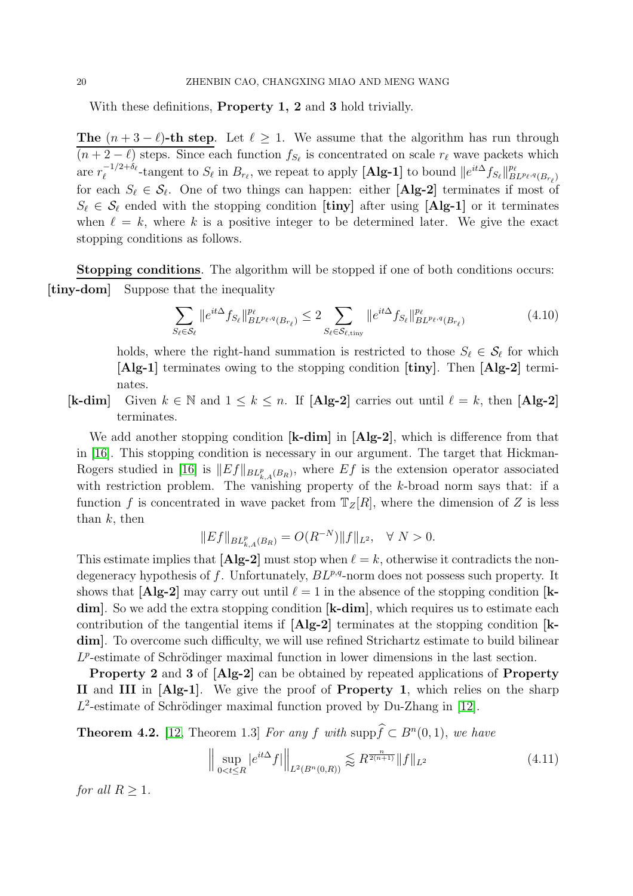With these definitions, **Property 1, 2** and **3** hold trivially.

**The $(n+3-\ell)$-th step**. Let $\ell \geq 1$. We assume that the algorithm has run through $(n+2-\ell)$ steps. Since each function $f_{S_\ell}$ is concentrated on scale $r_\ell$ wave packets which are $r_\ell^{-1/2+\delta_\ell}$-tangent to $S_\ell$ in $B_{r_\ell}$, we repeat to apply **[Alg-1]** to bound $\|e^{it\Delta}f_{S_\ell}\|_{BL^{p_\ell,q}(B_{r_\ell})}^{p_\ell}$ for each $S_\ell \in \mathcal{S}_\ell$. One of two things can happen: either **[Alg-2]** terminates if most of $S_\ell \in \mathcal{S}_\ell$ ended with the stopping condition **[tiny]** after using **[Alg-1]** or it terminates when $\ell = k$, where $k$ is a positive integer to be determined later. We give the exact stopping conditions as follows.

**Stopping conditions**. The algorithm will be stopped if one of both conditions occurs:

**[tiny-dom]** Suppose that the inequality

$$\sum_{S_\ell \in \mathcal{S}_\ell} \|e^{it\Delta}f_{S_\ell}\|_{BL^{p_\ell,q}(B_{r_\ell})}^{p_\ell} \leq 2 \sum_{S_\ell \in \mathcal{S}_{\ell,\mathrm{tiny}}} \|e^{it\Delta}f_{S_\ell}\|_{BL^{p_\ell,q}(B_{r_\ell})}^{p_\ell} \tag{4.10}$$

holds, where the right-hand summation is restricted to those $S_\ell \in \mathcal{S}_\ell$ for which **[Alg-1]** terminates owing to the stopping condition **[tiny]**. Then **[Alg-2]** terminates.

**[k-dim]** Given $k \in \mathbb{N}$ and $1 \leq k \leq n$. If **[Alg-2]** carries out until $\ell = k$, then **[Alg-2]** terminates.

We add another stopping condition **[k-dim]** in **[Alg-2]**, which is difference from that in [16]. This stopping condition is necessary in our argument. The target that Hickman-Rogers studied in [16] is $\|Ef\|_{BL^p_{k,A}(B_R)}$, where $Ef$ is the extension operator associated with restriction problem. The vanishing property of the $k$-broad norm says that: if a function $f$ is concentrated in wave packet from $\mathbb{T}_Z[R]$, where the dimension of $Z$ is less than $k$, then

$$\|Ef\|_{BL^p_{k,A}(B_R)} = O(R^{-N})\|f\|_{L^2}, \quad \forall\ N > 0.$$

This estimate implies that **[Alg-2]** must stop when $\ell = k$, otherwise it contradicts the non-degeneracy hypothesis of $f$. Unfortunately, $BL^{p,q}$-norm does not possess such property. It shows that **[Alg-2]** may carry out until $\ell = 1$ in the absence of the stopping condition **[k-dim]**. So we add the extra stopping condition **[k-dim]**, which requires us to estimate each contribution of the tangential items if **[Alg-2]** terminates at the stopping condition **[k-dim]**. To overcome such difficulty, we will use refined Strichartz estimate to build bilinear $L^p$-estimate of Schrödinger maximal function in lower dimensions in the last section.

**Property 2** and **3** of **[Alg-2]** can be obtained by repeated applications of **Property II** and **III** in **[Alg-1]**. We give the proof of **Property 1**, which relies on the sharp $L^2$-estimate of Schrödinger maximal function proved by Du-Zhang in [12].

**Theorem 4.2.** [12, Theorem 1.3] *For any $f$ with* $\mathrm{supp}\widehat{f} \subset B^n(0,1)$, *we have*

$$\Big\| \sup_{0<t\leq R} |e^{it\Delta}f| \Big\|_{L^2(B^n(0,R))} \lessapprox R^{\frac{n}{2(n+1)}} \|f\|_{L^2} \tag{4.11}$$

*for all $R \geq 1$.*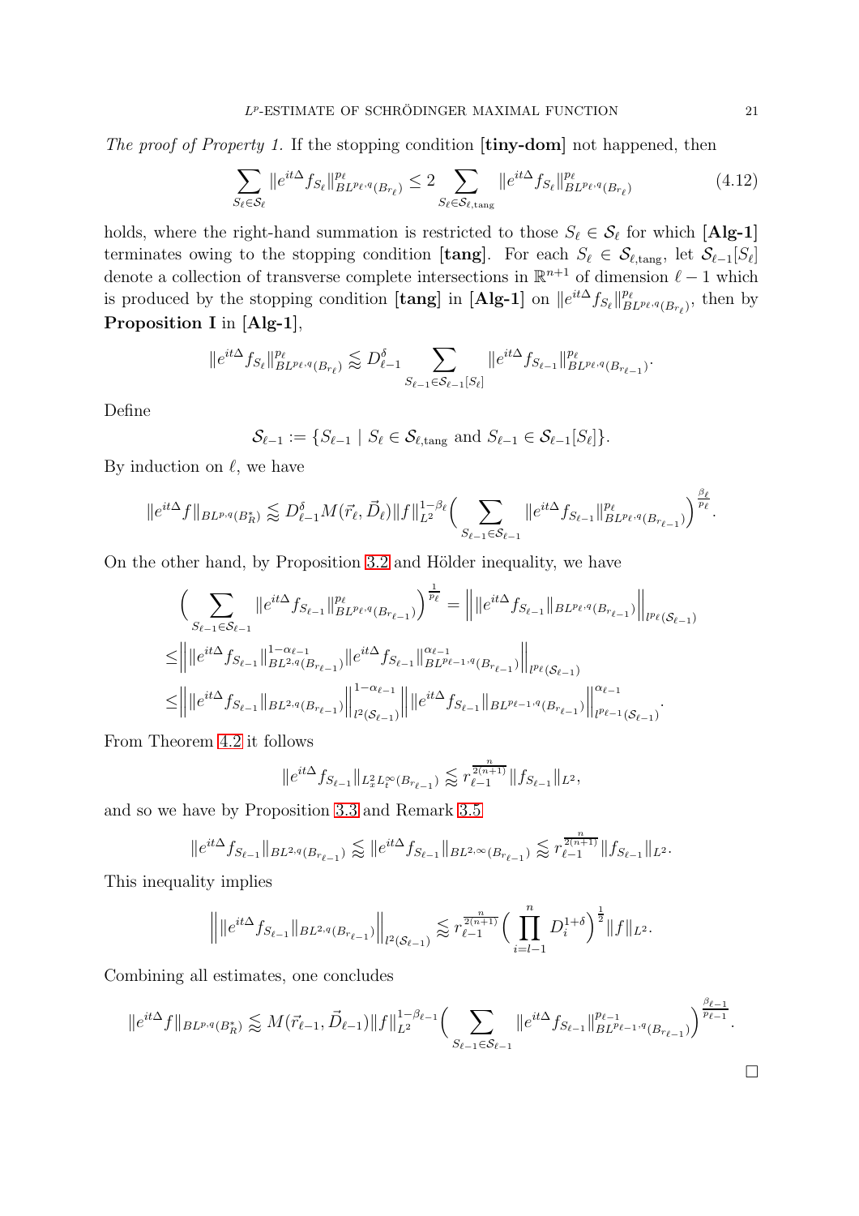*The proof of Property 1.* If the stopping condition **[tiny-dom]** not happened, then

$$\sum_{S_\ell \in \mathcal{S}_\ell} \|e^{it\Delta} f_{S_\ell}\|^{p_\ell}_{BL^{p_\ell,q}(B_{r_\ell})} \le 2 \sum_{S_\ell \in \mathcal{S}_{\ell,\mathrm{tang}}} \|e^{it\Delta} f_{S_\ell}\|^{p_\ell}_{BL^{p_\ell,q}(B_{r_\ell})} \tag{4.12}$$

holds, where the right-hand summation is restricted to those $S_\ell \in \mathcal{S}_\ell$ for which **[Alg-1]** terminates owing to the stopping condition **[tang]**. For each $S_\ell \in \mathcal{S}_{\ell,\mathrm{tang}}$, let $\mathcal{S}_{\ell-1}[S_\ell]$ denote a collection of transverse complete intersections in $\mathbb{R}^{n+1}$ of dimension $\ell-1$ which is produced by the stopping condition **[tang]** in **[Alg-1]** on $\|e^{it\Delta} f_{S_\ell}\|^{p_\ell}_{BL^{p_\ell,q}(B_{r_\ell})}$, then by **Proposition I** in **[Alg-1]**,

$$\|e^{it\Delta} f_{S_\ell}\|^{p_\ell}_{BL^{p_\ell,q}(B_{r_\ell})} \lessapprox D_{\ell-1}^{\delta} \sum_{S_{\ell-1} \in \mathcal{S}_{\ell-1}[S_\ell]} \|e^{it\Delta} f_{S_{\ell-1}}\|^{p_\ell}_{BL^{p_\ell,q}(B_{r_{\ell-1}})}.$$

Define

$$\mathcal{S}_{\ell-1} := \{S_{\ell-1} \mid S_\ell \in \mathcal{S}_{\ell,\mathrm{tang}} \text{ and } S_{\ell-1} \in \mathcal{S}_{\ell-1}[S_\ell]\}.$$

By induction on $\ell$, we have

$$\|e^{it\Delta} f\|_{BL^{p,q}(B_R^*)} \lessapprox D_{\ell-1}^{\delta} M(\vec{r}_\ell, \vec{D}_\ell) \|f\|_{L^2}^{1-\beta_\ell} \Big( \sum_{S_{\ell-1} \in \mathcal{S}_{\ell-1}} \|e^{it\Delta} f_{S_{\ell-1}}\|^{p_\ell}_{BL^{p_\ell,q}(B_{r_{\ell-1}})} \Big)^{\frac{\beta_\ell}{p_\ell}}.$$

On the other hand, by Proposition 3.2 and Hölder inequality, we have

$$\begin{aligned}
&\Big( \sum_{S_{\ell-1} \in \mathcal{S}_{\ell-1}} \|e^{it\Delta} f_{S_{\ell-1}}\|^{p_\ell}_{BL^{p_\ell,q}(B_{r_{\ell-1}})} \Big)^{\frac{1}{p_\ell}} = \Big\| \|e^{it\Delta} f_{S_{\ell-1}}\|_{BL^{p_\ell,q}(B_{r_{\ell-1}})} \Big\|_{l^{p_\ell}(\mathcal{S}_{\ell-1})} \\
\le & \Big\| \|e^{it\Delta} f_{S_{\ell-1}}\|^{1-\alpha_{\ell-1}}_{BL^{2,q}(B_{r_{\ell-1}})} \|e^{it\Delta} f_{S_{\ell-1}}\|^{\alpha_{\ell-1}}_{BL^{p_{\ell-1},q}(B_{r_{\ell-1}})} \Big\|_{l^{p_\ell}(\mathcal{S}_{\ell-1})} \\
\le & \Big\| \|e^{it\Delta} f_{S_{\ell-1}}\|_{BL^{2,q}(B_{r_{\ell-1}})} \Big\|^{1-\alpha_{\ell-1}}_{l^2(\mathcal{S}_{\ell-1})} \Big\| \|e^{it\Delta} f_{S_{\ell-1}}\|_{BL^{p_{\ell-1},q}(B_{r_{\ell-1}})} \Big\|^{\alpha_{\ell-1}}_{l^{p_{\ell-1}}(\mathcal{S}_{\ell-1})}.
\end{aligned}$$

From Theorem 4.2 it follows

$$\|e^{it\Delta} f_{S_{\ell-1}}\|_{L^2_x L^\infty_t(B_{r_{\ell-1}})} \lessapprox r_{\ell-1}^{\frac{n}{2(n+1)}} \|f_{S_{\ell-1}}\|_{L^2},$$

and so we have by Proposition 3.3 and Remark 3.5

$$\|e^{it\Delta} f_{S_{\ell-1}}\|_{BL^{2,q}(B_{r_{\ell-1}})} \lessapprox \|e^{it\Delta} f_{S_{\ell-1}}\|_{BL^{2,\infty}(B_{r_{\ell-1}})} \lessapprox r_{\ell-1}^{\frac{n}{2(n+1)}} \|f_{S_{\ell-1}}\|_{L^2}.$$

This inequality implies

$$\Big\| \|e^{it\Delta} f_{S_{\ell-1}}\|_{BL^{2,q}(B_{r_{\ell-1}})} \Big\|_{l^2(\mathcal{S}_{\ell-1})} \lessapprox r_{\ell-1}^{\frac{n}{2(n+1)}} \Big( \prod_{i=l-1}^{n} D_i^{1+\delta} \Big)^{\frac{1}{2}} \|f\|_{L^2}.$$

Combining all estimates, one concludes

$$\|e^{it\Delta} f\|_{BL^{p,q}(B_R^*)} \lessapprox M(\vec{r}_{\ell-1}, \vec{D}_{\ell-1}) \|f\|_{L^2}^{1-\beta_{\ell-1}} \Big( \sum_{S_{\ell-1} \in \mathcal{S}_{\ell-1}} \|e^{it\Delta} f_{S_{\ell-1}}\|^{p_{\ell-1}}_{BL^{p_{\ell-1},q}(B_{r_{\ell-1}})} \Big)^{\frac{\beta_{\ell-1}}{p_{\ell-1}}}.$$

□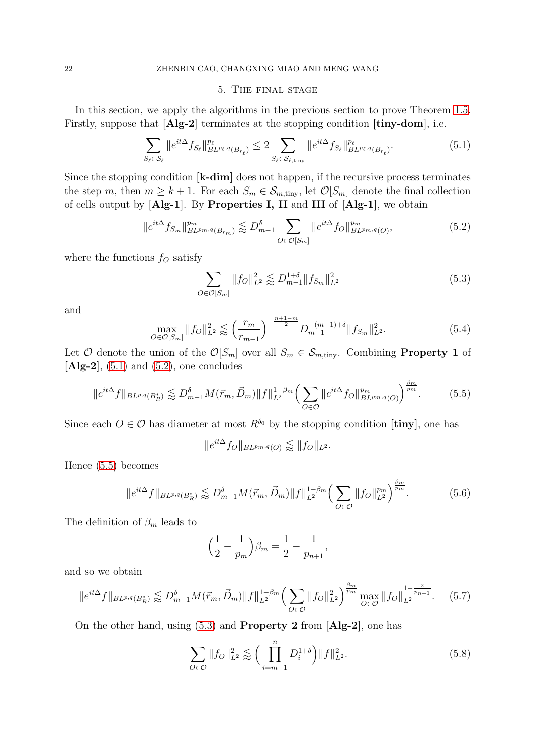## 5. The final stage

In this section, we apply the algorithms in the previous section to prove Theorem 1.5. Firstly, suppose that **[Alg-2]** terminates at the stopping condition **[tiny-dom]**, i.e.

$$\sum_{S_\ell \in \mathcal{S}_\ell} \|e^{it\Delta} f_{S_\ell}\|_{BL^{p_\ell,q}(B_{r_\ell})}^{p_\ell} \leq 2 \sum_{S_\ell \in \mathcal{S}_{\ell,\text{tiny}}} \|e^{it\Delta} f_{S_\ell}\|_{BL^{p_\ell,q}(B_{r_\ell})}^{p_\ell}. \tag{5.1}$$

Since the stopping condition **[k-dim]** does not happen, if the recursive process terminates the step $m$, then $m \geq k+1$. For each $S_m \in \mathcal{S}_{m,\text{tiny}}$, let $\mathcal{O}[S_m]$ denote the final collection of cells output by **[Alg-1]**. By **Properties I, II** and **III** of **[Alg-1]**, we obtain

$$\|e^{it\Delta} f_{S_m}\|_{BL^{p_m,q}(B_{r_m})}^{p_m} \lessapprox D_{m-1}^{\delta} \sum_{O \in \mathcal{O}[S_m]} \|e^{it\Delta} f_O\|_{BL^{p_m,q}(O)}^{p_m}, \tag{5.2}$$

where the functions $f_O$ satisfy

$$\sum_{O \in \mathcal{O}[S_m]} \|f_O\|_{L^2}^2 \lessapprox D_{m-1}^{1+\delta} \|f_{S_m}\|_{L^2}^2 \tag{5.3}$$

and

$$\max_{O \in \mathcal{O}[S_m]} \|f_O\|_{L^2}^2 \lessapprox \Big(\frac{r_m}{r_{m-1}}\Big)^{-\frac{n+1-m}{2}} D_{m-1}^{-(m-1)+\delta} \|f_{S_m}\|_{L^2}^2. \tag{5.4}$$

Let $\mathcal{O}$ denote the union of the $\mathcal{O}[S_m]$ over all $S_m \in \mathcal{S}_{m,\text{tiny}}$. Combining **Property 1** of **[Alg-2]**, (5.1) and (5.2), one concludes

$$\|e^{it\Delta} f\|_{BL^{p,q}(B_R^*)} \lessapprox D_{m-1}^{\delta} M(\vec{r}_m, \vec{D}_m) \|f\|_{L^2}^{1-\beta_m} \Big(\sum_{O \in \mathcal{O}} \|e^{it\Delta} f_O\|_{BL^{p_m,q}(O)}^{p_m}\Big)^{\frac{\beta_m}{p_m}}. \tag{5.5}$$

Since each $O \in \mathcal{O}$ has diameter at most $R^{\delta_0}$ by the stopping condition **[tiny]**, one has

$$\|e^{it\Delta} f_O\|_{BL^{p_m,q}(O)} \lessapprox \|f_O\|_{L^2}.$$

Hence (5.5) becomes

$$\|e^{it\Delta} f\|_{BL^{p,q}(B_R^*)} \lessapprox D_{m-1}^{\delta} M(\vec{r}_m, \vec{D}_m) \|f\|_{L^2}^{1-\beta_m} \Big(\sum_{O \in \mathcal{O}} \|f_O\|_{L^2}^{p_m}\Big)^{\frac{\beta_m}{p_m}}. \tag{5.6}$$

The definition of $\beta_m$ leads to

$$\Big(\frac{1}{2} - \frac{1}{p_m}\Big)\beta_m = \frac{1}{2} - \frac{1}{p_{n+1}},$$

and so we obtain

$$\|e^{it\Delta} f\|_{BL^{p,q}(B_R^*)} \lessapprox D_{m-1}^{\delta} M(\vec{r}_m, \vec{D}_m) \|f\|_{L^2}^{1-\beta_m} \Big(\sum_{O \in \mathcal{O}} \|f_O\|_{L^2}^{2}\Big)^{\frac{\beta_m}{p_m}} \max_{O \in \mathcal{O}} \|f_O\|_{L^2}^{1-\frac{2}{p_{n+1}}}. \tag{5.7}$$

On the other hand, using (5.3) and **Property 2** from **[Alg-2]**, one has

$$\sum_{O \in \mathcal{O}} \|f_O\|_{L^2}^2 \lessapprox \Big(\prod_{i=m-1}^{n} D_i^{1+\delta}\Big) \|f\|_{L^2}^2. \tag{5.8}$$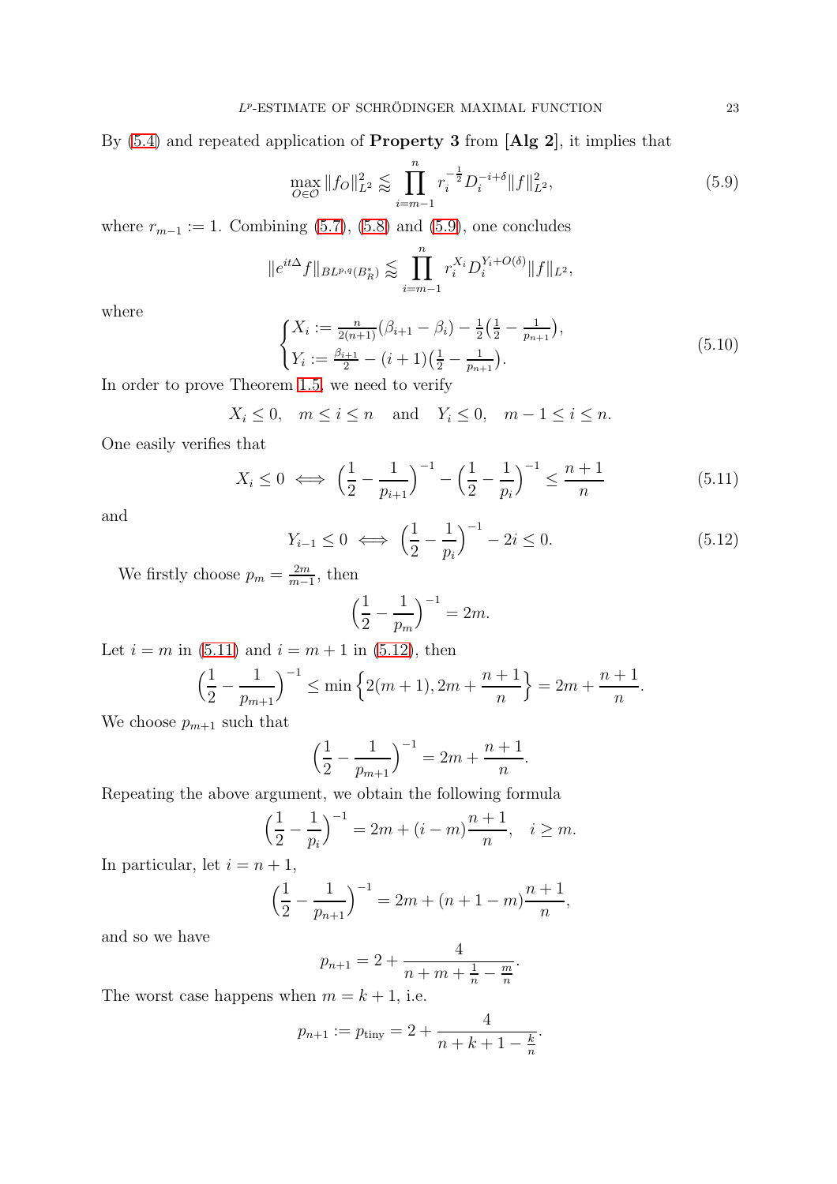By (5.4) and repeated application of **Property 3** from **[Alg 2]**, it implies that

$$\max_{O\in\mathcal{O}} \|f_O\|_{L^2}^2 \lessapprox \prod_{i=m-1}^{n} r_i^{-\frac{1}{2}} D_i^{-i+\delta} \|f\|_{L^2}^2, \tag{5.9}$$

where $r_{m-1} := 1$. Combining (5.7), (5.8) and (5.9), one concludes

$$\|e^{it\Delta} f\|_{BL^{p,q}(B_R^*)} \lessapprox \prod_{i=m-1}^{n} r_i^{X_i} D_i^{Y_i+O(\delta)} \|f\|_{L^2},$$

where

$$\begin{cases} X_i := \frac{n}{2(n+1)}(\beta_{i+1} - \beta_i) - \frac{1}{2}\big(\frac{1}{2} - \frac{1}{p_{n+1}}\big), \\ Y_i := \frac{\beta_{i+1}}{2} - (i+1)\big(\frac{1}{2} - \frac{1}{p_{n+1}}\big). \end{cases} \tag{5.10}$$

In order to prove Theorem 1.5, we need to verify

$$X_i \le 0, \quad m \le i \le n \quad \text{and} \quad Y_i \le 0, \quad m-1 \le i \le n.$$

One easily verifies that

$$X_i \le 0 \iff \Big(\frac{1}{2} - \frac{1}{p_{i+1}}\Big)^{-1} - \Big(\frac{1}{2} - \frac{1}{p_i}\Big)^{-1} \le \frac{n+1}{n} \tag{5.11}$$

and

$$Y_{i-1} \le 0 \iff \Big(\frac{1}{2} - \frac{1}{p_i}\Big)^{-1} - 2i \le 0. \tag{5.12}$$

We firstly choose $p_m = \frac{2m}{m-1}$, then

$$\Big(\frac{1}{2} - \frac{1}{p_m}\Big)^{-1} = 2m.$$

Let $i = m$ in (5.11) and $i = m+1$ in (5.12), then

$$\Big(\frac{1}{2} - \frac{1}{p_{m+1}}\Big)^{-1} \le \min\Big\{2(m+1), 2m + \frac{n+1}{n}\Big\} = 2m + \frac{n+1}{n}.$$

We choose $p_{m+1}$ such that

$$\Big(\frac{1}{2} - \frac{1}{p_{m+1}}\Big)^{-1} = 2m + \frac{n+1}{n}.$$

Repeating the above argument, we obtain the following formula

$$\Big(\frac{1}{2} - \frac{1}{p_i}\Big)^{-1} = 2m + (i-m)\frac{n+1}{n}, \quad i \ge m.$$

In particular, let $i = n+1$,

$$\Big(\frac{1}{2} - \frac{1}{p_{n+1}}\Big)^{-1} = 2m + (n+1-m)\frac{n+1}{n},$$

and so we have

$$p_{n+1} = 2 + \frac{4}{n + m + \frac{1}{n} - \frac{m}{n}}.$$

The worst case happens when $m = k+1$, i.e.

$$p_{n+1} := p_{\text{tiny}} = 2 + \frac{4}{n + k + 1 - \frac{k}{n}}.$$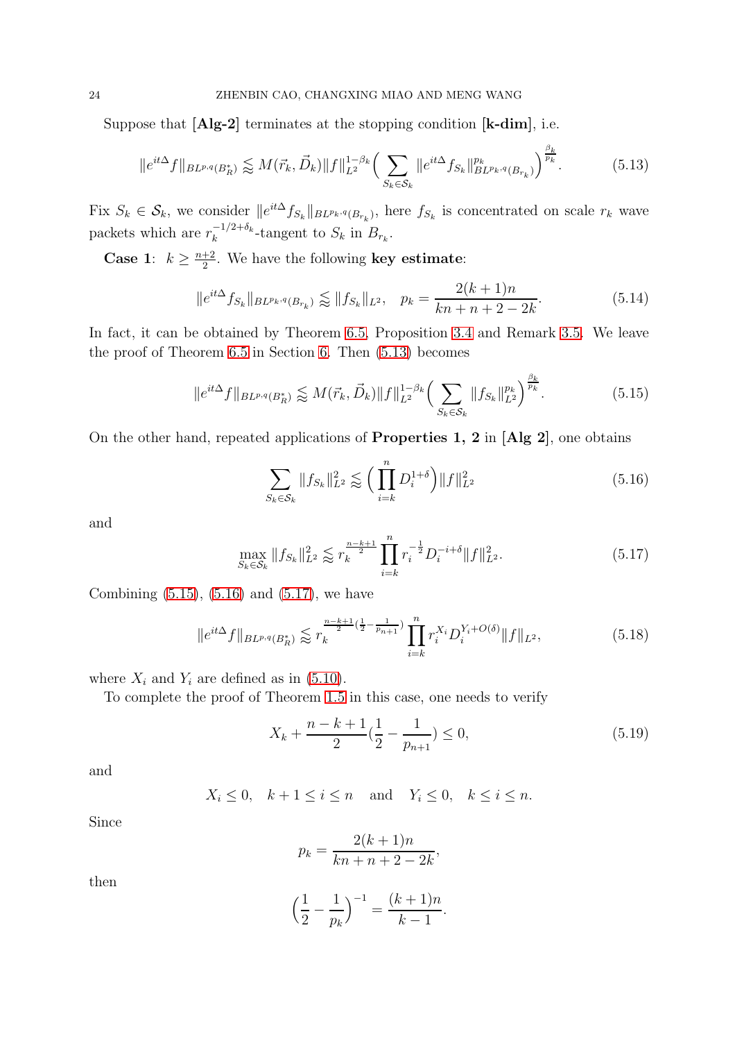Suppose that **[Alg-2]** terminates at the stopping condition **[k-dim]**, i.e.

$$\|e^{it\Delta}f\|_{BL^{p,q}(B_R^*)} \lessapprox M(\vec{r}_k, \vec{D}_k)\|f\|_{L^2}^{1-\beta_k}\Big(\sum_{S_k\in\mathcal{S}_k}\|e^{it\Delta}f_{S_k}\|^{p_k}_{BL^{p_k,q}(B_{r_k})}\Big)^{\frac{\beta_k}{p_k}}. \tag{5.13}$$

Fix $S_k \in \mathcal{S}_k$, we consider $\|e^{it\Delta}f_{S_k}\|_{BL^{p_k,q}(B_{r_k})}$, here $f_{S_k}$ is concentrated on scale $r_k$ wave packets which are $r_k^{-1/2+\delta_k}$-tangent to $S_k$ in $B_{r_k}$.

**Case 1**: $k \geq \frac{n+2}{2}$. We have the following **key estimate**:

$$\|e^{it\Delta}f_{S_k}\|_{BL^{p_k,q}(B_{r_k})} \lessapprox \|f_{S_k}\|_{L^2}, \quad p_k = \frac{2(k+1)n}{kn+n+2-2k}. \tag{5.14}$$

In fact, it can be obtained by Theorem 6.5, Proposition 3.4 and Remark 3.5. We leave the proof of Theorem 6.5 in Section 6. Then (5.13) becomes

$$\|e^{it\Delta}f\|_{BL^{p,q}(B_R^*)} \lessapprox M(\vec{r}_k, \vec{D}_k)\|f\|_{L^2}^{1-\beta_k}\Big(\sum_{S_k\in\mathcal{S}_k}\|f_{S_k}\|^{p_k}_{L^2}\Big)^{\frac{\beta_k}{p_k}}. \tag{5.15}$$

On the other hand, repeated applications of **Properties 1, 2** in **[Alg 2]**, one obtains

$$\sum_{S_k\in\mathcal{S}_k}\|f_{S_k}\|^2_{L^2} \lessapprox \Big(\prod_{i=k}^n D_i^{1+\delta}\Big)\|f\|^2_{L^2} \tag{5.16}$$

and

$$\max_{S_k\in\mathcal{S}_k}\|f_{S_k}\|^2_{L^2} \lessapprox r_k^{\frac{n-k+1}{2}}\prod_{i=k}^n r_i^{-\frac{1}{2}}D_i^{-i+\delta}\|f\|^2_{L^2}. \tag{5.17}$$

Combining (5.15), (5.16) and (5.17), we have

$$\|e^{it\Delta}f\|_{BL^{p,q}(B_R^*)} \lessapprox r_k^{\frac{n-k+1}{2}(\frac{1}{2}-\frac{1}{p_{n+1}})}\prod_{i=k}^n r_i^{X_i}D_i^{Y_i+O(\delta)}\|f\|_{L^2}, \tag{5.18}$$

where $X_i$ and $Y_i$ are defined as in (5.10).

To complete the proof of Theorem 1.5 in this case, one needs to verify

$$X_k + \frac{n-k+1}{2}\Big(\frac{1}{2}-\frac{1}{p_{n+1}}\Big) \leq 0, \tag{5.19}$$

and

$$X_i \leq 0, \quad k+1 \leq i \leq n \quad \text{and} \quad Y_i \leq 0, \quad k \leq i \leq n.$$

Since

$$p_k = \frac{2(k+1)n}{kn+n+2-2k},$$

then

$$\Big(\frac{1}{2}-\frac{1}{p_k}\Big)^{-1} = \frac{(k+1)n}{k-1}.$$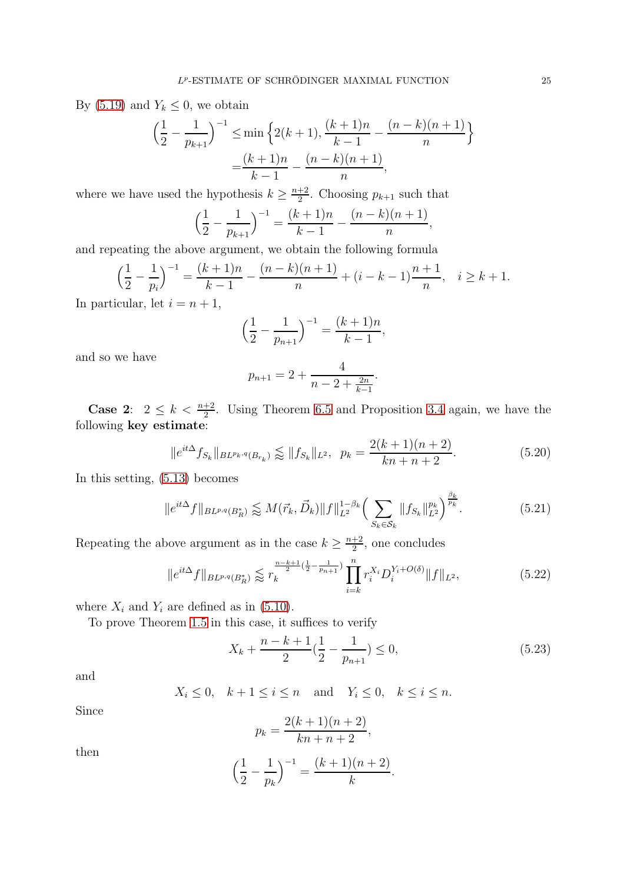By (5.19) and $Y_k \leq 0$, we obtain

$$\Big(\frac{1}{2}-\frac{1}{p_{k+1}}\Big)^{-1} \leq \min\Big\{2(k+1), \frac{(k+1)n}{k-1} - \frac{(n-k)(n+1)}{n}\Big\}$$
$$= \frac{(k+1)n}{k-1} - \frac{(n-k)(n+1)}{n},$$

where we have used the hypothesis $k \geq \frac{n+2}{2}$. Choosing $p_{k+1}$ such that

$$\Big(\frac{1}{2}-\frac{1}{p_{k+1}}\Big)^{-1} = \frac{(k+1)n}{k-1} - \frac{(n-k)(n+1)}{n},$$

and repeating the above argument, we obtain the following formula

$$\Big(\frac{1}{2}-\frac{1}{p_i}\Big)^{-1} = \frac{(k+1)n}{k-1} - \frac{(n-k)(n+1)}{n} + (i-k-1)\frac{n+1}{n}, \quad i \geq k+1.$$

In particular, let $i = n+1$,

$$\Big(\frac{1}{2}-\frac{1}{p_{n+1}}\Big)^{-1} = \frac{(k+1)n}{k-1},$$

and so we have

$$p_{n+1} = 2 + \frac{4}{n-2+\frac{2n}{k-1}}.$$

**Case 2**: $2 \leq k < \frac{n+2}{2}$. Using Theorem 6.5 and Proposition 3.4 again, we have the following **key estimate**:

$$\|e^{it\Delta} f_{S_k}\|_{BL^{p_k,q}(B_{r_k})} \lessapprox \|f_{S_k}\|_{L^2}, \quad p_k = \frac{2(k+1)(n+2)}{kn+n+2}. \tag{5.20}$$

In this setting, (5.13) becomes

$$\|e^{it\Delta} f\|_{BL^{p,q}(B_R^*)} \lessapprox M(\vec{r}_k, \vec{D}_k)\|f\|_{L^2}^{1-\beta_k}\Big(\sum_{S_k\in\mathcal{S}_k} \|f_{S_k}\|_{L^2}^{p_k}\Big)^{\frac{\beta_k}{p_k}}. \tag{5.21}$$

Repeating the above argument as in the case $k \geq \frac{n+2}{2}$, one concludes

$$\|e^{it\Delta} f\|_{BL^{p,q}(B_R^*)} \lessapprox r_k^{\frac{n-k+1}{2}(\frac{1}{2}-\frac{1}{p_{n+1}})} \prod_{i=k}^{n} r_i^{X_i} D_i^{Y_i+O(\delta)} \|f\|_{L^2}, \tag{5.22}$$

where $X_i$ and $Y_i$ are defined as in (5.10).

To prove Theorem 1.5 in this case, it suffices to verify

$$X_k + \frac{n-k+1}{2}\Big(\frac{1}{2}-\frac{1}{p_{n+1}}\Big) \leq 0, \tag{5.23}$$

and

$$X_i \leq 0, \quad k+1 \leq i \leq n \quad \text{and} \quad Y_i \leq 0, \quad k \leq i \leq n.$$

Since

$$p_k = \frac{2(k+1)(n+2)}{kn+n+2},$$

then

$$\Big(\frac{1}{2}-\frac{1}{p_k}\Big)^{-1} = \frac{(k+1)(n+2)}{k}.$$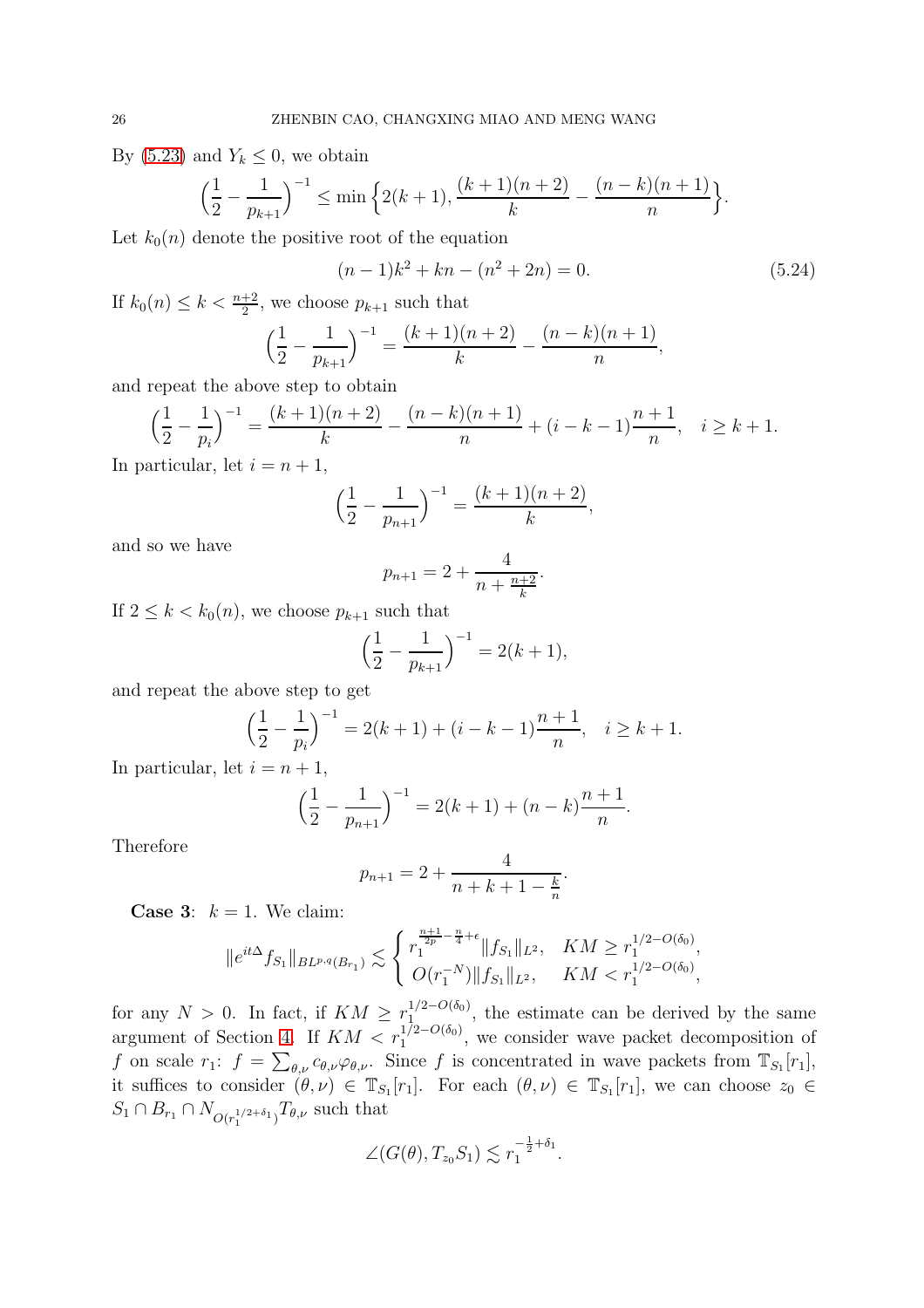By (5.23) and $Y_k \leq 0$, we obtain

$$\Big(\frac{1}{2}-\frac{1}{p_{k+1}}\Big)^{-1} \leq \min\Big\{2(k+1), \frac{(k+1)(n+2)}{k} - \frac{(n-k)(n+1)}{n}\Big\}.$$

Let $k_0(n)$ denote the positive root of the equation

$$(n-1)k^2 + kn - (n^2+2n) = 0. \tag{5.24}$$

If $k_0(n) \leq k < \frac{n+2}{2}$, we choose $p_{k+1}$ such that

$$\Big(\frac{1}{2}-\frac{1}{p_{k+1}}\Big)^{-1} = \frac{(k+1)(n+2)}{k} - \frac{(n-k)(n+1)}{n},$$

and repeat the above step to obtain

$$\Big(\frac{1}{2}-\frac{1}{p_{i}}\Big)^{-1} = \frac{(k+1)(n+2)}{k} - \frac{(n-k)(n+1)}{n} + (i-k-1)\frac{n+1}{n}, \quad i \geq k+1.$$

In particular, let $i = n+1$,

$$\Big(\frac{1}{2}-\frac{1}{p_{n+1}}\Big)^{-1} = \frac{(k+1)(n+2)}{k},$$

and so we have

$$p_{n+1} = 2 + \frac{4}{n+\frac{n+2}{k}}.$$

If $2 \leq k < k_0(n)$, we choose $p_{k+1}$ such that

$$\Big(\frac{1}{2}-\frac{1}{p_{k+1}}\Big)^{-1} = 2(k+1),$$

and repeat the above step to get

$$\Big(\frac{1}{2}-\frac{1}{p_{i}}\Big)^{-1} = 2(k+1) + (i-k-1)\frac{n+1}{n}, \quad i \geq k+1.$$

In particular, let $i = n+1$,

$$\Big(\frac{1}{2}-\frac{1}{p_{n+1}}\Big)^{-1} = 2(k+1) + (n-k)\frac{n+1}{n}.$$

Therefore

$$p_{n+1} = 2 + \frac{4}{n+k+1-\frac{k}{n}}.$$

**Case 3**: $k=1$. We claim:

$$\|e^{it\Delta} f_{S_1}\|_{BL^{p,q}(B_{r_1})} \lesssim \begin{cases} r_1^{\frac{n+1}{2p}-\frac{n}{4}+\epsilon}\|f_{S_1}\|_{L^2}, & KM \geq r_1^{1/2-O(\delta_0)}, \\ O(r_1^{-N})\|f_{S_1}\|_{L^2}, & KM < r_1^{1/2-O(\delta_0)}, \end{cases}$$

for any $N>0$. In fact, if $KM \geq r_1^{1/2-O(\delta_0)}$, the estimate can be derived by the same argument of Section 4. If $KM < r_1^{1/2-O(\delta_0)}$, we consider wave packet decomposition of $f$ on scale $r_1$: $f = \sum_{\theta,\nu} c_{\theta,\nu}\varphi_{\theta,\nu}$. Since $f$ is concentrated in wave packets from $\mathbb{T}_{S_1}[r_1]$, it suffices to consider $(\theta,\nu) \in \mathbb{T}_{S_1}[r_1]$. For each $(\theta,\nu) \in \mathbb{T}_{S_1}[r_1]$, we can choose $z_0 \in S_1 \cap B_{r_1} \cap N_{O(r_1^{1/2+\delta_1})}T_{\theta,\nu}$ such that

$$\angle(G(\theta), T_{z_0}S_1) \lesssim r_1^{-\frac{1}{2}+\delta_1}.$$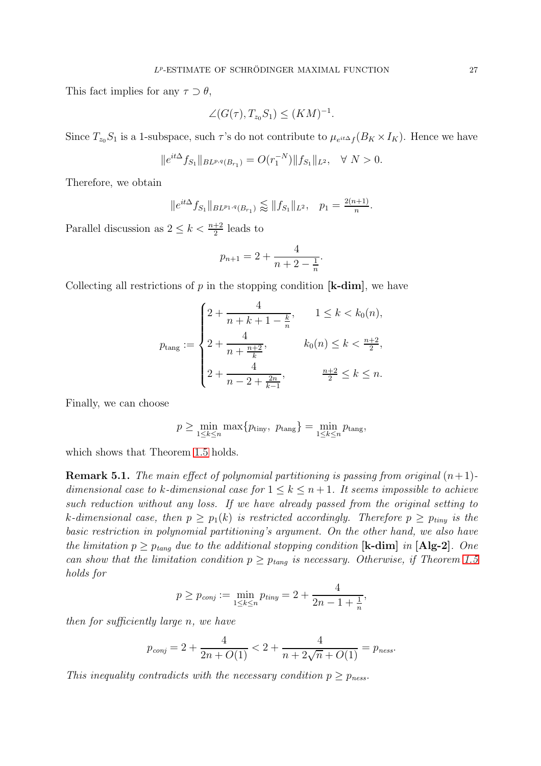This fact implies for any $\tau \supset \theta$,

$$\angle(G(\tau), T_{z_0}S_1) \leq (KM)^{-1}.$$

Since $T_{z_0}S_1$ is a 1-subspace, such $\tau$'s do not contribute to $\mu_{e^{it\Delta}f}(B_K \times I_K)$. Hence we have

$$\|e^{it\Delta}f_{S_1}\|_{BL^{p,q}(B_{r_1})} = O(r_1^{-N})\|f_{S_1}\|_{L^2}, \quad \forall\ N > 0.$$

Therefore, we obtain

$$\|e^{it\Delta}f_{S_1}\|_{BL^{p_1,q}(B_{r_1})} \lessapprox \|f_{S_1}\|_{L^2}, \quad p_1 = \tfrac{2(n+1)}{n}.$$

Parallel discussion as $2 \leq k < \frac{n+2}{2}$ leads to

$$p_{n+1} = 2 + \frac{4}{n+2-\frac{1}{n}}.$$

Collecting all restrictions of $p$ in the stopping condition **[k-dim]**, we have

$$p_{\text{tang}} := \begin{cases} 2 + \dfrac{4}{n+k+1-\frac{k}{n}}, & 1 \leq k < k_0(n), \\[2ex] 2 + \dfrac{4}{n+\frac{n+2}{k}}, & k_0(n) \leq k < \frac{n+2}{2}, \\[2ex] 2 + \dfrac{4}{n-2+\frac{2n}{k-1}}, & \frac{n+2}{2} \leq k \leq n. \end{cases}$$

Finally, we can choose

$$p \geq \min_{1\leq k\leq n} \max\{p_{\text{tiny}},\ p_{\text{tang}}\} = \min_{1\leq k\leq n} p_{\text{tang}},$$

which shows that Theorem 1.5 holds.

**Remark 5.1.** *The main effect of polynomial partitioning is passing from original $(n+1)$-dimensional case to $k$-dimensional case for $1 \leq k \leq n+1$. It seems impossible to achieve such reduction without any loss. If we have already passed from the original setting to $k$-dimensional case, then $p \geq p_1(k)$ is restricted accordingly. Therefore $p \geq p_{tiny}$ is the basic restriction in polynomial partitioning's argument. On the other hand, we also have the limitation $p \geq p_{tang}$ due to the additional stopping condition* **[k-dim]** *in* **[Alg-2]**. *One can show that the limitation condition $p \geq p_{tang}$ is necessary. Otherwise, if Theorem 1.5 holds for*

$$p \geq p_{conj} := \min_{1\leq k\leq n} p_{tiny} = 2 + \frac{4}{2n-1+\frac{1}{n}},$$

*then for sufficiently large $n$, we have*

$$p_{conj} = 2 + \frac{4}{2n+O(1)} < 2 + \frac{4}{n+2\sqrt{n}+O(1)} = p_{ness}.$$

*This inequality contradicts with the necessary condition $p \geq p_{ness}$.*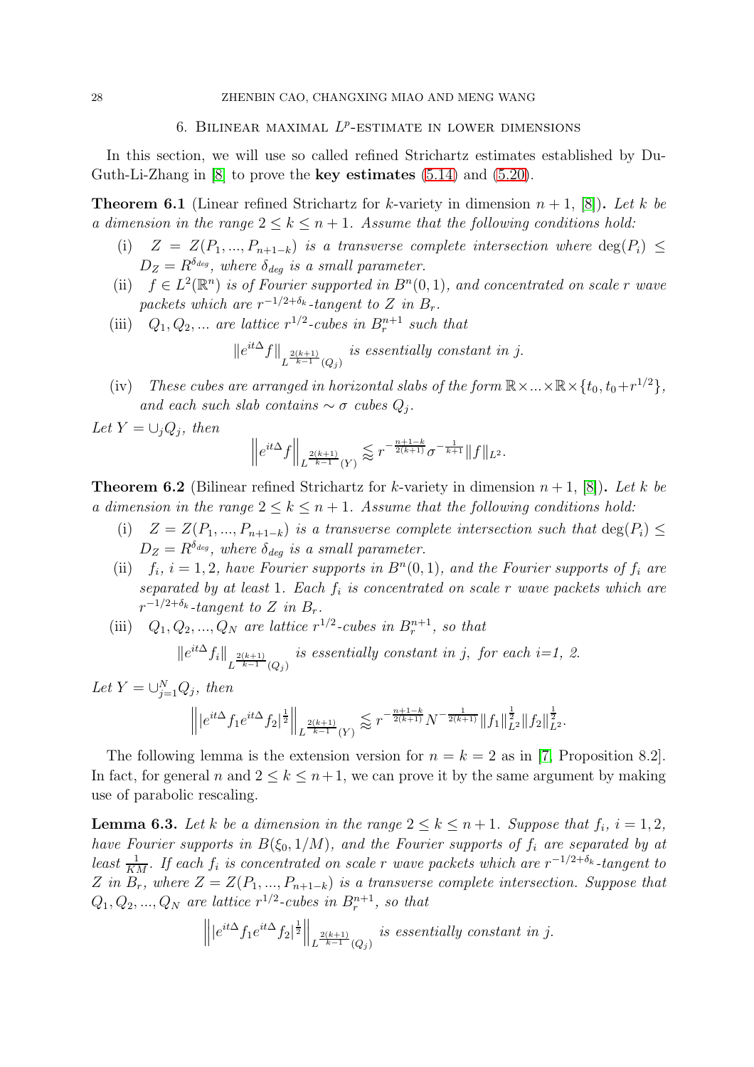## 6. Bilinear maximal $L^p$-estimate in lower dimensions

In this section, we will use so called refined Strichartz estimates established by Du-Guth-Li-Zhang in [8] to prove the **key estimates** (5.14) and (5.20).

**Theorem 6.1** (Linear refined Strichartz for $k$-variety in dimension $n+1$, [8])**.** *Let $k$ be a dimension in the range $2 \le k \le n+1$. Assume that the following conditions hold:*

- (i) *$Z = Z(P_1, ..., P_{n+1-k})$ is a transverse complete intersection where $\deg(P_i) \le D_Z = R^{\delta_{deg}}$, where $\delta_{deg}$ is a small parameter.*
- (ii) *$f \in L^2(\mathbb{R}^n)$ is of Fourier supported in $B^n(0,1)$, and concentrated on scale $r$ wave packets which are $r^{-1/2+\delta_k}$-tangent to $Z$ in $B_r$.*
- (iii) *$Q_1, Q_2, ...$ are lattice $r^{1/2}$-cubes in $B_r^{n+1}$ such that*

$$\|e^{it\Delta} f\|_{L^{\frac{2(k+1)}{k-1}}(Q_j)} \text{ is essentially constant in } j.$$

- (iv) *These cubes are arranged in horizontal slabs of the form $\mathbb{R} \times ... \times \mathbb{R} \times \{t_0, t_0 + r^{1/2}\}$, and each such slab contains $\sim \sigma$ cubes $Q_j$.*

*Let $Y = \cup_j Q_j$, then*

$$\left\| e^{it\Delta} f \right\|_{L^{\frac{2(k+1)}{k-1}}(Y)} \lessapprox r^{-\frac{n+1-k}{2(k+1)}} \sigma^{-\frac{1}{k+1}} \|f\|_{L^2}.$$

**Theorem 6.2** (Bilinear refined Strichartz for $k$-variety in dimension $n+1$, [8])**.** *Let $k$ be a dimension in the range $2 \le k \le n+1$. Assume that the following conditions hold:*

- (i) *$Z = Z(P_1, ..., P_{n+1-k})$ is a transverse complete intersection such that $\deg(P_i) \le D_Z = R^{\delta_{deg}}$, where $\delta_{deg}$ is a small parameter.*
- (ii) *$f_i$, $i = 1, 2$, have Fourier supports in $B^n(0,1)$, and the Fourier supports of $f_i$ are separated by at least 1. Each $f_i$ is concentrated on scale $r$ wave packets which are $r^{-1/2+\delta_k}$-tangent to $Z$ in $B_r$.*
- (iii) *$Q_1, Q_2, ..., Q_N$ are lattice $r^{1/2}$-cubes in $B_r^{n+1}$, so that*

$$\|e^{it\Delta} f_i\|_{L^{\frac{2(k+1)}{k-1}}(Q_j)} \text{ is essentially constant in } j, \text{ for each i=1, 2.}$$

*Let $Y = \cup_{j=1}^N Q_j$, then*

$$\left\| |e^{it\Delta} f_1 e^{it\Delta} f_2|^{\frac{1}{2}} \right\|_{L^{\frac{2(k+1)}{k-1}}(Y)} \lessapprox r^{-\frac{n+1-k}{2(k+1)}} N^{-\frac{1}{2(k+1)}} \|f_1\|_{L^2}^{\frac{1}{2}} \|f_2\|_{L^2}^{\frac{1}{2}}.$$

The following lemma is the extension version for $n = k = 2$ as in [7, Proposition 8.2]. In fact, for general $n$ and $2 \le k \le n+1$, we can prove it by the same argument by making use of parabolic rescaling.

**Lemma 6.3.** *Let $k$ be a dimension in the range $2 \le k \le n+1$. Suppose that $f_i$, $i = 1, 2$, have Fourier supports in $B(\xi_0, 1/M)$, and the Fourier supports of $f_i$ are separated by at least $\frac{1}{KM}$. If each $f_i$ is concentrated on scale $r$ wave packets which are $r^{-1/2+\delta_k}$-tangent to $Z$ in $B_r$, where $Z = Z(P_1, ..., P_{n+1-k})$ is a transverse complete intersection. Suppose that $Q_1, Q_2, ..., Q_N$ are lattice $r^{1/2}$-cubes in $B_r^{n+1}$, so that*

$$\left\| |e^{it\Delta} f_1 e^{it\Delta} f_2|^{\frac{1}{2}} \right\|_{L^{\frac{2(k+1)}{k-1}}(Q_j)} \text{ is essentially constant in } j.$$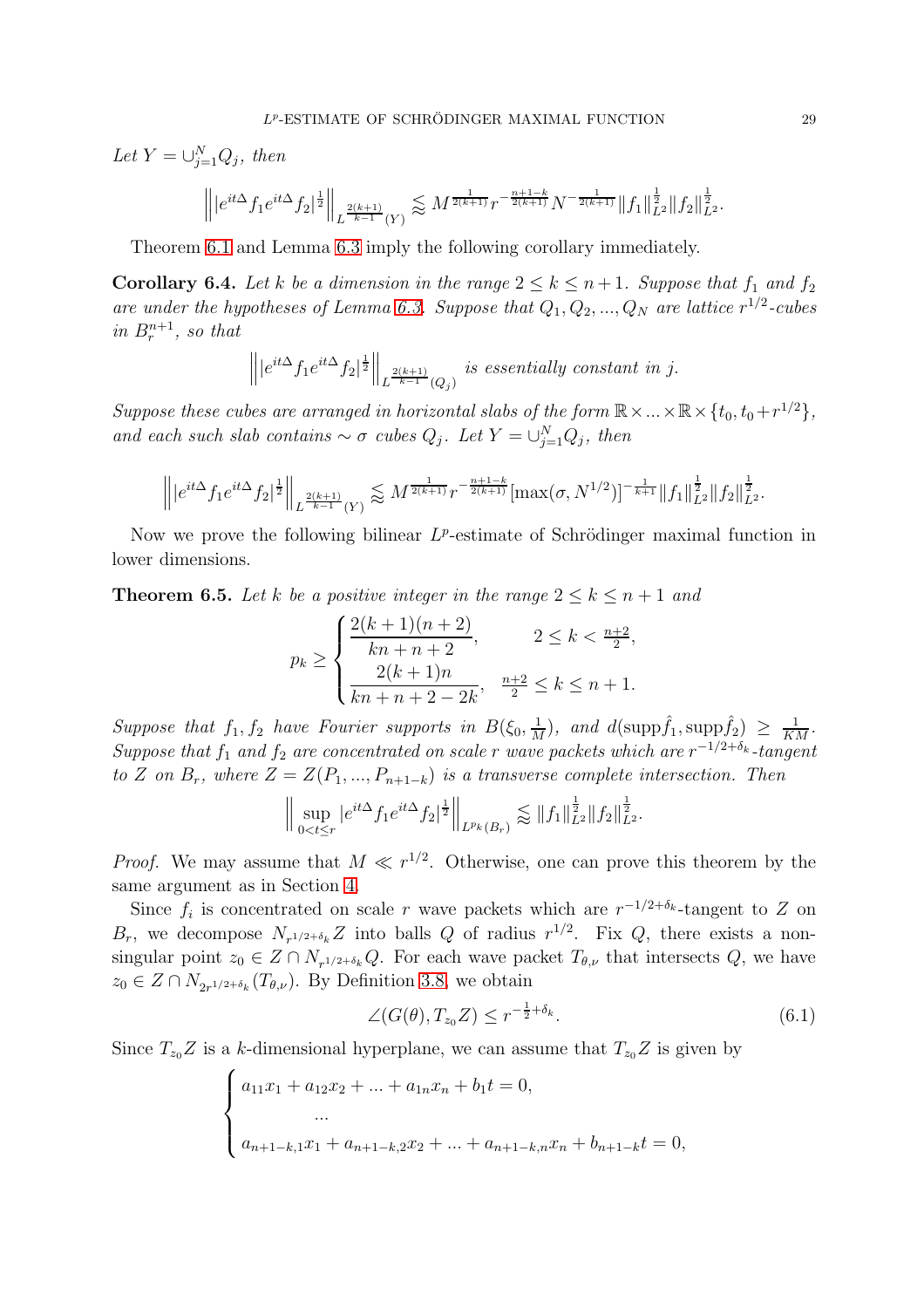*Let* $Y = \cup_{j=1}^{N} Q_j$*, then*

$$\left\| |e^{it\Delta} f_1 e^{it\Delta} f_2|^{\frac{1}{2}} \right\|_{L^{\frac{2(k+1)}{k-1}}(Y)} \lessapprox M^{\frac{1}{2(k+1)}} r^{-\frac{n+1-k}{2(k+1)}} N^{-\frac{1}{2(k+1)}} \|f_1\|_{L^2}^{\frac{1}{2}} \|f_2\|_{L^2}^{\frac{1}{2}}.$$

Theorem 6.1 and Lemma 6.3 imply the following corollary immediately.

**Corollary 6.4.** *Let $k$ be a dimension in the range $2 \le k \le n+1$. Suppose that $f_1$ and $f_2$ are under the hypotheses of Lemma 6.3. Suppose that $Q_1, Q_2, ..., Q_N$ are lattice $r^{1/2}$-cubes in $B_r^{n+1}$, so that*

$$\left\| |e^{it\Delta} f_1 e^{it\Delta} f_2|^{\frac{1}{2}} \right\|_{L^{\frac{2(k+1)}{k-1}}(Q_j)} \text{ is essentially constant in } j.$$

*Suppose these cubes are arranged in horizontal slabs of the form $\mathbb{R} \times ... \times \mathbb{R} \times \{t_0, t_0 + r^{1/2}\}$, and each such slab contains $\sim \sigma$ cubes $Q_j$. Let $Y = \cup_{j=1}^{N} Q_j$, then*

$$\left\| |e^{it\Delta} f_1 e^{it\Delta} f_2|^{\frac{1}{2}} \right\|_{L^{\frac{2(k+1)}{k-1}}(Y)} \lessapprox M^{\frac{1}{2(k+1)}} r^{-\frac{n+1-k}{2(k+1)}} [\max(\sigma, N^{1/2})]^{-\frac{1}{k+1}} \|f_1\|_{L^2}^{\frac{1}{2}} \|f_2\|_{L^2}^{\frac{1}{2}}.$$

Now we prove the following bilinear $L^p$-estimate of Schrödinger maximal function in lower dimensions.

**Theorem 6.5.** *Let $k$ be a positive integer in the range $2 \le k \le n+1$ and*

$$p_k \ge \begin{cases} \dfrac{2(k+1)(n+2)}{kn+n+2}, & 2 \le k < \frac{n+2}{2}, \\ \dfrac{2(k+1)n}{kn+n+2-2k}, & \frac{n+2}{2} \le k \le n+1. \end{cases}$$

*Suppose that $f_1, f_2$ have Fourier supports in $B(\xi_0, \frac{1}{M})$, and $d(\mathrm{supp}\hat{f}_1, \mathrm{supp}\hat{f}_2) \ge \frac{1}{KM}$. Suppose that $f_1$ and $f_2$ are concentrated on scale $r$ wave packets which are $r^{-1/2+\delta_k}$-tangent to $Z$ on $B_r$, where $Z = Z(P_1, ..., P_{n+1-k})$ is a transverse complete intersection. Then*

$$\left\| \sup_{0<t\le r} |e^{it\Delta} f_1 e^{it\Delta} f_2|^{\frac{1}{2}} \right\|_{L^{p_k}(B_r)} \lessapprox \|f_1\|_{L^2}^{\frac{1}{2}} \|f_2\|_{L^2}^{\frac{1}{2}}.$$

*Proof.* We may assume that $M \ll r^{1/2}$. Otherwise, one can prove this theorem by the same argument as in Section 4.

Since $f_i$ is concentrated on scale $r$ wave packets which are $r^{-1/2+\delta_k}$-tangent to $Z$ on $B_r$, we decompose $N_{r^{1/2+\delta_k}} Z$ into balls $Q$ of radius $r^{1/2}$. Fix $Q$, there exists a non-singular point $z_0 \in Z \cap N_{r^{1/2+\delta_k}} Q$. For each wave packet $T_{\theta,\nu}$ that intersects $Q$, we have $z_0 \in Z \cap N_{2r^{1/2+\delta_k}}(T_{\theta,\nu})$. By Definition 3.8, we obtain

$$\angle(G(\theta), T_{z_0} Z) \le r^{-\frac{1}{2}+\delta_k}. \tag{6.1}$$

Since $T_{z_0} Z$ is a $k$-dimensional hyperplane, we can assume that $T_{z_0} Z$ is given by

$$\begin{cases} a_{11}x_1 + a_{12}x_2 + ... + a_{1n}x_n + b_1 t = 0, \\ \qquad ... \\ a_{n+1-k,1}x_1 + a_{n+1-k,2}x_2 + ... + a_{n+1-k,n}x_n + b_{n+1-k} t = 0, \end{cases}$$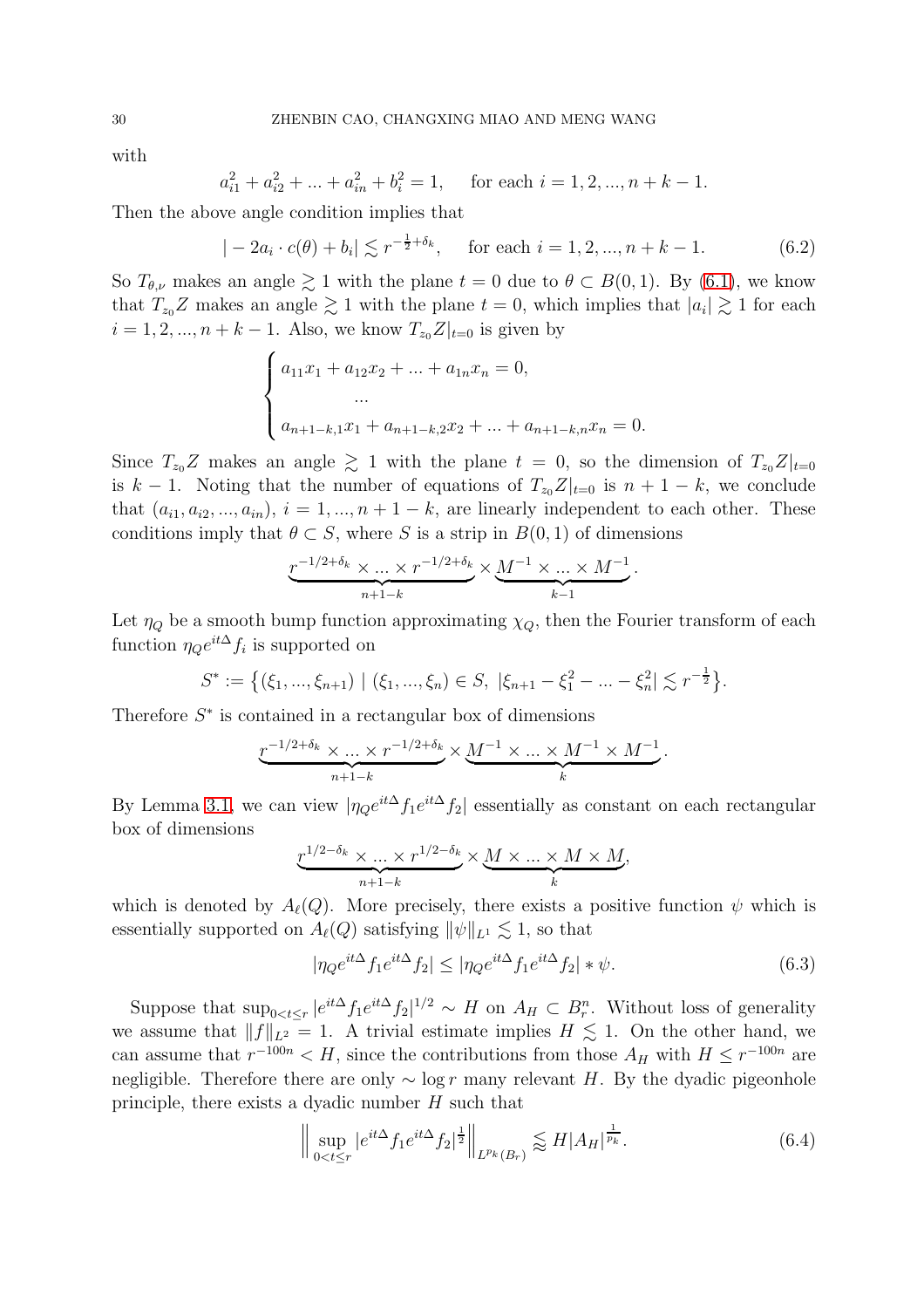with

$$a_{i1}^2 + a_{i2}^2 + ... + a_{in}^2 + b_i^2 = 1, \quad \text{for each } i = 1, 2, ..., n+k-1.$$

Then the above angle condition implies that

$$|-2a_i \cdot c(\theta) + b_i| \lesssim r^{-\frac{1}{2}+\delta_k}, \quad \text{for each } i = 1, 2, ..., n+k-1. \tag{6.2}$$

So $T_{\theta,\nu}$ makes an angle $\gtrsim 1$ with the plane $t = 0$ due to $\theta \subset B(0,1)$. By (6.1), we know that $T_{z_0}Z$ makes an angle $\gtrsim 1$ with the plane $t = 0$, which implies that $|a_i| \gtrsim 1$ for each $i = 1, 2, ..., n+k-1$. Also, we know $T_{z_0}Z|_{t=0}$ is given by

$$\begin{cases} a_{11}x_1 + a_{12}x_2 + ... + a_{1n}x_n = 0, \\ \qquad\qquad ... \\ a_{n+1-k,1}x_1 + a_{n+1-k,2}x_2 + ... + a_{n+1-k,n}x_n = 0. \end{cases}$$

Since $T_{z_0}Z$ makes an angle $\gtrsim 1$ with the plane $t = 0$, so the dimension of $T_{z_0}Z|_{t=0}$ is $k-1$. Noting that the number of equations of $T_{z_0}Z|_{t=0}$ is $n+1-k$, we conclude that $(a_{i1}, a_{i2}, ..., a_{in})$, $i = 1, ..., n+1-k$, are linearly independent to each other. These conditions imply that $\theta \subset S$, where $S$ is a strip in $B(0,1)$ of dimensions

$$\underbrace{r^{-1/2+\delta_k} \times ... \times r^{-1/2+\delta_k}}_{n+1-k} \times \underbrace{M^{-1} \times ... \times M^{-1}}_{k-1}.$$

Let $\eta_Q$ be a smooth bump function approximating $\chi_Q$, then the Fourier transform of each function $\eta_Q e^{it\Delta} f_i$ is supported on

$$S^* := \left\{(\xi_1, ..., \xi_{n+1}) \mid (\xi_1, ..., \xi_n) \in S,\ |\xi_{n+1} - \xi_1^2 - ... - \xi_n^2| \lesssim r^{-\frac{1}{2}}\right\}.$$

Therefore $S^*$ is contained in a rectangular box of dimensions

$$\underbrace{r^{-1/2+\delta_k} \times ... \times r^{-1/2+\delta_k}}_{n+1-k} \times \underbrace{M^{-1} \times ... \times M^{-1} \times M^{-1}}_{k}.$$

By Lemma 3.1, we can view $|\eta_Q e^{it\Delta} f_1 e^{it\Delta} f_2|$ essentially as constant on each rectangular box of dimensions

$$\underbrace{r^{1/2-\delta_k} \times ... \times r^{1/2-\delta_k}}_{n+1-k} \times \underbrace{M \times ... \times M \times M}_{k},$$

which is denoted by $A_\ell(Q)$. More precisely, there exists a positive function $\psi$ which is essentially supported on $A_\ell(Q)$ satisfying $\|\psi\|_{L^1} \lesssim 1$, so that

$$|\eta_Q e^{it\Delta} f_1 e^{it\Delta} f_2| \le |\eta_Q e^{it\Delta} f_1 e^{it\Delta} f_2| * \psi. \tag{6.3}$$

Suppose that $\sup_{0<t\le r} |e^{it\Delta} f_1 e^{it\Delta} f_2|^{1/2} \sim H$ on $A_H \subset B_r^n$. Without loss of generality we assume that $\|f\|_{L^2} = 1$. A trivial estimate implies $H \lesssim 1$. On the other hand, we can assume that $r^{-100n} < H$, since the contributions from those $A_H$ with $H \le r^{-100n}$ are negligible. Therefore there are only $\sim \log r$ many relevant $H$. By the dyadic pigeonhole principle, there exists a dyadic number $H$ such that

$$\Big\| \sup_{0<t\le r} |e^{it\Delta} f_1 e^{it\Delta} f_2|^{\frac{1}{2}} \Big\|_{L^{p_k}(B_r)} \lessapprox H |A_H|^{\frac{1}{p_k}}. \tag{6.4}$$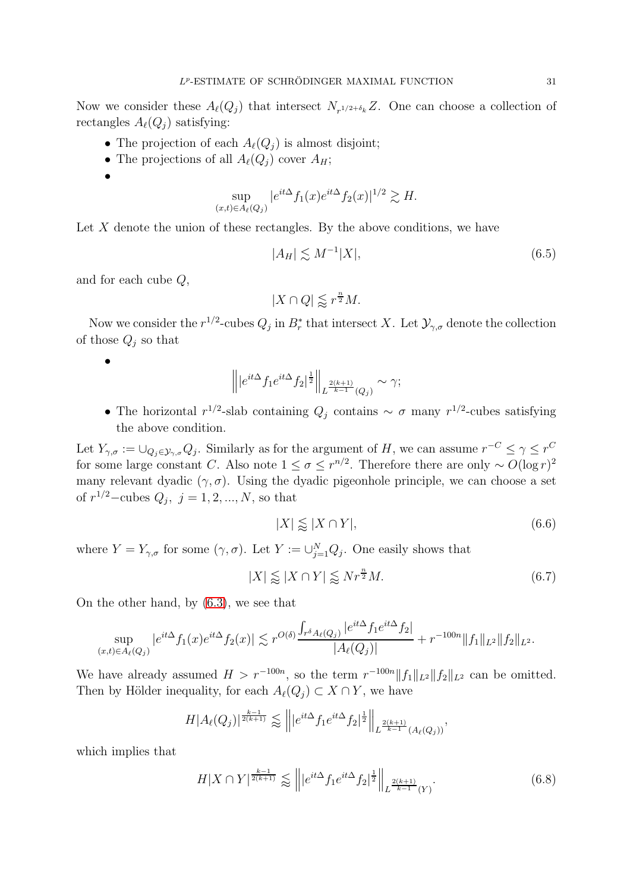Now we consider these $A_\ell(Q_j)$ that intersect $N_{r^{1/2+\delta_k}}Z$. One can choose a collection of rectangles $A_\ell(Q_j)$ satisfying:

- The projection of each $A_\ell(Q_j)$ is almost disjoint;
- The projections of all $A_\ell(Q_j)$ cover $A_H$;
- $$\sup_{(x,t)\in A_\ell(Q_j)} |e^{it\Delta}f_1(x)e^{it\Delta}f_2(x)|^{1/2} \gtrsim H.$$

Let $X$ denote the union of these rectangles. By the above conditions, we have

$$|A_H| \lesssim M^{-1}|X|, \tag{6.5}$$

and for each cube $Q$,

$$|X \cap Q| \lessapprox r^{\frac{n}{2}}M.$$

Now we consider the $r^{1/2}$-cubes $Q_j$ in $B_r^*$ that intersect $X$. Let $\mathcal{Y}_{\gamma,\sigma}$ denote the collection of those $Q_j$ so that

- $$\left\| |e^{it\Delta}f_1 e^{it\Delta}f_2|^{\frac{1}{2}} \right\|_{L^{\frac{2(k+1)}{k-1}}(Q_j)} \sim \gamma;$$
- The horizontal $r^{1/2}$-slab containing $Q_j$ contains $\sim \sigma$ many $r^{1/2}$-cubes satisfying the above condition.

Let $Y_{\gamma,\sigma} := \cup_{Q_j\in\mathcal{Y}_{\gamma,\sigma}} Q_j$. Similarly as for the argument of $H$, we can assume $r^{-C} \le \gamma \le r^C$ for some large constant $C$. Also note $1 \le \sigma \le r^{n/2}$. Therefore there are only $\sim O(\log r)^2$ many relevant dyadic $(\gamma,\sigma)$. Using the dyadic pigeonhole principle, we can choose a set of $r^{1/2}-$cubes $Q_j,\ j = 1, 2, ..., N$, so that

$$|X| \lessapprox |X \cap Y|, \tag{6.6}$$

where $Y = Y_{\gamma,\sigma}$ for some $(\gamma,\sigma)$. Let $Y := \cup_{j=1}^N Q_j$. One easily shows that

$$|X| \lessapprox |X \cap Y| \lessapprox N r^{\frac{n}{2}} M. \tag{6.7}$$

On the other hand, by (6.3), we see that

$$\sup_{(x,t)\in A_\ell(Q_j)} |e^{it\Delta}f_1(x)e^{it\Delta}f_2(x)| \lesssim r^{O(\delta)} \frac{\int_{r^\delta A_\ell(Q_j)} |e^{it\Delta}f_1 e^{it\Delta}f_2|}{|A_\ell(Q_j)|} + r^{-100n}\|f_1\|_{L^2}\|f_2\|_{L^2}.$$

We have already assumed $H > r^{-100n}$, so the term $r^{-100n}\|f_1\|_{L^2}\|f_2\|_{L^2}$ can be omitted. Then by Hölder inequality, for each $A_\ell(Q_j) \subset X \cap Y$, we have

$$H|A_\ell(Q_j)|^{\frac{k-1}{2(k+1)}} \lessapprox \left\| |e^{it\Delta}f_1 e^{it\Delta}f_2|^{\frac{1}{2}} \right\|_{L^{\frac{2(k+1)}{k-1}}(A_\ell(Q_j))},$$

which implies that

$$H|X \cap Y|^{\frac{k-1}{2(k+1)}} \lessapprox \left\| |e^{it\Delta}f_1 e^{it\Delta}f_2|^{\frac{1}{2}} \right\|_{L^{\frac{2(k+1)}{k-1}}(Y)}. \tag{6.8}$$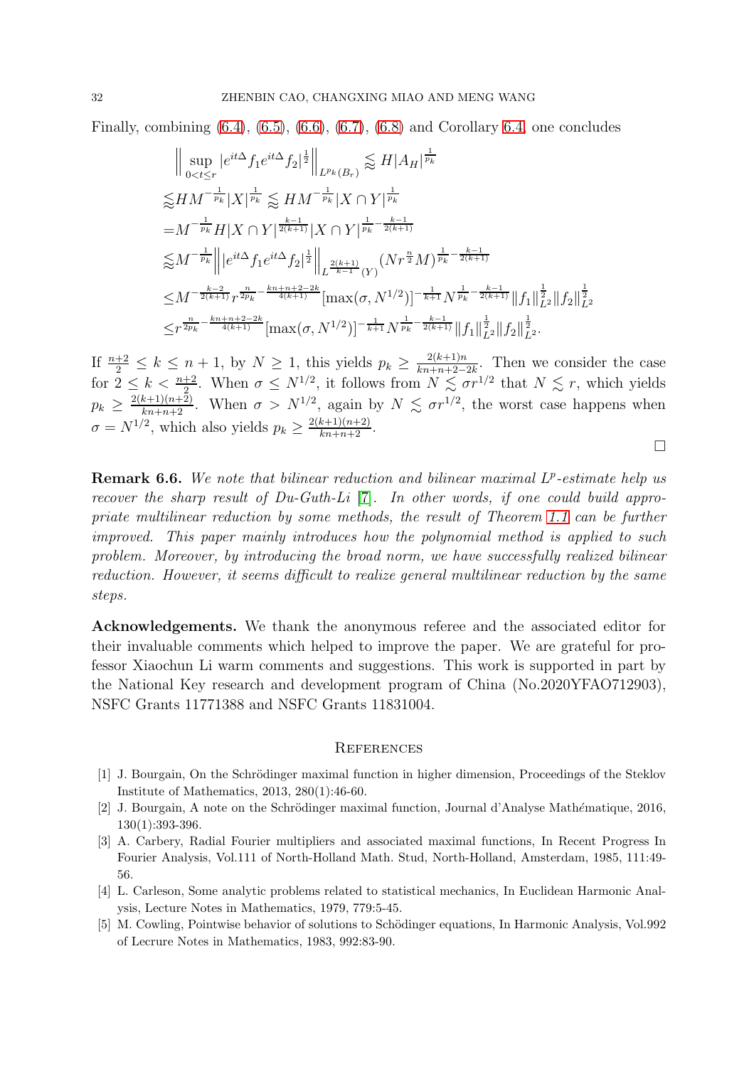Finally, combining (6.4), (6.5), (6.6), (6.7), (6.8) and Corollary 6.4, one concludes

$$
\begin{aligned}
&\Big\| \sup_{0<t\leq r} |e^{it\Delta}f_1 e^{it\Delta}f_2|^{\frac{1}{2}}\Big\|_{L^{p_k}(B_r)} \lessapprox H|A_H|^{\frac{1}{p_k}}\\
\lessapprox & HM^{-\frac{1}{p_k}}|X|^{\frac{1}{p_k}} \lessapprox HM^{-\frac{1}{p_k}}|X\cap Y|^{\frac{1}{p_k}}\\
=& M^{-\frac{1}{p_k}}H|X\cap Y|^{\frac{k-1}{2(k+1)}}|X\cap Y|^{\frac{1}{p_k}-\frac{k-1}{2(k+1)}}\\
\lessapprox & M^{-\frac{1}{p_k}}\Big\||e^{it\Delta}f_1 e^{it\Delta}f_2|^{\frac{1}{2}}\Big\|_{L^{\frac{2(k+1)}{k-1}}(Y)}(Nr^{\frac{n}{2}}M)^{\frac{1}{p_k}-\frac{k-1}{2(k+1)}}\\
\leq & M^{-\frac{k-2}{2(k+1)}}r^{\frac{n}{2p_k}-\frac{kn+n+2-2k}{4(k+1)}}[\max(\sigma,N^{1/2})]^{-\frac{1}{k+1}}N^{\frac{1}{p_k}-\frac{k-1}{2(k+1)}}\|f_1\|_{L^2}^{\frac{1}{2}}\|f_2\|_{L^2}^{\frac{1}{2}}\\
\leq & r^{\frac{n}{2p_k}-\frac{kn+n+2-2k}{4(k+1)}}[\max(\sigma,N^{1/2})]^{-\frac{1}{k+1}}N^{\frac{1}{p_k}-\frac{k-1}{2(k+1)}}\|f_1\|_{L^2}^{\frac{1}{2}}\|f_2\|_{L^2}^{\frac{1}{2}}.
\end{aligned}
$$

If $\frac{n+2}{2}\leq k\leq n+1$, by $N\geq 1$, this yields $p_k\geq \frac{2(k+1)n}{kn+n+2-2k}$. Then we consider the case for $2\leq k<\frac{n+2}{2}$. When $\sigma\leq N^{1/2}$, it follows from $N\lesssim \sigma r^{1/2}$ that $N\lesssim r$, which yields $p_k\geq \frac{2(k+1)(n+2)}{kn+n+2}$. When $\sigma>N^{1/2}$, again by $N\lesssim \sigma r^{1/2}$, the worst case happens when $\sigma=N^{1/2}$, which also yields $p_k\geq\frac{2(k+1)(n+2)}{kn+n+2}$.

□

**Remark 6.6.** *We note that bilinear reduction and bilinear maximal $L^p$-estimate help us recover the sharp result of Du-Guth-Li [7]. In other words, if one could build appropriate multilinear reduction by some methods, the result of Theorem 1.1 can be further improved. This paper mainly introduces how the polynomial method is applied to such problem. Moreover, by introducing the broad norm, we have successfully realized bilinear reduction. However, it seems difficult to realize general multilinear reduction by the same steps.*

**Acknowledgements.** We thank the anonymous referee and the associated editor for their invaluable comments which helped to improve the paper. We are grateful for professor Xiaochun Li warm comments and suggestions. This work is supported in part by the National Key research and development program of China (No.2020YFAO712903), NSFC Grants 11771388 and NSFC Grants 11831004.

## References

[1] J. Bourgain, On the Schrödinger maximal function in higher dimension, Proceedings of the Steklov Institute of Mathematics, 2013, 280(1):46-60.

[2] J. Bourgain, A note on the Schrödinger maximal function, Journal d'Analyse Mathématique, 2016, 130(1):393-396.

[3] A. Carbery, Radial Fourier multipliers and associated maximal functions, In Recent Progress In Fourier Analysis, Vol.111 of North-Holland Math. Stud, North-Holland, Amsterdam, 1985, 111:49-56.

[4] L. Carleson, Some analytic problems related to statistical mechanics, In Euclidean Harmonic Analysis, Lecture Notes in Mathematics, 1979, 779:5-45.

[5] M. Cowling, Pointwise behavior of solutions to Schödinger equations, In Harmonic Analysis, Vol.992 of Lecrure Notes in Mathematics, 1983, 992:83-90.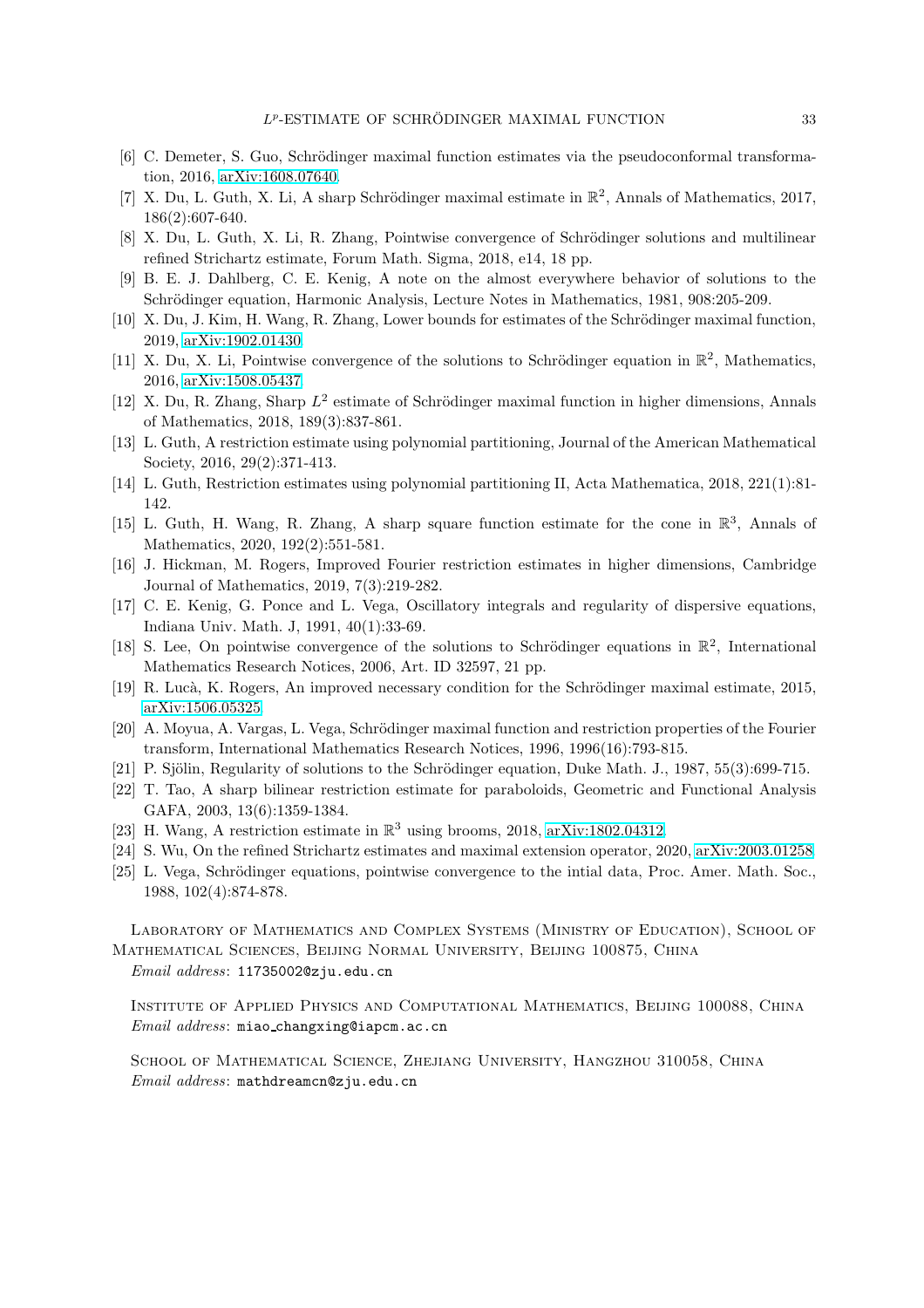[6] C. Demeter, S. Guo, Schrödinger maximal function estimates via the pseudoconformal transformation, 2016, arXiv:1608.07640.

[7] X. Du, L. Guth, X. Li, A sharp Schrödinger maximal estimate in $\mathbb{R}^2$, Annals of Mathematics, 2017, 186(2):607-640.

[8] X. Du, L. Guth, X. Li, R. Zhang, Pointwise convergence of Schrödinger solutions and multilinear refined Strichartz estimate, Forum Math. Sigma, 2018, e14, 18 pp.

[9] B. E. J. Dahlberg, C. E. Kenig, A note on the almost everywhere behavior of solutions to the Schrödinger equation, Harmonic Analysis, Lecture Notes in Mathematics, 1981, 908:205-209.

[10] X. Du, J. Kim, H. Wang, R. Zhang, Lower bounds for estimates of the Schrödinger maximal function, 2019, arXiv:1902.01430.

[11] X. Du, X. Li, Pointwise convergence of the solutions to Schrödinger equation in $\mathbb{R}^2$, Mathematics, 2016, arXiv:1508.05437.

[12] X. Du, R. Zhang, Sharp $L^2$ estimate of Schrödinger maximal function in higher dimensions, Annals of Mathematics, 2018, 189(3):837-861.

[13] L. Guth, A restriction estimate using polynomial partitioning, Journal of the American Mathematical Society, 2016, 29(2):371-413.

[14] L. Guth, Restriction estimates using polynomial partitioning II, Acta Mathematica, 2018, 221(1):81-142.

[15] L. Guth, H. Wang, R. Zhang, A sharp square function estimate for the cone in $\mathbb{R}^3$, Annals of Mathematics, 2020, 192(2):551-581.

[16] J. Hickman, M. Rogers, Improved Fourier restriction estimates in higher dimensions, Cambridge Journal of Mathematics, 2019, 7(3):219-282.

[17] C. E. Kenig, G. Ponce and L. Vega, Oscillatory integrals and regularity of dispersive equations, Indiana Univ. Math. J, 1991, 40(1):33-69.

[18] S. Lee, On pointwise convergence of the solutions to Schrödinger equations in $\mathbb{R}^2$, International Mathematics Research Notices, 2006, Art. ID 32597, 21 pp.

[19] R. Lucà, K. Rogers, An improved necessary condition for the Schrödinger maximal estimate, 2015, arXiv:1506.05325.

[20] A. Moyua, A. Vargas, L. Vega, Schrödinger maximal function and restriction properties of the Fourier transform, International Mathematics Research Notices, 1996, 1996(16):793-815.

[21] P. Sjölin, Regularity of solutions to the Schrödinger equation, Duke Math. J., 1987, 55(3):699-715.

[22] T. Tao, A sharp bilinear restriction estimate for paraboloids, Geometric and Functional Analysis GAFA, 2003, 13(6):1359-1384.

[23] H. Wang, A restriction estimate in $\mathbb{R}^3$ using brooms, 2018, arXiv:1802.04312.

[24] S. Wu, On the refined Strichartz estimates and maximal extension operator, 2020, arXiv:2003.01258.

[25] L. Vega, Schrödinger equations, pointwise convergence to the intial data, Proc. Amer. Math. Soc., 1988, 102(4):874-878.

Laboratory of Mathematics and Complex Systems (Ministry of Education), School of Mathematical Sciences, Beijing Normal University, Beijing 100875, China
*Email address*: 11735002@zju.edu.cn

Institute of Applied Physics and Computational Mathematics, Beijing 100088, China
*Email address*: miao_changxing@iapcm.ac.cn

School of Mathematical Science, Zhejiang University, Hangzhou 310058, China
*Email address*: mathdreamcn@zju.edu.cn